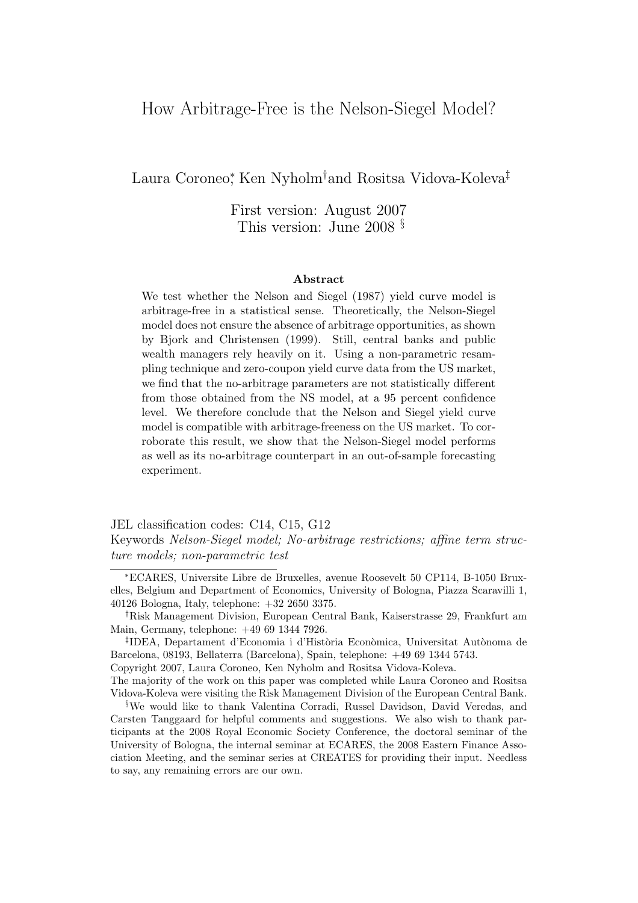# How Arbitrage-Free is the Nelson-Siegel Model?

Laura Coroneo[*], Ken Nyholm[†] and Rositsa Vidova-Koleva[‡]

First version: August 2007

This version: June 2008 [§]

**Abstract**

We test whether the Nelson and Siegel (1987) yield curve model is arbitrage-free in a statistical sense. Theoretically, the Nelson-Siegel model does not ensure the absence of arbitrage opportunities, as shown by Bjork and Christensen (1999). Still, central banks and public wealth managers rely heavily on it. Using a non-parametric resampling technique and zero-coupon yield curve data from the US market, we find that the no-arbitrage parameters are not statistically different from those obtained from the NS model, at a 95 percent confidence level. We therefore conclude that the Nelson and Siegel yield curve model is compatible with arbitrage-freeness on the US market. To corroborate this result, we show that the Nelson-Siegel model performs as well as its no-arbitrage counterpart in an out-of-sample forecasting experiment.

JEL classification codes: C14, C15, G12

Keywords *Nelson-Siegel model; No-arbitrage restrictions; affine term structure models; non-parametric test*

---

[*] ECARES, Universite Libre de Bruxelles, avenue Roosevelt 50 CP114, B-1050 Bruxelles, Belgium and Department of Economics, University of Bologna, Piazza Scaravilli 1, 40126 Bologna, Italy, telephone: +32 2650 3375.

[†] Risk Management Division, European Central Bank, Kaiserstrasse 29, Frankfurt am Main, Germany, telephone: +49 69 1344 7926.

[‡] IDEA, Departament d'Economia i d'Història Econòmica, Universitat Autònoma de Barcelona, 08193, Bellaterra (Barcelona), Spain, telephone: +49 69 1344 5743.

Copyright 2007, Laura Coroneo, Ken Nyholm and Rositsa Vidova-Koleva.

The majority of the work on this paper was completed while Laura Coroneo and Rositsa Vidova-Koleva were visiting the Risk Management Division of the European Central Bank.

[§] We would like to thank Valentina Corradi, Russel Davidson, David Veredas, and Carsten Tanggaard for helpful comments and suggestions. We also wish to thank participants at the 2008 Royal Economic Society Conference, the doctoral seminar of the University of Bologna, the internal seminar at ECARES, the 2008 Eastern Finance Association Meeting, and the seminar series at CREATES for providing their input. Needless to say, any remaining errors are our own.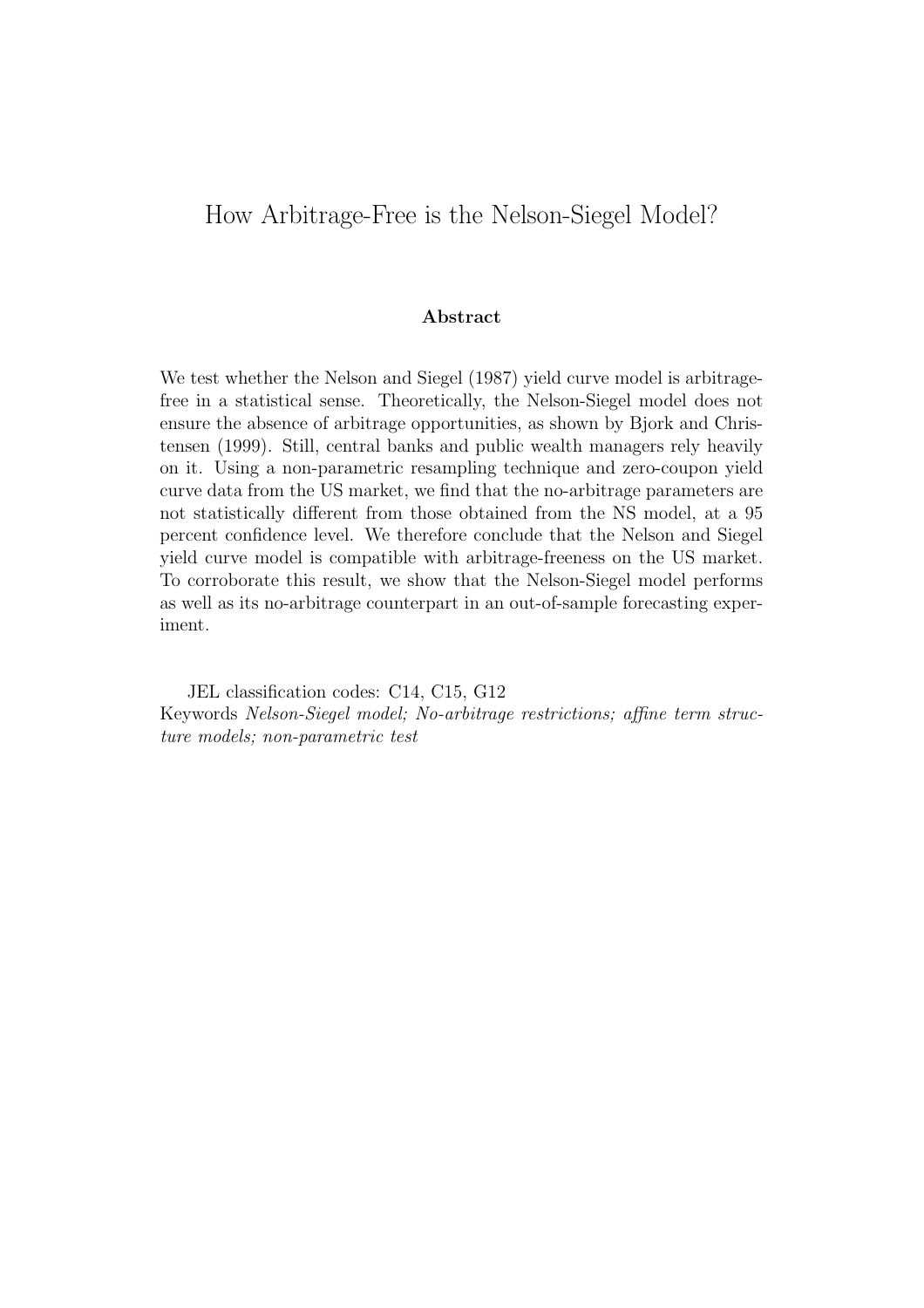# How Arbitrage-Free is the Nelson-Siegel Model?

**Abstract**

We test whether the Nelson and Siegel (1987) yield curve model is arbitrage-free in a statistical sense. Theoretically, the Nelson-Siegel model does not ensure the absence of arbitrage opportunities, as shown by Bjork and Christensen (1999). Still, central banks and public wealth managers rely heavily on it. Using a non-parametric resampling technique and zero-coupon yield curve data from the US market, we find that the no-arbitrage parameters are not statistically different from those obtained from the NS model, at a 95 percent confidence level. We therefore conclude that the Nelson and Siegel yield curve model is compatible with arbitrage-freeness on the US market. To corroborate this result, we show that the Nelson-Siegel model performs as well as its no-arbitrage counterpart in an out-of-sample forecasting experiment.

JEL classification codes: C14, C15, G12

Keywords *Nelson-Siegel model; No-arbitrage restrictions; affine term structure models; non-parametric test*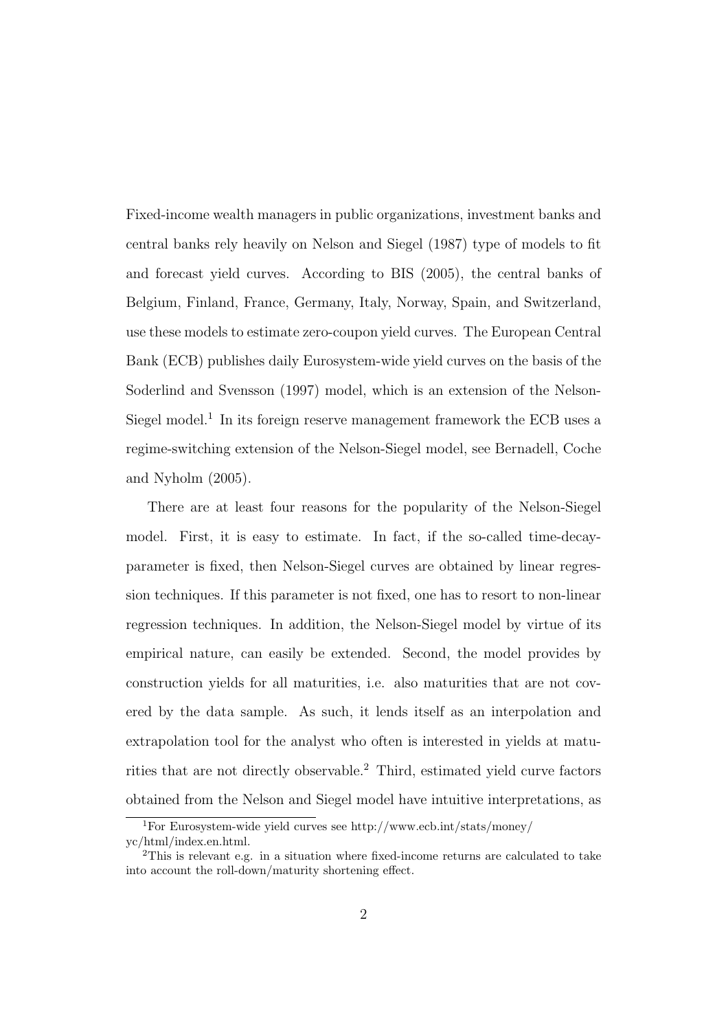Fixed-income wealth managers in public organizations, investment banks and central banks rely heavily on Nelson and Siegel (1987) type of models to fit and forecast yield curves. According to BIS (2005), the central banks of Belgium, Finland, France, Germany, Italy, Norway, Spain, and Switzerland, use these models to estimate zero-coupon yield curves. The European Central Bank (ECB) publishes daily Eurosystem-wide yield curves on the basis of the Soderlind and Svensson (1997) model, which is an extension of the Nelson-Siegel model.[1] In its foreign reserve management framework the ECB uses a regime-switching extension of the Nelson-Siegel model, see Bernadell, Coche and Nyholm (2005).

There are at least four reasons for the popularity of the Nelson-Siegel model. First, it is easy to estimate. In fact, if the so-called time-decay-parameter is fixed, then Nelson-Siegel curves are obtained by linear regression techniques. If this parameter is not fixed, one has to resort to non-linear regression techniques. In addition, the Nelson-Siegel model by virtue of its empirical nature, can easily be extended. Second, the model provides by construction yields for all maturities, i.e. also maturities that are not covered by the data sample. As such, it lends itself as an interpolation and extrapolation tool for the analyst who often is interested in yields at maturities that are not directly observable.[2] Third, estimated yield curve factors obtained from the Nelson and Siegel model have intuitive interpretations, as

[1] For Eurosystem-wide yield curves see http://www.ecb.int/stats/money/yc/html/index.en.html.

[2] This is relevant e.g. in a situation where fixed-income returns are calculated to take into account the roll-down/maturity shortening effect.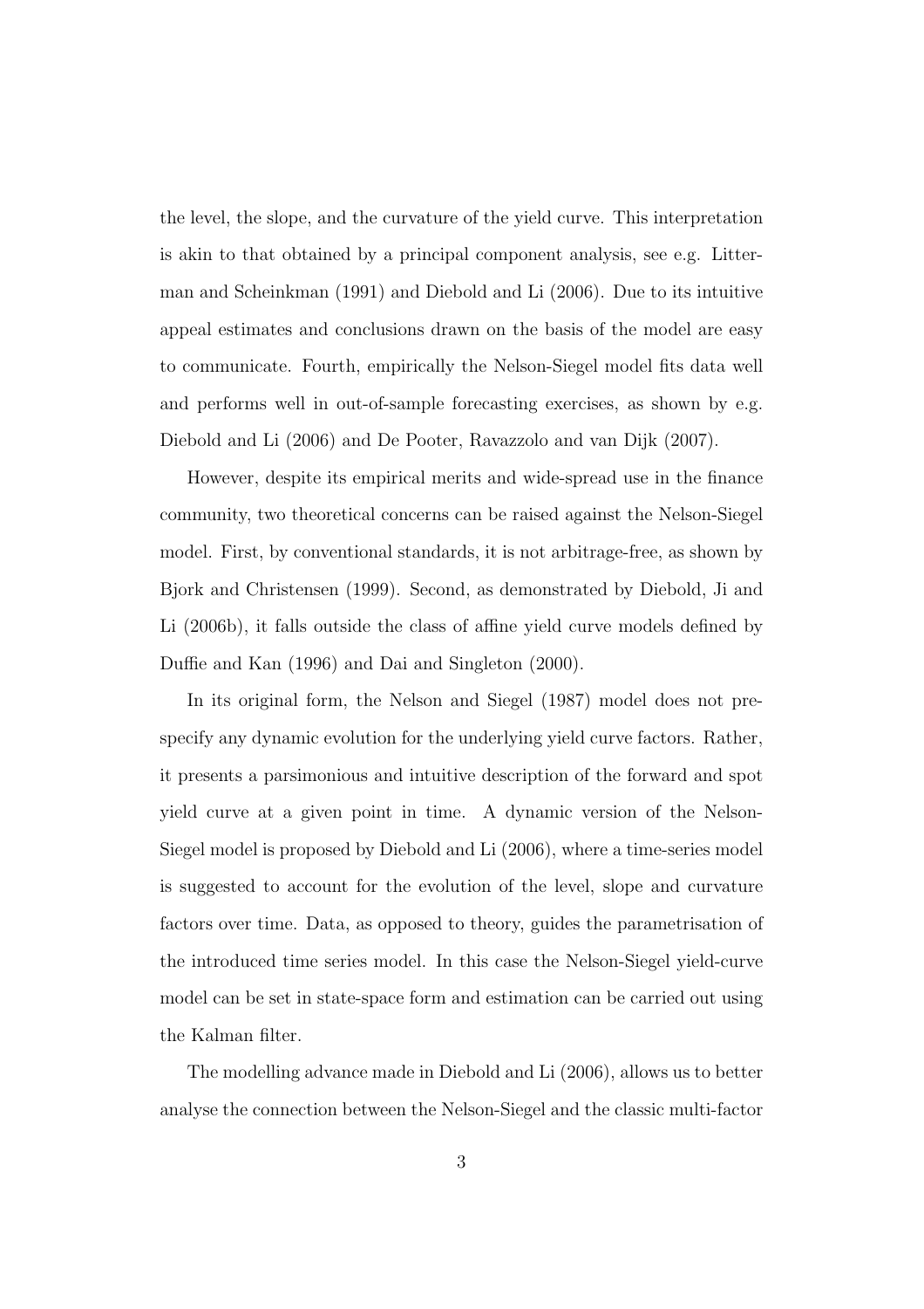the level, the slope, and the curvature of the yield curve. This interpretation is akin to that obtained by a principal component analysis, see e.g. Litterman and Scheinkman (1991) and Diebold and Li (2006). Due to its intuitive appeal estimates and conclusions drawn on the basis of the model are easy to communicate. Fourth, empirically the Nelson-Siegel model fits data well and performs well in out-of-sample forecasting exercises, as shown by e.g. Diebold and Li (2006) and De Pooter, Ravazzolo and van Dijk (2007).

However, despite its empirical merits and wide-spread use in the finance community, two theoretical concerns can be raised against the Nelson-Siegel model. First, by conventional standards, it is not arbitrage-free, as shown by Bjork and Christensen (1999). Second, as demonstrated by Diebold, Ji and Li (2006b), it falls outside the class of affine yield curve models defined by Duffie and Kan (1996) and Dai and Singleton (2000).

In its original form, the Nelson and Siegel (1987) model does not prespecify any dynamic evolution for the underlying yield curve factors. Rather, it presents a parsimonious and intuitive description of the forward and spot yield curve at a given point in time. A dynamic version of the Nelson-Siegel model is proposed by Diebold and Li (2006), where a time-series model is suggested to account for the evolution of the level, slope and curvature factors over time. Data, as opposed to theory, guides the parametrisation of the introduced time series model. In this case the Nelson-Siegel yield-curve model can be set in state-space form and estimation can be carried out using the Kalman filter.

The modelling advance made in Diebold and Li (2006), allows us to better analyse the connection between the Nelson-Siegel and the classic multi-factor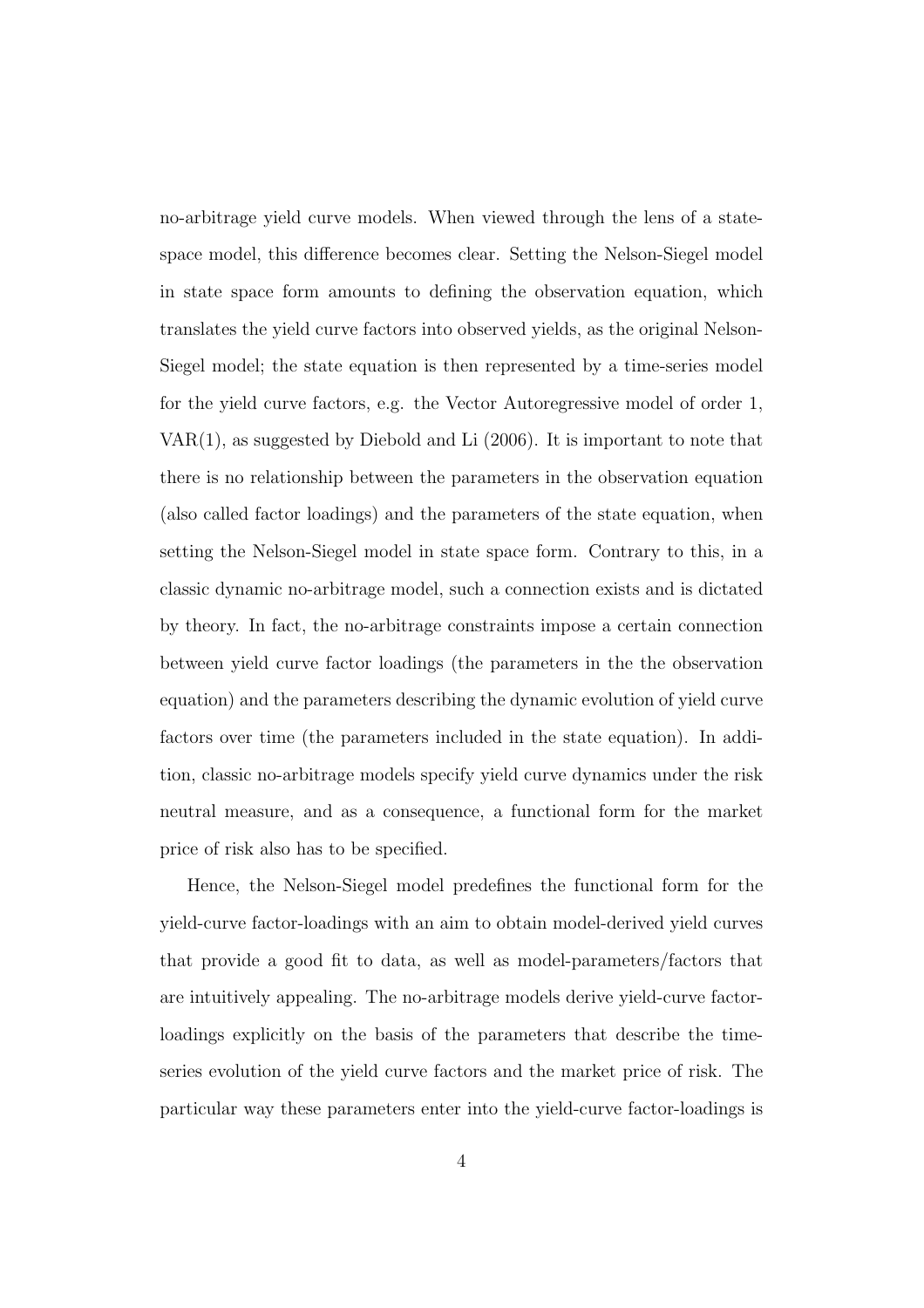no-arbitrage yield curve models. When viewed through the lens of a state-space model, this difference becomes clear. Setting the Nelson-Siegel model in state space form amounts to defining the observation equation, which translates the yield curve factors into observed yields, as the original Nelson-Siegel model; the state equation is then represented by a time-series model for the yield curve factors, e.g. the Vector Autoregressive model of order 1, VAR(1), as suggested by Diebold and Li (2006). It is important to note that there is no relationship between the parameters in the observation equation (also called factor loadings) and the parameters of the state equation, when setting the Nelson-Siegel model in state space form. Contrary to this, in a classic dynamic no-arbitrage model, such a connection exists and is dictated by theory. In fact, the no-arbitrage constraints impose a certain connection between yield curve factor loadings (the parameters in the the observation equation) and the parameters describing the dynamic evolution of yield curve factors over time (the parameters included in the state equation). In addition, classic no-arbitrage models specify yield curve dynamics under the risk neutral measure, and as a consequence, a functional form for the market price of risk also has to be specified.

Hence, the Nelson-Siegel model predefines the functional form for the yield-curve factor-loadings with an aim to obtain model-derived yield curves that provide a good fit to data, as well as model-parameters/factors that are intuitively appealing. The no-arbitrage models derive yield-curve factor-loadings explicitly on the basis of the parameters that describe the time-series evolution of the yield curve factors and the market price of risk. The particular way these parameters enter into the yield-curve factor-loadings is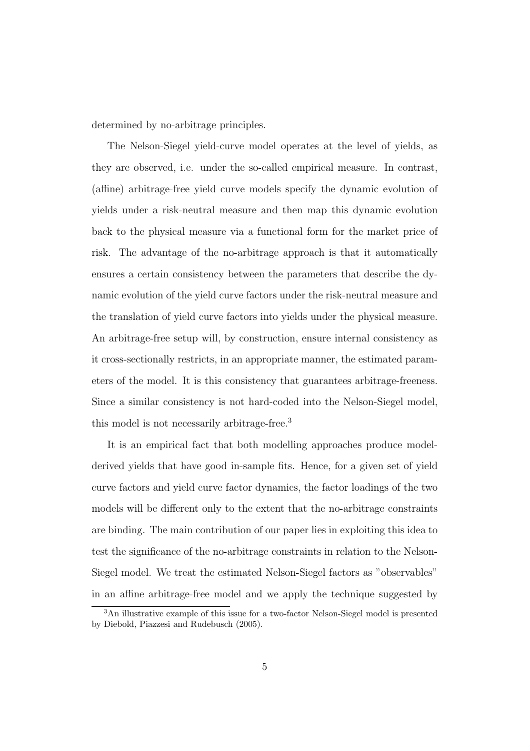determined by no-arbitrage principles.

The Nelson-Siegel yield-curve model operates at the level of yields, as they are observed, i.e. under the so-called empirical measure. In contrast, (affine) arbitrage-free yield curve models specify the dynamic evolution of yields under a risk-neutral measure and then map this dynamic evolution back to the physical measure via a functional form for the market price of risk. The advantage of the no-arbitrage approach is that it automatically ensures a certain consistency between the parameters that describe the dynamic evolution of the yield curve factors under the risk-neutral measure and the translation of yield curve factors into yields under the physical measure. An arbitrage-free setup will, by construction, ensure internal consistency as it cross-sectionally restricts, in an appropriate manner, the estimated parameters of the model. It is this consistency that guarantees arbitrage-freeness. Since a similar consistency is not hard-coded into the Nelson-Siegel model, this model is not necessarily arbitrage-free.[3]

It is an empirical fact that both modelling approaches produce model-derived yields that have good in-sample fits. Hence, for a given set of yield curve factors and yield curve factor dynamics, the factor loadings of the two models will be different only to the extent that the no-arbitrage constraints are binding. The main contribution of our paper lies in exploiting this idea to test the significance of the no-arbitrage constraints in relation to the Nelson-Siegel model. We treat the estimated Nelson-Siegel factors as "observables" in an affine arbitrage-free model and we apply the technique suggested by

[3] An illustrative example of this issue for a two-factor Nelson-Siegel model is presented by Diebold, Piazzesi and Rudebusch (2005).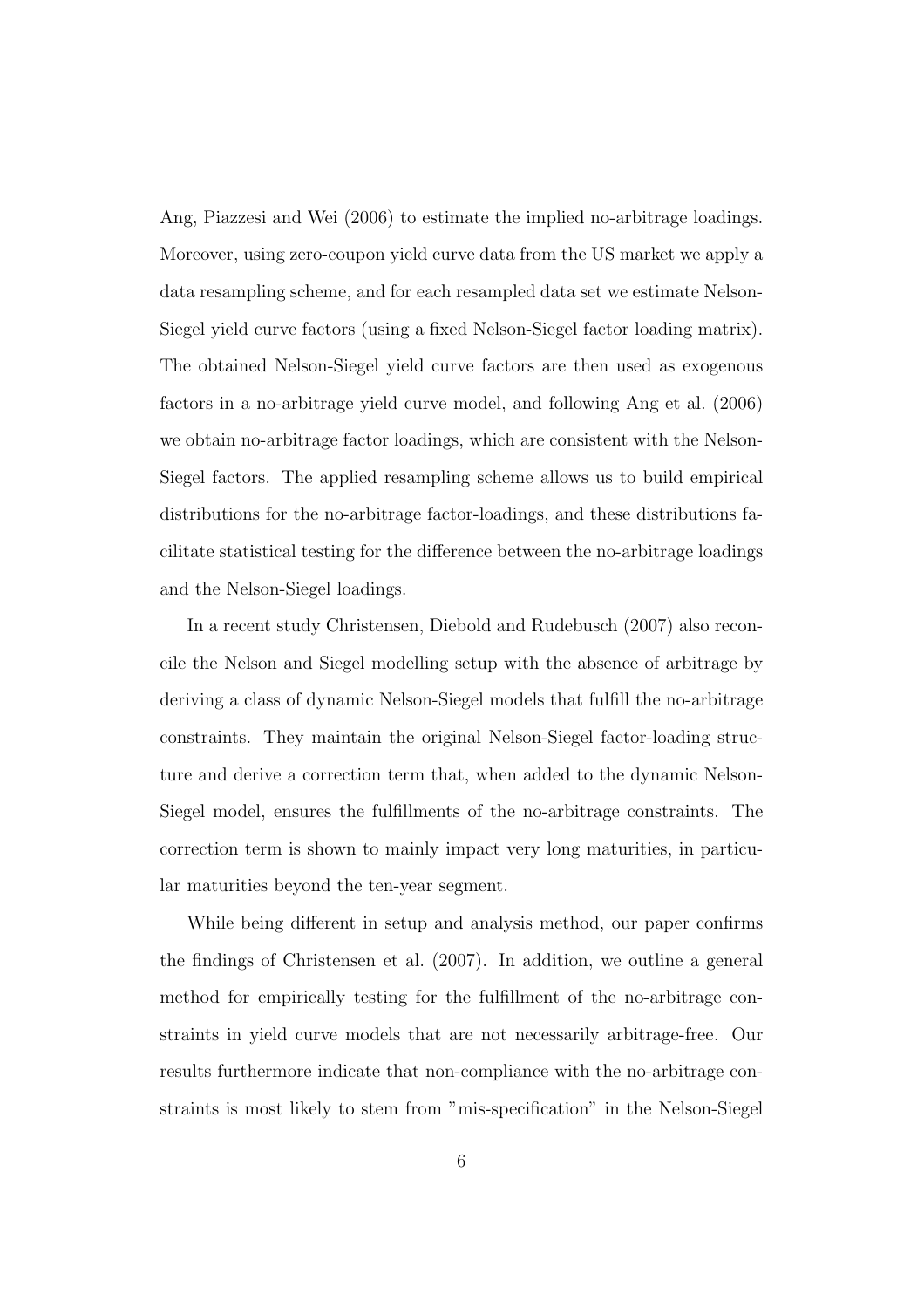Ang, Piazzesi and Wei (2006) to estimate the implied no-arbitrage loadings. Moreover, using zero-coupon yield curve data from the US market we apply a data resampling scheme, and for each resampled data set we estimate Nelson-Siegel yield curve factors (using a fixed Nelson-Siegel factor loading matrix). The obtained Nelson-Siegel yield curve factors are then used as exogenous factors in a no-arbitrage yield curve model, and following Ang et al. (2006) we obtain no-arbitrage factor loadings, which are consistent with the Nelson-Siegel factors. The applied resampling scheme allows us to build empirical distributions for the no-arbitrage factor-loadings, and these distributions facilitate statistical testing for the difference between the no-arbitrage loadings and the Nelson-Siegel loadings.

In a recent study Christensen, Diebold and Rudebusch (2007) also reconcile the Nelson and Siegel modelling setup with the absence of arbitrage by deriving a class of dynamic Nelson-Siegel models that fulfill the no-arbitrage constraints. They maintain the original Nelson-Siegel factor-loading structure and derive a correction term that, when added to the dynamic Nelson-Siegel model, ensures the fulfillments of the no-arbitrage constraints. The correction term is shown to mainly impact very long maturities, in particular maturities beyond the ten-year segment.

While being different in setup and analysis method, our paper confirms the findings of Christensen et al. (2007). In addition, we outline a general method for empirically testing for the fulfillment of the no-arbitrage constraints in yield curve models that are not necessarily arbitrage-free. Our results furthermore indicate that non-compliance with the no-arbitrage constraints is most likely to stem from "mis-specification" in the Nelson-Siegel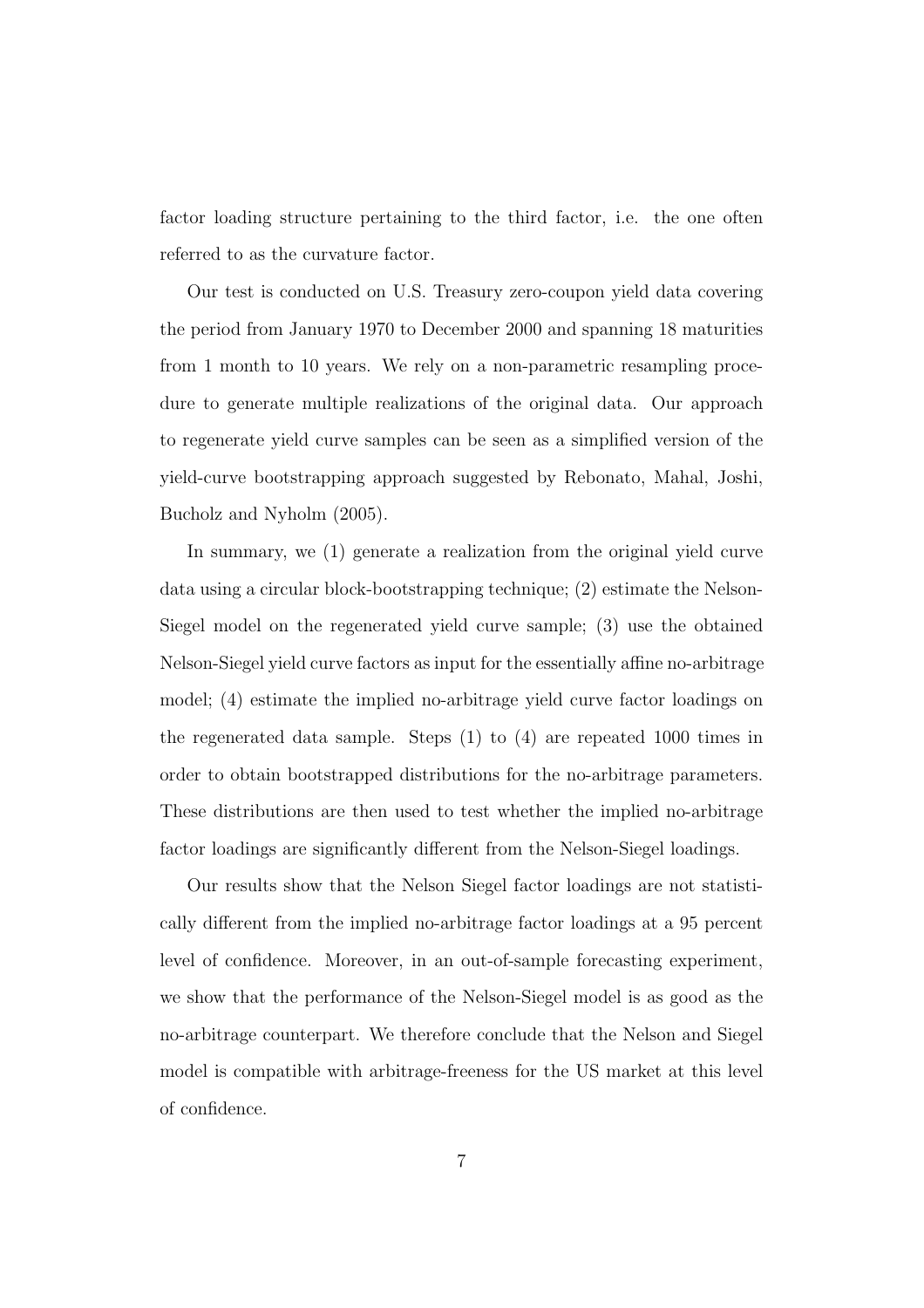factor loading structure pertaining to the third factor, i.e. the one often referred to as the curvature factor.

Our test is conducted on U.S. Treasury zero-coupon yield data covering the period from January 1970 to December 2000 and spanning 18 maturities from 1 month to 10 years. We rely on a non-parametric resampling procedure to generate multiple realizations of the original data. Our approach to regenerate yield curve samples can be seen as a simplified version of the yield-curve bootstrapping approach suggested by Rebonato, Mahal, Joshi, Bucholz and Nyholm (2005).

In summary, we (1) generate a realization from the original yield curve data using a circular block-bootstrapping technique; (2) estimate the Nelson-Siegel model on the regenerated yield curve sample; (3) use the obtained Nelson-Siegel yield curve factors as input for the essentially affine no-arbitrage model; (4) estimate the implied no-arbitrage yield curve factor loadings on the regenerated data sample. Steps (1) to (4) are repeated 1000 times in order to obtain bootstrapped distributions for the no-arbitrage parameters. These distributions are then used to test whether the implied no-arbitrage factor loadings are significantly different from the Nelson-Siegel loadings.

Our results show that the Nelson Siegel factor loadings are not statistically different from the implied no-arbitrage factor loadings at a 95 percent level of confidence. Moreover, in an out-of-sample forecasting experiment, we show that the performance of the Nelson-Siegel model is as good as the no-arbitrage counterpart. We therefore conclude that the Nelson and Siegel model is compatible with arbitrage-freeness for the US market at this level of confidence.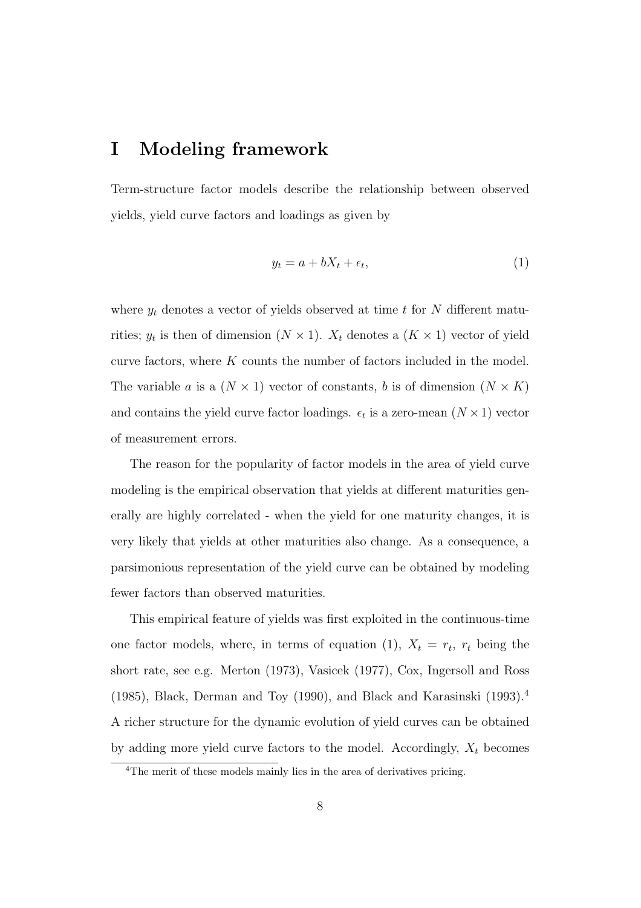# I Modeling framework

Term-structure factor models describe the relationship between observed yields, yield curve factors and loadings as given by

$$y_t = a + bX_t + \epsilon_t, \tag{1}$$

where $y_t$ denotes a vector of yields observed at time $t$ for $N$ different maturities; $y_t$ is then of dimension $(N \times 1)$. $X_t$ denotes a $(K \times 1)$ vector of yield curve factors, where $K$ counts the number of factors included in the model. The variable $a$ is a $(N \times 1)$ vector of constants, $b$ is of dimension $(N \times K)$ and contains the yield curve factor loadings. $\epsilon_t$ is a zero-mean $(N \times 1)$ vector of measurement errors.

The reason for the popularity of factor models in the area of yield curve modeling is the empirical observation that yields at different maturities generally are highly correlated - when the yield for one maturity changes, it is very likely that yields at other maturities also change. As a consequence, a parsimonious representation of the yield curve can be obtained by modeling fewer factors than observed maturities.

This empirical feature of yields was first exploited in the continuous-time one factor models, where, in terms of equation (1), $X_t = r_t$, $r_t$ being the short rate, see e.g. Merton (1973), Vasicek (1977), Cox, Ingersoll and Ross (1985), Black, Derman and Toy (1990), and Black and Karasinski (1993).[4] A richer structure for the dynamic evolution of yield curves can be obtained by adding more yield curve factors to the model. Accordingly, $X_t$ becomes

[4] The merit of these models mainly lies in the area of derivatives pricing.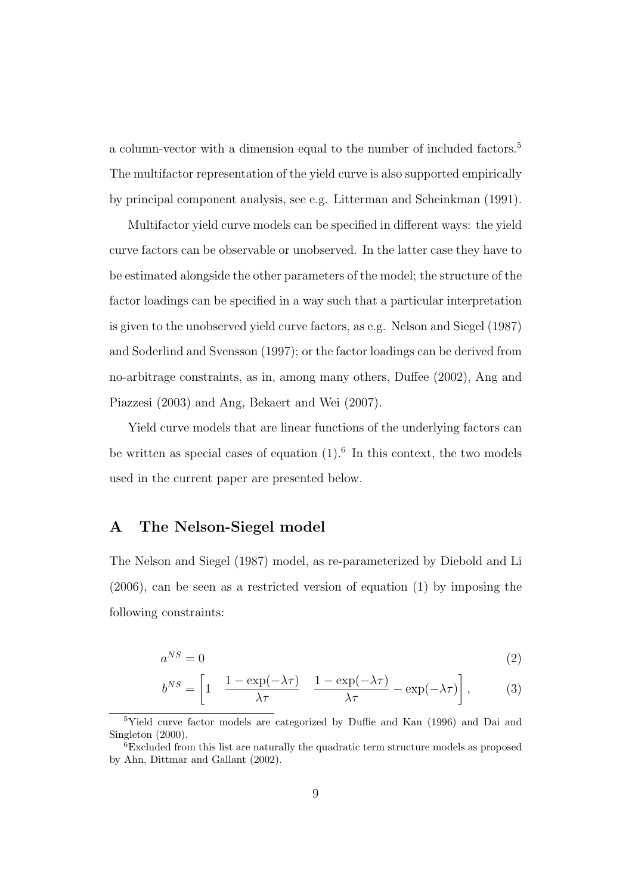a column-vector with a dimension equal to the number of included factors.[5] The multifactor representation of the yield curve is also supported empirically by principal component analysis, see e.g. Litterman and Scheinkman (1991).

Multifactor yield curve models can be specified in different ways: the yield curve factors can be observable or unobserved. In the latter case they have to be estimated alongside the other parameters of the model; the structure of the factor loadings can be specified in a way such that a particular interpretation is given to the unobserved yield curve factors, as e.g. Nelson and Siegel (1987) and Soderlind and Svensson (1997); or the factor loadings can be derived from no-arbitrage constraints, as in, among many others, Duffee (2002), Ang and Piazzesi (2003) and Ang, Bekaert and Wei (2007).

Yield curve models that are linear functions of the underlying factors can be written as special cases of equation (1).[6] In this context, the two models used in the current paper are presented below.

## A The Nelson-Siegel model

The Nelson and Siegel (1987) model, as re-parameterized by Diebold and Li (2006), can be seen as a restricted version of equation (1) by imposing the following constraints:

$$a^{NS} = 0 \tag{2}$$

$$b^{NS} = \left[ 1 \quad \frac{1 - \exp(-\lambda\tau)}{\lambda\tau} \quad \frac{1 - \exp(-\lambda\tau)}{\lambda\tau} - \exp(-\lambda\tau) \right], \tag{3}$$

[5] Yield curve factor models are categorized by Duffie and Kan (1996) and Dai and Singleton (2000).

[6] Excluded from this list are naturally the quadratic term structure models as proposed by Ahn, Dittmar and Gallant (2002).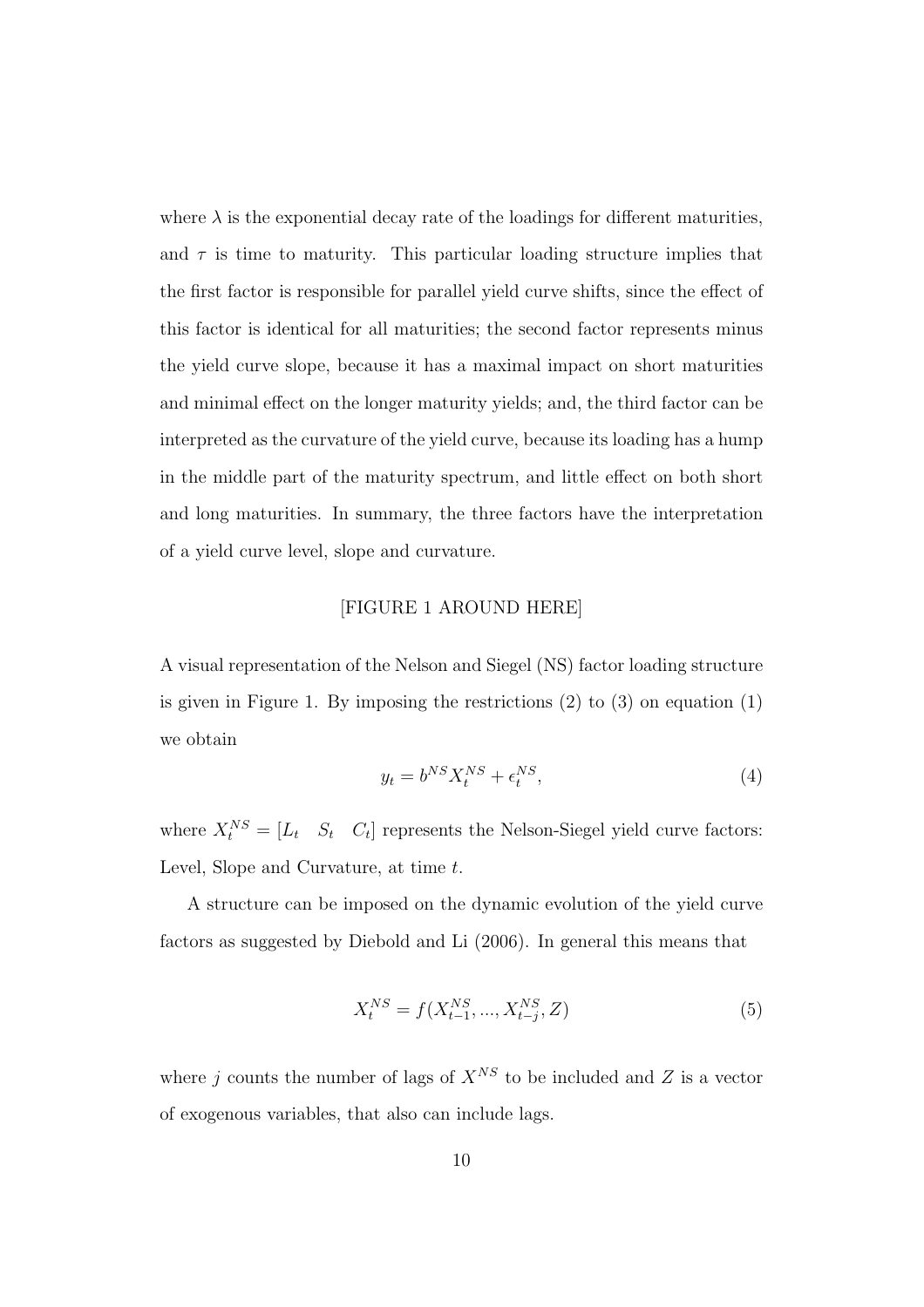where $\lambda$ is the exponential decay rate of the loadings for different maturities, and $\tau$ is time to maturity. This particular loading structure implies that the first factor is responsible for parallel yield curve shifts, since the effect of this factor is identical for all maturities; the second factor represents minus the yield curve slope, because it has a maximal impact on short maturities and minimal effect on the longer maturity yields; and, the third factor can be interpreted as the curvature of the yield curve, because its loading has a hump in the middle part of the maturity spectrum, and little effect on both short and long maturities. In summary, the three factors have the interpretation of a yield curve level, slope and curvature.

[FIGURE 1 AROUND HERE]

A visual representation of the Nelson and Siegel (NS) factor loading structure is given in Figure 1. By imposing the restrictions (2) to (3) on equation (1) we obtain

$$y_t = b^{NS} X_t^{NS} + \epsilon_t^{NS}, \tag{4}$$

where $X_t^{NS} = [L_t \quad S_t \quad C_t]$ represents the Nelson-Siegel yield curve factors: Level, Slope and Curvature, at time $t$.

A structure can be imposed on the dynamic evolution of the yield curve factors as suggested by Diebold and Li (2006). In general this means that

$$X_t^{NS} = f(X_{t-1}^{NS}, ..., X_{t-j}^{NS}, Z) \tag{5}$$

where $j$ counts the number of lags of $X^{NS}$ to be included and $Z$ is a vector of exogenous variables, that also can include lags.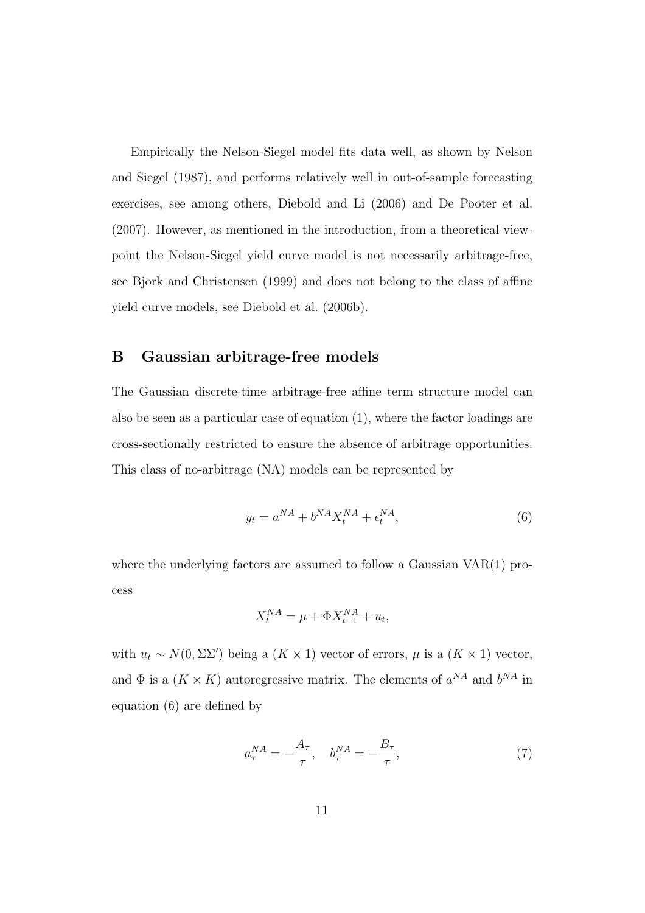Empirically the Nelson-Siegel model fits data well, as shown by Nelson and Siegel (1987), and performs relatively well in out-of-sample forecasting exercises, see among others, Diebold and Li (2006) and De Pooter et al. (2007). However, as mentioned in the introduction, from a theoretical viewpoint the Nelson-Siegel yield curve model is not necessarily arbitrage-free, see Bjork and Christensen (1999) and does not belong to the class of affine yield curve models, see Diebold et al. (2006b).

## B Gaussian arbitrage-free models

The Gaussian discrete-time arbitrage-free affine term structure model can also be seen as a particular case of equation (1), where the factor loadings are cross-sectionally restricted to ensure the absence of arbitrage opportunities. This class of no-arbitrage (NA) models can be represented by

$$y_t = a^{NA} + b^{NA} X_t^{NA} + \epsilon_t^{NA}, \tag{6}$$

where the underlying factors are assumed to follow a Gaussian VAR(1) process

$$X_t^{NA} = \mu + \Phi X_{t-1}^{NA} + u_t,$$

with $u_t \sim N(0, \Sigma\Sigma')$ being a $(K \times 1)$ vector of errors, $\mu$ is a $(K \times 1)$ vector, and $\Phi$ is a $(K \times K)$ autoregressive matrix. The elements of $a^{NA}$ and $b^{NA}$ in equation (6) are defined by

$$a_\tau^{NA} = -\frac{A_\tau}{\tau}, \quad b_\tau^{NA} = -\frac{B_\tau}{\tau}, \tag{7}$$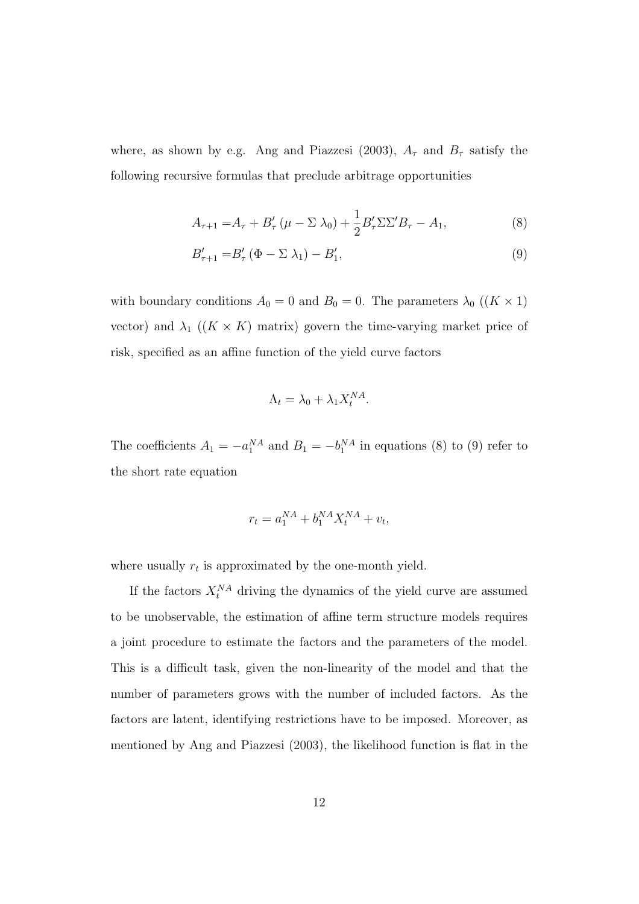where, as shown by e.g. Ang and Piazzesi (2003), $A_\tau$ and $B_\tau$ satisfy the following recursive formulas that preclude arbitrage opportunities

$$A_{\tau+1} = A_\tau + B_\tau' \left(\mu - \Sigma\, \lambda_0\right) + \frac{1}{2} B_\tau' \Sigma \Sigma' B_\tau - A_1, \tag{8}$$

$$B_{\tau+1}' = B_\tau' \left(\Phi - \Sigma\, \lambda_1\right) - B_1', \tag{9}$$

with boundary conditions $A_0 = 0$ and $B_0 = 0$. The parameters $\lambda_0$ ($(K \times 1)$ vector) and $\lambda_1$ ($(K \times K)$ matrix) govern the time-varying market price of risk, specified as an affine function of the yield curve factors

$$\Lambda_t = \lambda_0 + \lambda_1 X_t^{NA}.$$

The coefficients $A_1 = -a_1^{NA}$ and $B_1 = -b_1^{NA}$ in equations (8) to (9) refer to the short rate equation

$$r_t = a_1^{NA} + b_1^{NA} X_t^{NA} + v_t,$$

where usually $r_t$ is approximated by the one-month yield.

If the factors $X_t^{NA}$ driving the dynamics of the yield curve are assumed to be unobservable, the estimation of affine term structure models requires a joint procedure to estimate the factors and the parameters of the model. This is a difficult task, given the non-linearity of the model and that the number of parameters grows with the number of included factors. As the factors are latent, identifying restrictions have to be imposed. Moreover, as mentioned by Ang and Piazzesi (2003), the likelihood function is flat in the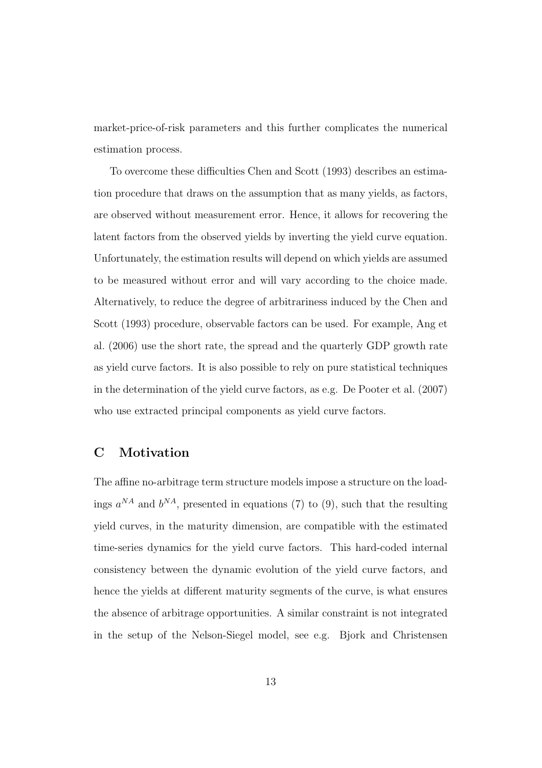market-price-of-risk parameters and this further complicates the numerical estimation process.

To overcome these difficulties Chen and Scott (1993) describes an estimation procedure that draws on the assumption that as many yields, as factors, are observed without measurement error. Hence, it allows for recovering the latent factors from the observed yields by inverting the yield curve equation. Unfortunately, the estimation results will depend on which yields are assumed to be measured without error and will vary according to the choice made. Alternatively, to reduce the degree of arbitrariness induced by the Chen and Scott (1993) procedure, observable factors can be used. For example, Ang et al. (2006) use the short rate, the spread and the quarterly GDP growth rate as yield curve factors. It is also possible to rely on pure statistical techniques in the determination of the yield curve factors, as e.g. De Pooter et al. (2007) who use extracted principal components as yield curve factors.

## C Motivation

The affine no-arbitrage term structure models impose a structure on the loadings $a^{NA}$ and $b^{NA}$, presented in equations (7) to (9), such that the resulting yield curves, in the maturity dimension, are compatible with the estimated time-series dynamics for the yield curve factors. This hard-coded internal consistency between the dynamic evolution of the yield curve factors, and hence the yields at different maturity segments of the curve, is what ensures the absence of arbitrage opportunities. A similar constraint is not integrated in the setup of the Nelson-Siegel model, see e.g. Bjork and Christensen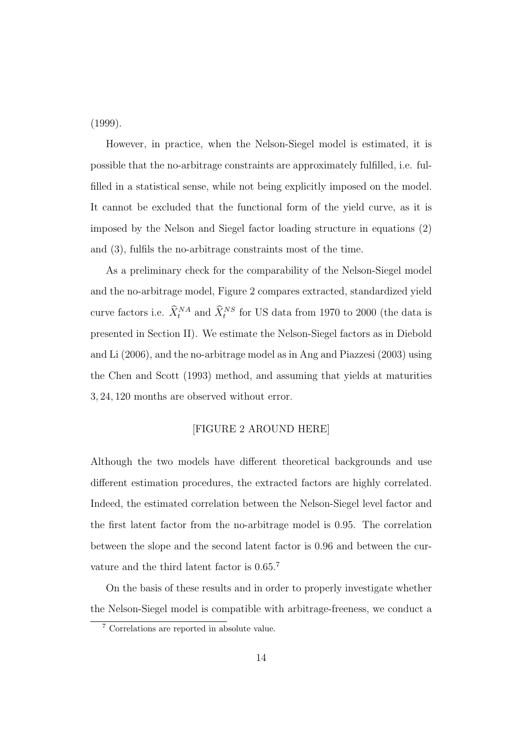(1999).

However, in practice, when the Nelson-Siegel model is estimated, it is possible that the no-arbitrage constraints are approximately fulfilled, i.e. fulfilled in a statistical sense, while not being explicitly imposed on the model. It cannot be excluded that the functional form of the yield curve, as it is imposed by the Nelson and Siegel factor loading structure in equations (2) and (3), fulfils the no-arbitrage constraints most of the time.

As a preliminary check for the comparability of the Nelson-Siegel model and the no-arbitrage model, Figure 2 compares extracted, standardized yield curve factors i.e. $\widehat{X}_t^{NA}$ and $\widehat{X}_t^{NS}$ for US data from 1970 to 2000 (the data is presented in Section II). We estimate the Nelson-Siegel factors as in Diebold and Li (2006), and the no-arbitrage model as in Ang and Piazzesi (2003) using the Chen and Scott (1993) method, and assuming that yields at maturities $3, 24, 120$ months are observed without error.

[FIGURE 2 AROUND HERE]

Although the two models have different theoretical backgrounds and use different estimation procedures, the extracted factors are highly correlated. Indeed, the estimated correlation between the Nelson-Siegel level factor and the first latent factor from the no-arbitrage model is 0.95. The correlation between the slope and the second latent factor is 0.96 and between the curvature and the third latent factor is 0.65.[7]

On the basis of these results and in order to properly investigate whether the Nelson-Siegel model is compatible with arbitrage-freeness, we conduct a

[7] Correlations are reported in absolute value.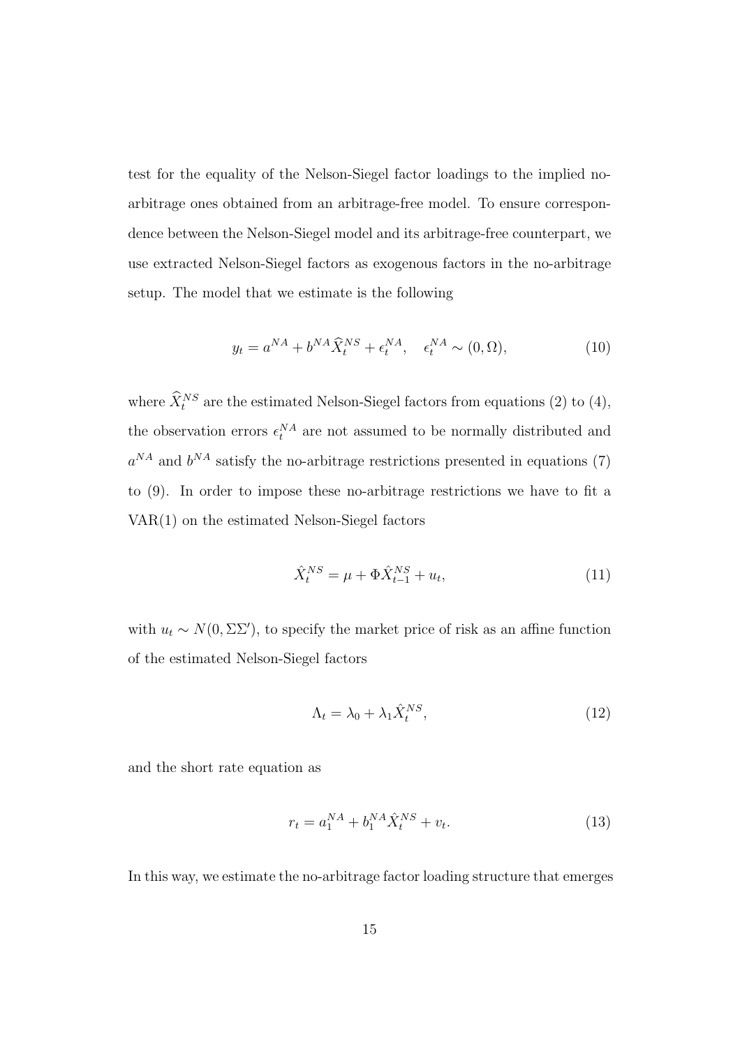test for the equality of the Nelson-Siegel factor loadings to the implied no-arbitrage ones obtained from an arbitrage-free model. To ensure correspondence between the Nelson-Siegel model and its arbitrage-free counterpart, we use extracted Nelson-Siegel factors as exogenous factors in the no-arbitrage setup. The model that we estimate is the following

$$y_t = a^{NA} + b^{NA}\widehat{X}_t^{NS} + \epsilon_t^{NA}, \quad \epsilon_t^{NA} \sim (0, \Omega), \tag{10}$$

where $\widehat{X}_t^{NS}$ are the estimated Nelson-Siegel factors from equations (2) to (4), the observation errors $\epsilon_t^{NA}$ are not assumed to be normally distributed and $a^{NA}$ and $b^{NA}$ satisfy the no-arbitrage restrictions presented in equations (7) to (9). In order to impose these no-arbitrage restrictions we have to fit a VAR(1) on the estimated Nelson-Siegel factors

$$\hat{X}_t^{NS} = \mu + \Phi \hat{X}_{t-1}^{NS} + u_t, \tag{11}$$

with $u_t \sim N(0, \Sigma\Sigma')$, to specify the market price of risk as an affine function of the estimated Nelson-Siegel factors

$$\Lambda_t = \lambda_0 + \lambda_1 \hat{X}_t^{NS}, \tag{12}$$

and the short rate equation as

$$r_t = a_1^{NA} + b_1^{NA}\hat{X}_t^{NS} + v_t. \tag{13}$$

In this way, we estimate the no-arbitrage factor loading structure that emerges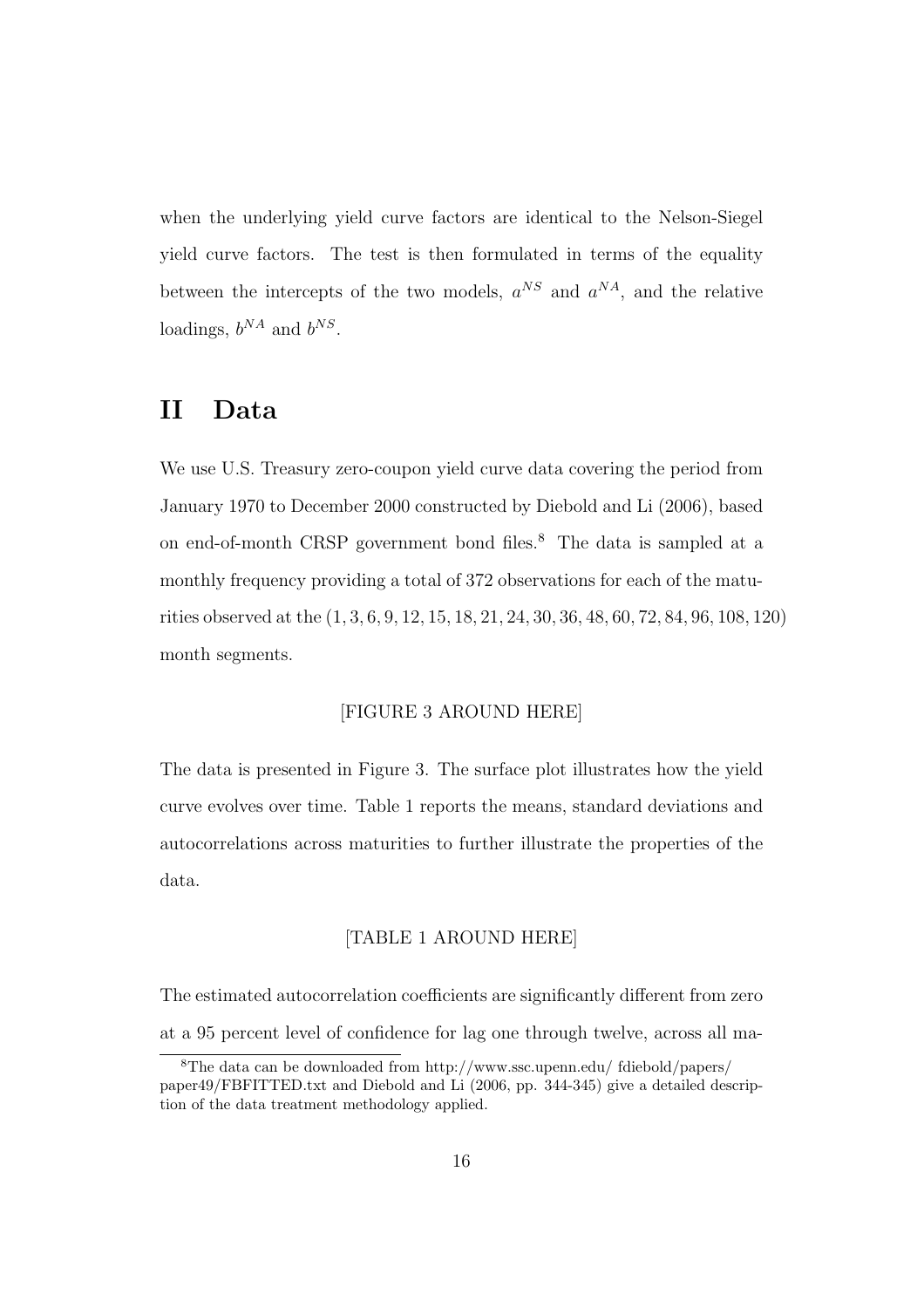when the underlying yield curve factors are identical to the Nelson-Siegel yield curve factors. The test is then formulated in terms of the equality between the intercepts of the two models, $a^{NS}$ and $a^{NA}$, and the relative loadings, $b^{NA}$ and $b^{NS}$.

# II Data

We use U.S. Treasury zero-coupon yield curve data covering the period from January 1970 to December 2000 constructed by Diebold and Li (2006), based on end-of-month CRSP government bond files.[8] The data is sampled at a monthly frequency providing a total of 372 observations for each of the maturities observed at the $(1, 3, 6, 9, 12, 15, 18, 21, 24, 30, 36, 48, 60, 72, 84, 96, 108, 120)$ month segments.

[FIGURE 3 AROUND HERE]

The data is presented in Figure 3. The surface plot illustrates how the yield curve evolves over time. Table 1 reports the means, standard deviations and autocorrelations across maturities to further illustrate the properties of the data.

[TABLE 1 AROUND HERE]

The estimated autocorrelation coefficients are significantly different from zero at a 95 percent level of confidence for lag one through twelve, across all ma-

[8] The data can be downloaded from http://www.ssc.upenn.edu/ fdiebold/papers/ paper49/FBFITTED.txt and Diebold and Li (2006, pp. 344-345) give a detailed description of the data treatment methodology applied.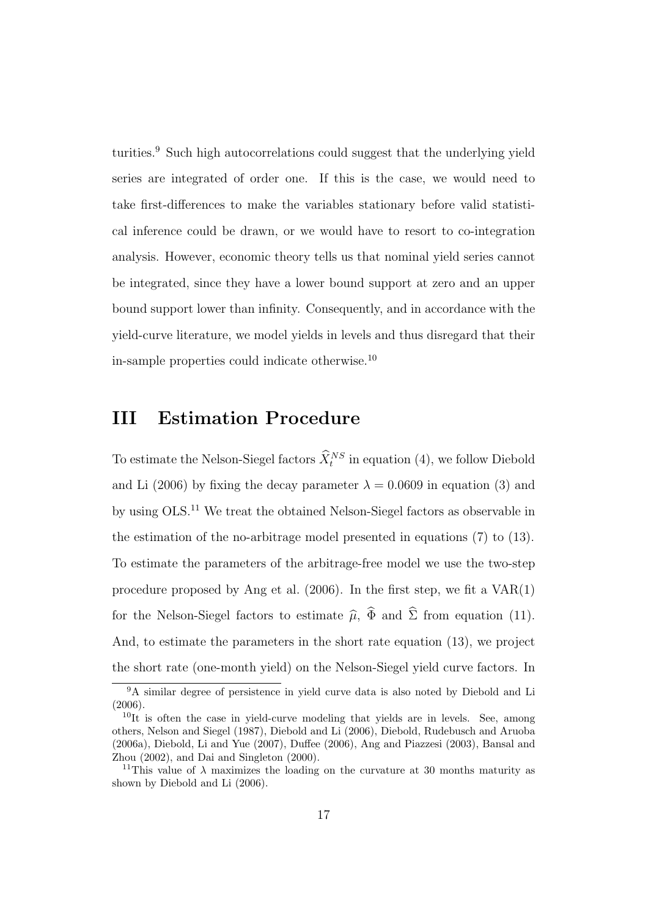turities.[9] Such high autocorrelations could suggest that the underlying yield series are integrated of order one. If this is the case, we would need to take first-differences to make the variables stationary before valid statistical inference could be drawn, or we would have to resort to co-integration analysis. However, economic theory tells us that nominal yield series cannot be integrated, since they have a lower bound support at zero and an upper bound support lower than infinity. Consequently, and in accordance with the yield-curve literature, we model yields in levels and thus disregard that their in-sample properties could indicate otherwise.[10]

# III Estimation Procedure

To estimate the Nelson-Siegel factors $\widehat{X}_t^{NS}$ in equation (4), we follow Diebold and Li (2006) by fixing the decay parameter $\lambda = 0.0609$ in equation (3) and by using OLS.[11] We treat the obtained Nelson-Siegel factors as observable in the estimation of the no-arbitrage model presented in equations (7) to (13). To estimate the parameters of the arbitrage-free model we use the two-step procedure proposed by Ang et al. (2006). In the first step, we fit a VAR(1) for the Nelson-Siegel factors to estimate $\widehat{\mu}$, $\widehat{\Phi}$ and $\widehat{\Sigma}$ from equation (11). And, to estimate the parameters in the short rate equation (13), we project the short rate (one-month yield) on the Nelson-Siegel yield curve factors. In

[9] A similar degree of persistence in yield curve data is also noted by Diebold and Li (2006).

[10] It is often the case in yield-curve modeling that yields are in levels. See, among others, Nelson and Siegel (1987), Diebold and Li (2006), Diebold, Rudebusch and Aruoba (2006a), Diebold, Li and Yue (2007), Duffee (2006), Ang and Piazzesi (2003), Bansal and Zhou (2002), and Dai and Singleton (2000).

[11] This value of $\lambda$ maximizes the loading on the curvature at 30 months maturity as shown by Diebold and Li (2006).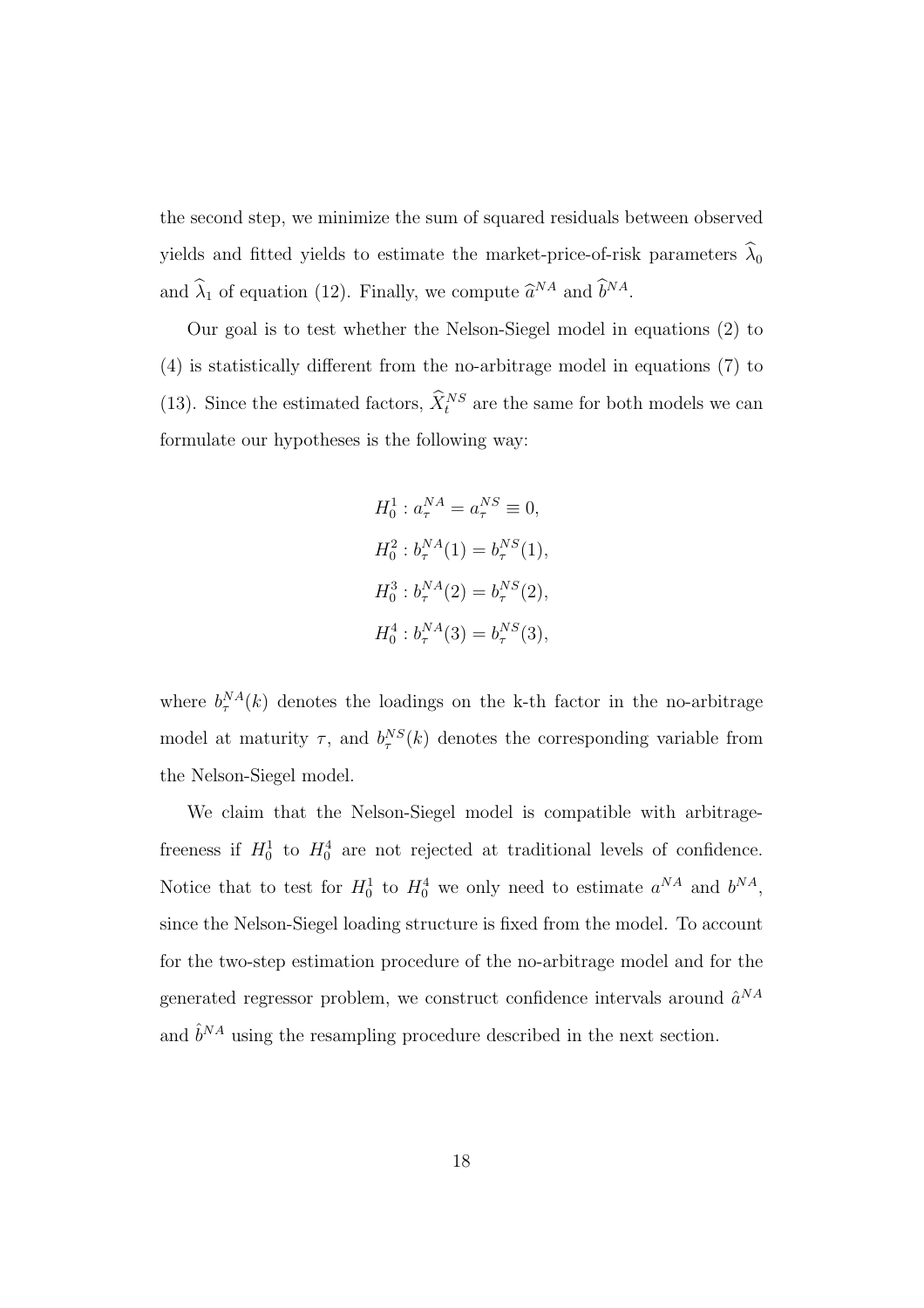the second step, we minimize the sum of squared residuals between observed yields and fitted yields to estimate the market-price-of-risk parameters $\widehat{\lambda}_0$ and $\widehat{\lambda}_1$ of equation (12). Finally, we compute $\widehat{a}^{NA}$ and $\widehat{b}^{NA}$.

Our goal is to test whether the Nelson-Siegel model in equations (2) to (4) is statistically different from the no-arbitrage model in equations (7) to (13). Since the estimated factors, $\widehat{X}_t^{NS}$ are the same for both models we can formulate our hypotheses is the following way:

$$
\begin{aligned}
H_0^1 &: a_\tau^{NA} = a_\tau^{NS} \equiv 0, \\
H_0^2 &: b_\tau^{NA}(1) = b_\tau^{NS}(1), \\
H_0^3 &: b_\tau^{NA}(2) = b_\tau^{NS}(2), \\
H_0^4 &: b_\tau^{NA}(3) = b_\tau^{NS}(3),
\end{aligned}
$$

where $b_\tau^{NA}(k)$ denotes the loadings on the k-th factor in the no-arbitrage model at maturity $\tau$, and $b_\tau^{NS}(k)$ denotes the corresponding variable from the Nelson-Siegel model.

We claim that the Nelson-Siegel model is compatible with arbitrage-freeness if $H_0^1$ to $H_0^4$ are not rejected at traditional levels of confidence. Notice that to test for $H_0^1$ to $H_0^4$ we only need to estimate $a^{NA}$ and $b^{NA}$, since the Nelson-Siegel loading structure is fixed from the model. To account for the two-step estimation procedure of the no-arbitrage model and for the generated regressor problem, we construct confidence intervals around $\hat{a}^{NA}$ and $\hat{b}^{NA}$ using the resampling procedure described in the next section.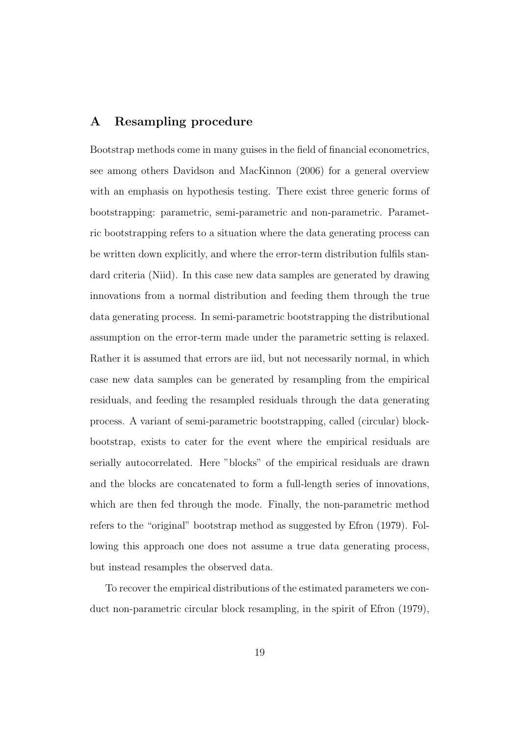# A Resampling procedure

Bootstrap methods come in many guises in the field of financial econometrics, see among others Davidson and MacKinnon (2006) for a general overview with an emphasis on hypothesis testing. There exist three generic forms of bootstrapping: parametric, semi-parametric and non-parametric. Parametric bootstrapping refers to a situation where the data generating process can be written down explicitly, and where the error-term distribution fulfils standard criteria (Niid). In this case new data samples are generated by drawing innovations from a normal distribution and feeding them through the true data generating process. In semi-parametric bootstrapping the distributional assumption on the error-term made under the parametric setting is relaxed. Rather it is assumed that errors are iid, but not necessarily normal, in which case new data samples can be generated by resampling from the empirical residuals, and feeding the resampled residuals through the data generating process. A variant of semi-parametric bootstrapping, called (circular) block-bootstrap, exists to cater for the event where the empirical residuals are serially autocorrelated. Here "blocks" of the empirical residuals are drawn and the blocks are concatenated to form a full-length series of innovations, which are then fed through the mode. Finally, the non-parametric method refers to the "original" bootstrap method as suggested by Efron (1979). Following this approach one does not assume a true data generating process, but instead resamples the observed data.

To recover the empirical distributions of the estimated parameters we conduct non-parametric circular block resampling, in the spirit of Efron (1979),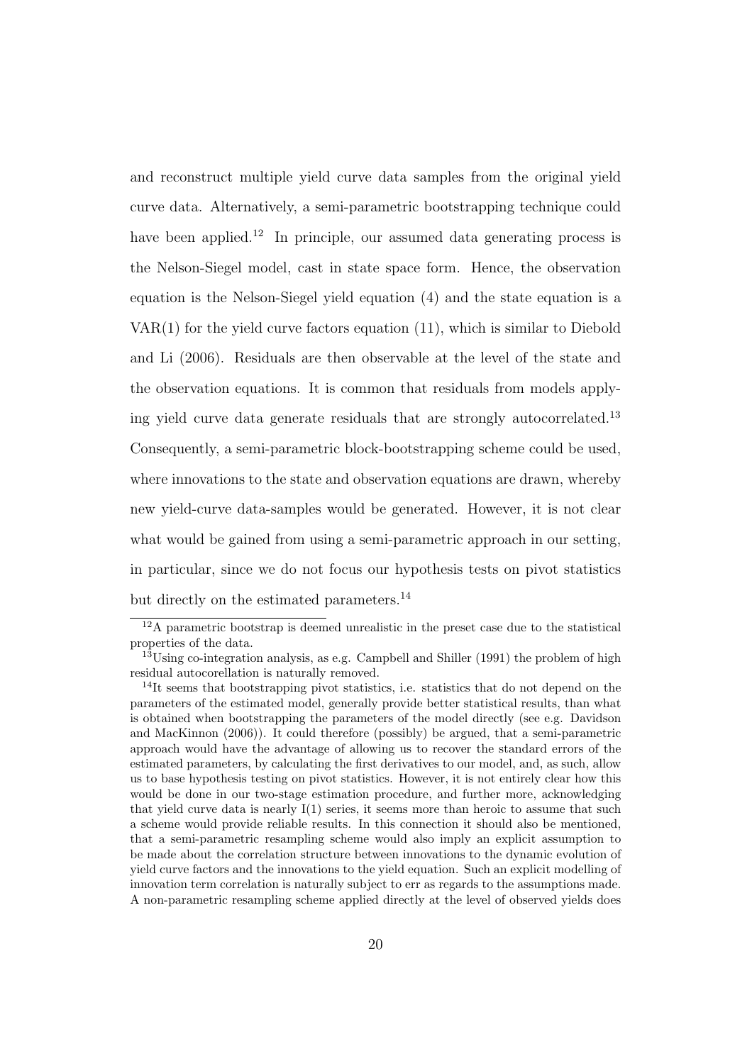and reconstruct multiple yield curve data samples from the original yield curve data. Alternatively, a semi-parametric bootstrapping technique could have been applied.[12] In principle, our assumed data generating process is the Nelson-Siegel model, cast in state space form. Hence, the observation equation is the Nelson-Siegel yield equation (4) and the state equation is a VAR(1) for the yield curve factors equation (11), which is similar to Diebold and Li (2006). Residuals are then observable at the level of the state and the observation equations. It is common that residuals from models applying yield curve data generate residuals that are strongly autocorrelated.[13] Consequently, a semi-parametric block-bootstrapping scheme could be used, where innovations to the state and observation equations are drawn, whereby new yield-curve data-samples would be generated. However, it is not clear what would be gained from using a semi-parametric approach in our setting, in particular, since we do not focus our hypothesis tests on pivot statistics but directly on the estimated parameters.[14]

[12] A parametric bootstrap is deemed unrealistic in the preset case due to the statistical properties of the data.

[13] Using co-integration analysis, as e.g. Campbell and Shiller (1991) the problem of high residual autocorellation is naturally removed.

[14] It seems that bootstrapping pivot statistics, i.e. statistics that do not depend on the parameters of the estimated model, generally provide better statistical results, than what is obtained when bootstrapping the parameters of the model directly (see e.g. Davidson and MacKinnon (2006)). It could therefore (possibly) be argued, that a semi-parametric approach would have the advantage of allowing us to recover the standard errors of the estimated parameters, by calculating the first derivatives to our model, and, as such, allow us to base hypothesis testing on pivot statistics. However, it is not entirely clear how this would be done in our two-stage estimation procedure, and further more, acknowledging that yield curve data is nearly I(1) series, it seems more than heroic to assume that such a scheme would provide reliable results. In this connection it should also be mentioned, that a semi-parametric resampling scheme would also imply an explicit assumption to be made about the correlation structure between innovations to the dynamic evolution of yield curve factors and the innovations to the yield equation. Such an explicit modelling of innovation term correlation is naturally subject to err as regards to the assumptions made. A non-parametric resampling scheme applied directly at the level of observed yields does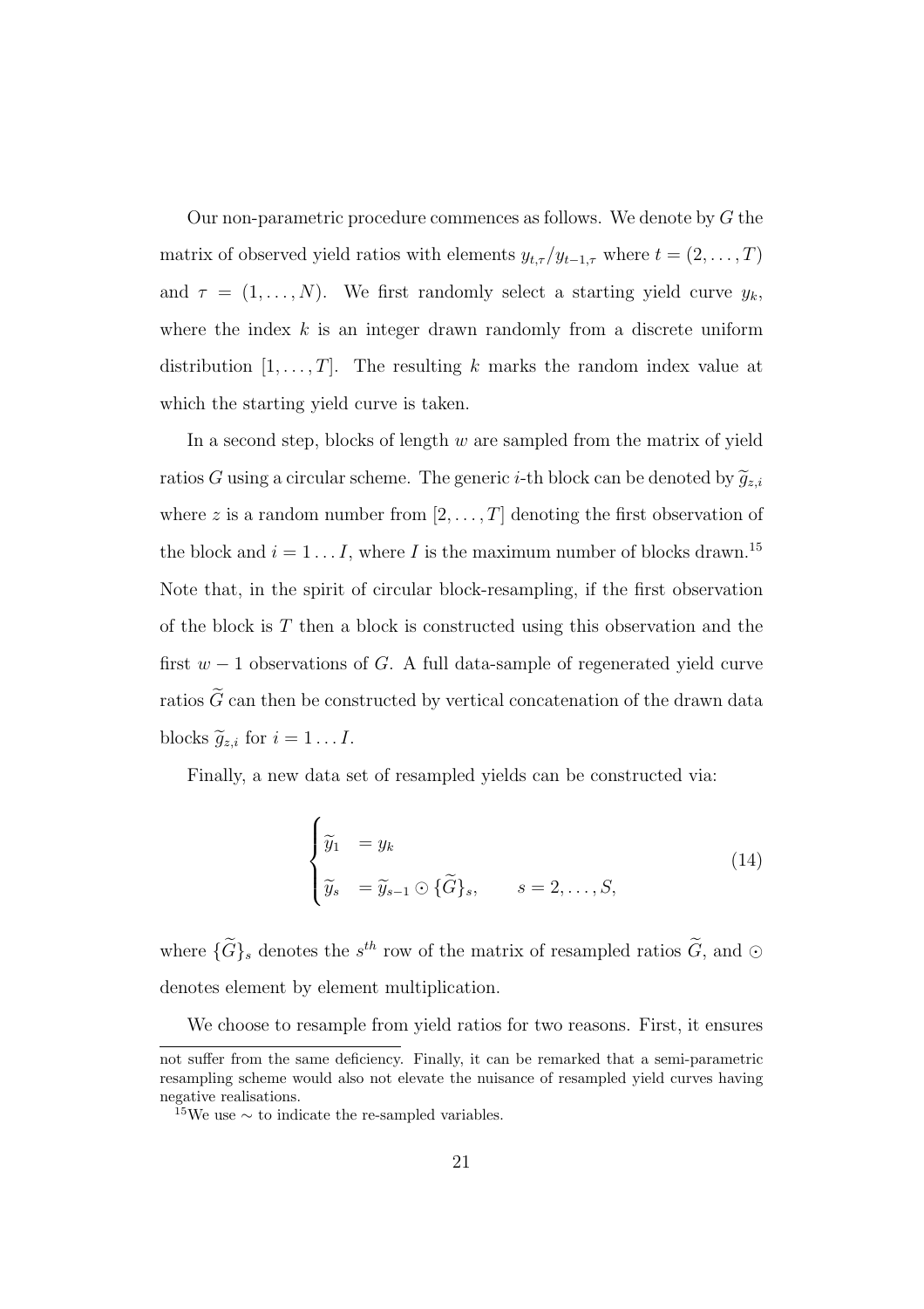Our non-parametric procedure commences as follows. We denote by $G$ the matrix of observed yield ratios with elements $y_{t,\tau}/y_{t-1,\tau}$ where $t = (2, \ldots, T)$ and $\tau = (1, \ldots, N)$. We first randomly select a starting yield curve $y_k$, where the index $k$ is an integer drawn randomly from a discrete uniform distribution $[1, \ldots, T]$. The resulting $k$ marks the random index value at which the starting yield curve is taken.

In a second step, blocks of length $w$ are sampled from the matrix of yield ratios $G$ using a circular scheme. The generic $i$-th block can be denoted by $\widetilde{g}_{z,i}$ where $z$ is a random number from $[2, \ldots, T]$ denoting the first observation of the block and $i = 1 \ldots I$, where $I$ is the maximum number of blocks drawn.[15] Note that, in the spirit of circular block-resampling, if the first observation of the block is $T$ then a block is constructed using this observation and the first $w - 1$ observations of $G$. A full data-sample of regenerated yield curve ratios $\widetilde{G}$ can then be constructed by vertical concatenation of the drawn data blocks $\widetilde{g}_{z,i}$ for $i = 1 \ldots I$.

Finally, a new data set of resampled yields can be constructed via:

$$
\begin{cases}
\widetilde{y}_1 & = y_k \\
\widetilde{y}_s & = \widetilde{y}_{s-1} \odot \{\widetilde{G}\}_s, \qquad s = 2, \ldots, S,
\end{cases}
\tag{14}
$$

where $\{\widetilde{G}\}_s$ denotes the $s^{th}$ row of the matrix of resampled ratios $\widetilde{G}$, and $\odot$ denotes element by element multiplication.

We choose to resample from yield ratios for two reasons. First, it ensures

not suffer from the same deficiency. Finally, it can be remarked that a semi-parametric resampling scheme would also not elevate the nuisance of resampled yield curves having negative realisations.

[15] We use $\sim$ to indicate the re-sampled variables.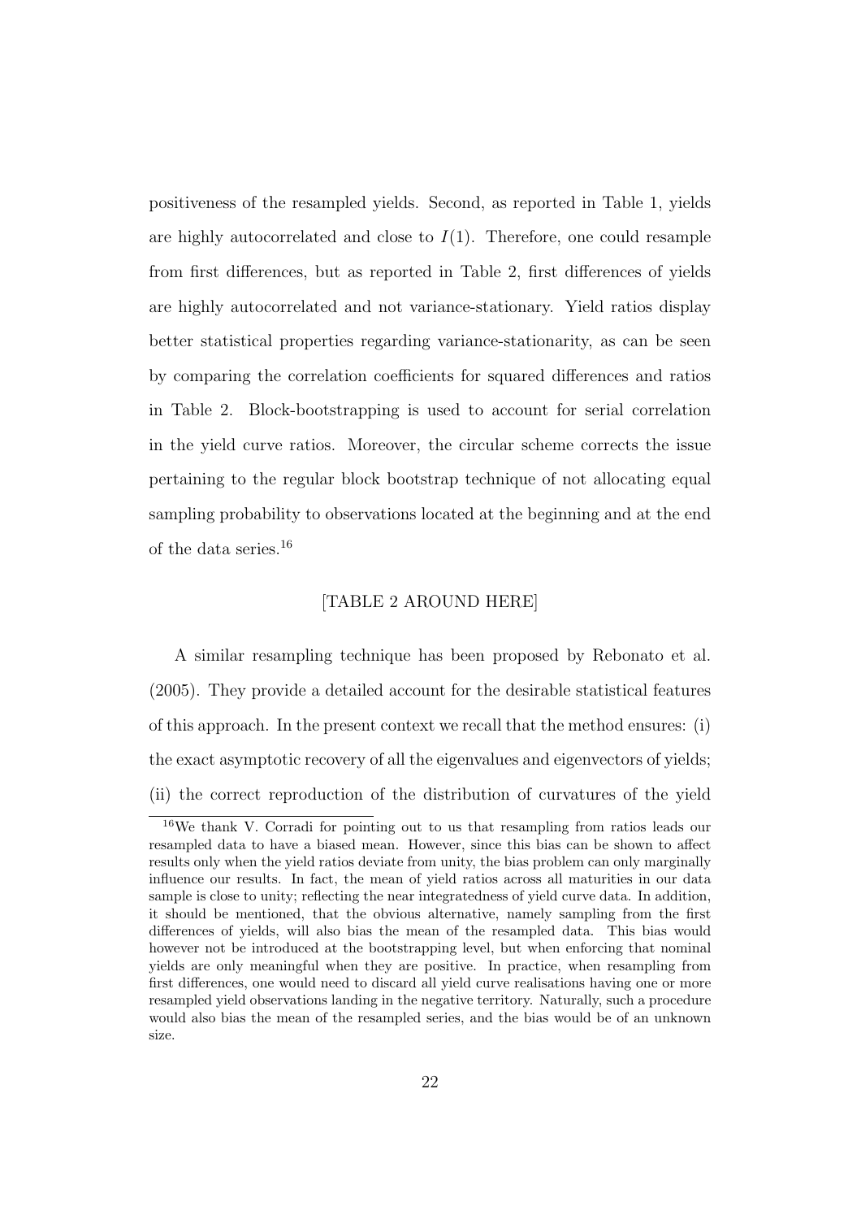positiveness of the resampled yields. Second, as reported in Table 1, yields are highly autocorrelated and close to $I(1)$. Therefore, one could resample from first differences, but as reported in Table 2, first differences of yields are highly autocorrelated and not variance-stationary. Yield ratios display better statistical properties regarding variance-stationarity, as can be seen by comparing the correlation coefficients for squared differences and ratios in Table 2. Block-bootstrapping is used to account for serial correlation in the yield curve ratios. Moreover, the circular scheme corrects the issue pertaining to the regular block bootstrap technique of not allocating equal sampling probability to observations located at the beginning and at the end of the data series.[16]

[TABLE 2 AROUND HERE]

A similar resampling technique has been proposed by Rebonato et al. (2005). They provide a detailed account for the desirable statistical features of this approach. In the present context we recall that the method ensures: (i) the exact asymptotic recovery of all the eigenvalues and eigenvectors of yields; (ii) the correct reproduction of the distribution of curvatures of the yield

[16] We thank V. Corradi for pointing out to us that resampling from ratios leads our resampled data to have a biased mean. However, since this bias can be shown to affect results only when the yield ratios deviate from unity, the bias problem can only marginally influence our results. In fact, the mean of yield ratios across all maturities in our data sample is close to unity; reflecting the near integratedness of yield curve data. In addition, it should be mentioned, that the obvious alternative, namely sampling from the first differences of yields, will also bias the mean of the resampled data. This bias would however not be introduced at the bootstrapping level, but when enforcing that nominal yields are only meaningful when they are positive. In practice, when resampling from first differences, one would need to discard all yield curve realisations having one or more resampled yield observations landing in the negative territory. Naturally, such a procedure would also bias the mean of the resampled series, and the bias would be of an unknown size.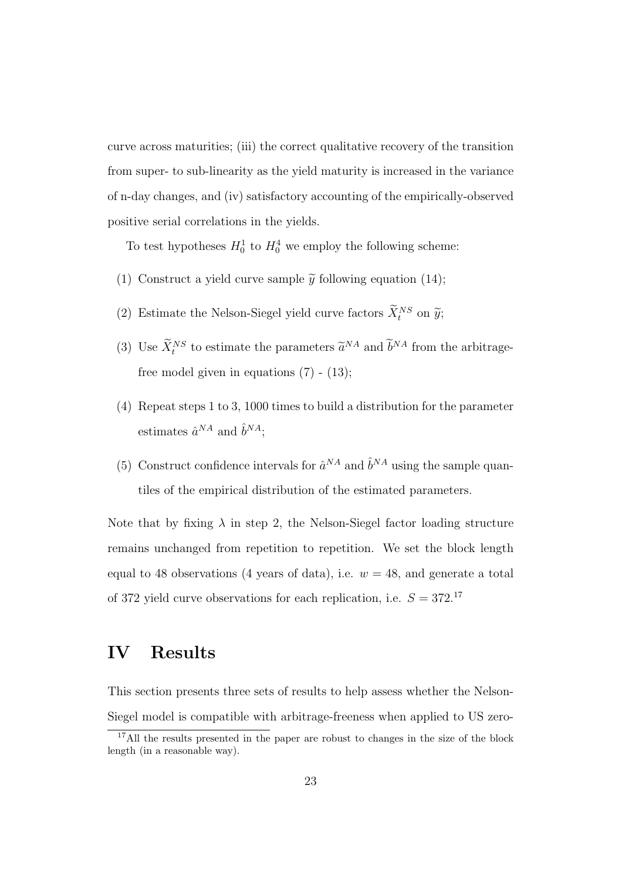curve across maturities; (iii) the correct qualitative recovery of the transition from super- to sub-linearity as the yield maturity is increased in the variance of n-day changes, and (iv) satisfactory accounting of the empirically-observed positive serial correlations in the yields.

To test hypotheses $H_0^1$ to $H_0^4$ we employ the following scheme:

(1) Construct a yield curve sample $\widetilde{y}$ following equation (14);

(2) Estimate the Nelson-Siegel yield curve factors $\widetilde{X}_t^{NS}$ on $\widetilde{y}$;

(3) Use $\widetilde{X}_t^{NS}$ to estimate the parameters $\widetilde{a}^{NA}$ and $\widetilde{b}^{NA}$ from the arbitrage-free model given in equations (7) - (13);

(4) Repeat steps 1 to 3, 1000 times to build a distribution for the parameter estimates $\hat{a}^{NA}$ and $\hat{b}^{NA}$;

(5) Construct confidence intervals for $\hat{a}^{NA}$ and $\hat{b}^{NA}$ using the sample quantiles of the empirical distribution of the estimated parameters.

Note that by fixing $\lambda$ in step 2, the Nelson-Siegel factor loading structure remains unchanged from repetition to repetition. We set the block length equal to 48 observations (4 years of data), i.e. $w = 48$, and generate a total of 372 yield curve observations for each replication, i.e. $S = 372$.[17]

# IV Results

This section presents three sets of results to help assess whether the Nelson-Siegel model is compatible with arbitrage-freeness when applied to US zero-

[17] All the results presented in the paper are robust to changes in the size of the block length (in a reasonable way).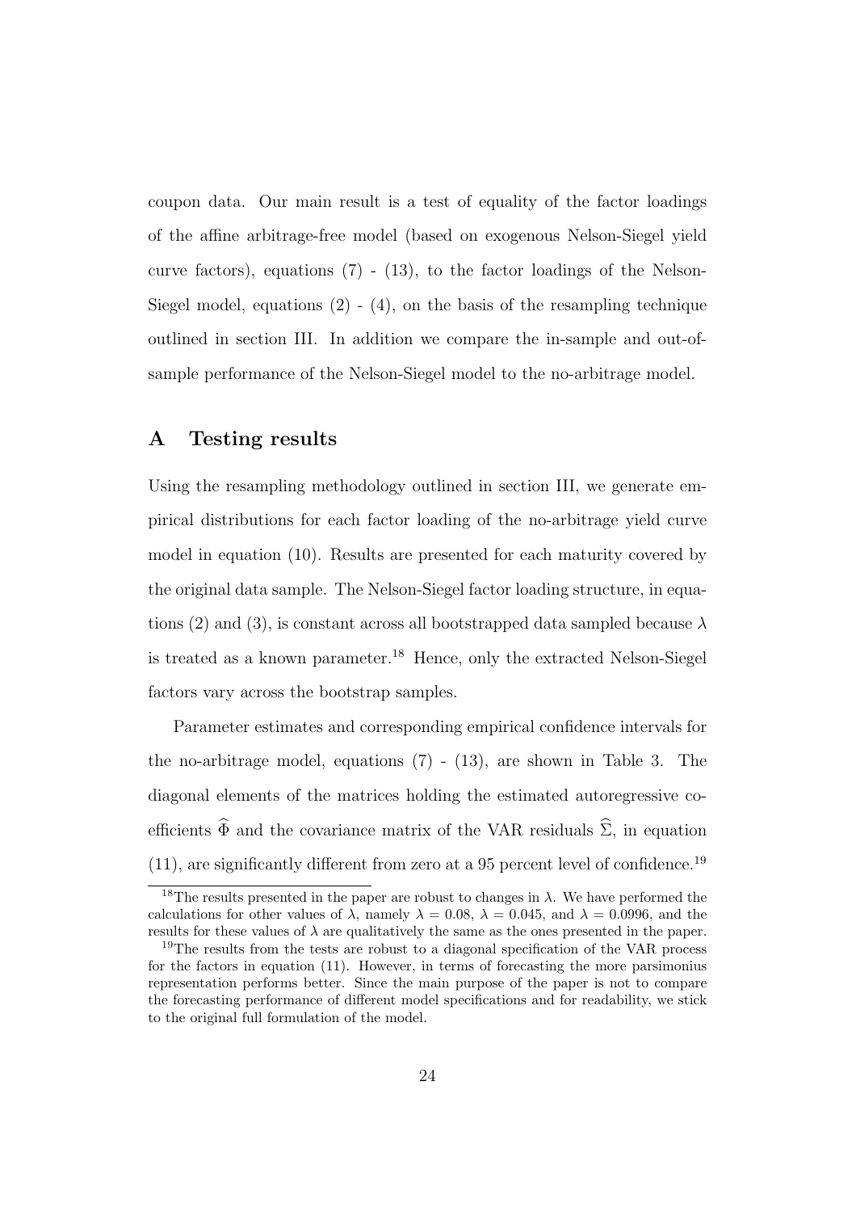coupon data. Our main result is a test of equality of the factor loadings of the affine arbitrage-free model (based on exogenous Nelson-Siegel yield curve factors), equations (7) - (13), to the factor loadings of the Nelson-Siegel model, equations (2) - (4), on the basis of the resampling technique outlined in section III. In addition we compare the in-sample and out-of-sample performance of the Nelson-Siegel model to the no-arbitrage model.

## A Testing results

Using the resampling methodology outlined in section III, we generate empirical distributions for each factor loading of the no-arbitrage yield curve model in equation (10). Results are presented for each maturity covered by the original data sample. The Nelson-Siegel factor loading structure, in equations (2) and (3), is constant across all bootstrapped data sampled because $\lambda$ is treated as a known parameter.[18] Hence, only the extracted Nelson-Siegel factors vary across the bootstrap samples.

Parameter estimates and corresponding empirical confidence intervals for the no-arbitrage model, equations (7) - (13), are shown in Table 3. The diagonal elements of the matrices holding the estimated autoregressive coefficients $\widehat{\Phi}$ and the covariance matrix of the VAR residuals $\widehat{\Sigma}$, in equation (11), are significantly different from zero at a 95 percent level of confidence.[19]

[18] The results presented in the paper are robust to changes in $\lambda$. We have performed the calculations for other values of $\lambda$, namely $\lambda = 0.08$, $\lambda = 0.045$, and $\lambda = 0.0996$, and the results for these values of $\lambda$ are qualitatively the same as the ones presented in the paper.

[19] The results from the tests are robust to a diagonal specification of the VAR process for the factors in equation (11). However, in terms of forecasting the more parsimonius representation performs better. Since the main purpose of the paper is not to compare the forecasting performance of different model specifications and for readability, we stick to the original full formulation of the model.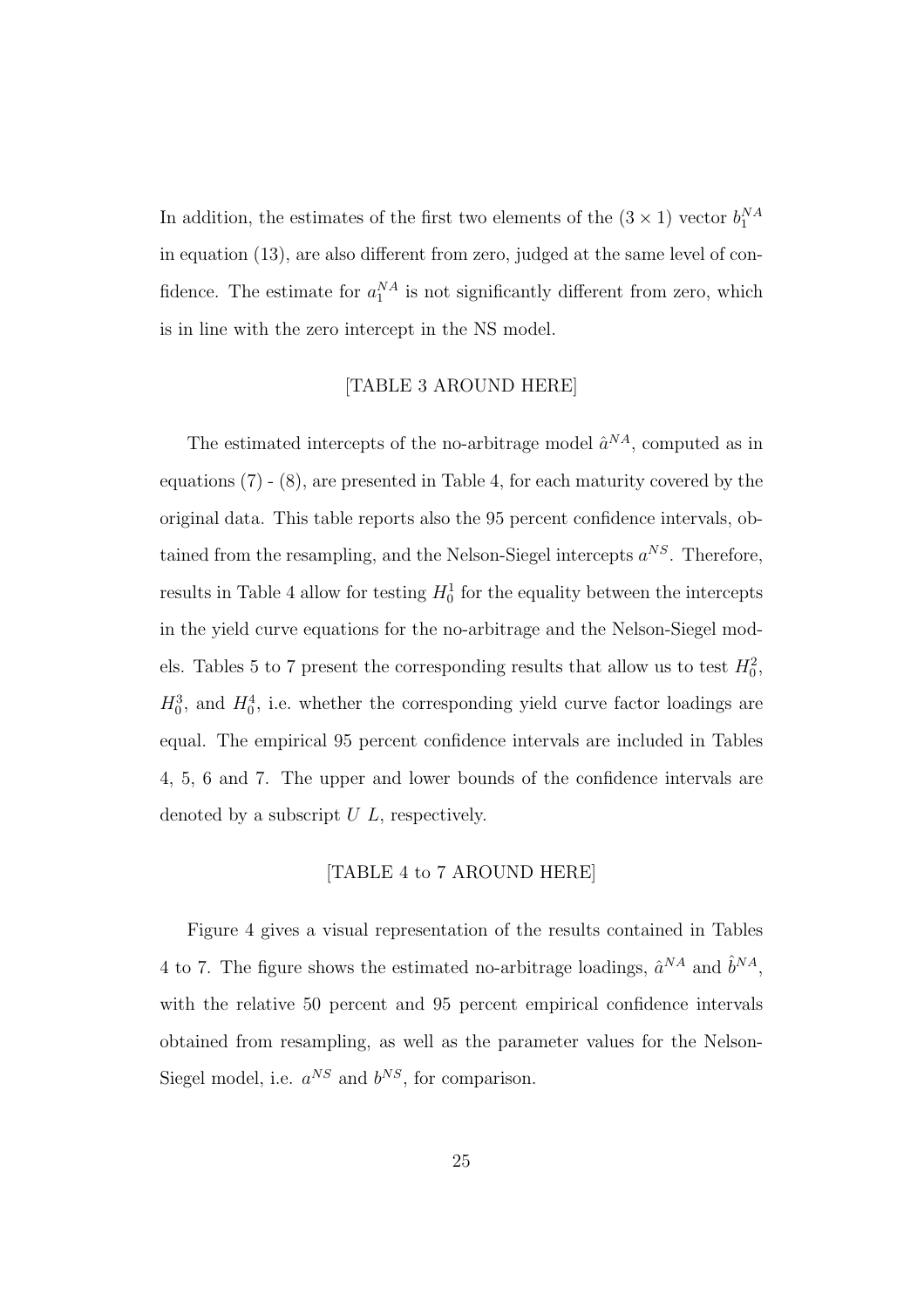In addition, the estimates of the first two elements of the $(3 \times 1)$ vector $b_1^{NA}$ in equation (13), are also different from zero, judged at the same level of confidence. The estimate for $a_1^{NA}$ is not significantly different from zero, which is in line with the zero intercept in the NS model.

[TABLE 3 AROUND HERE]

The estimated intercepts of the no-arbitrage model $\hat{a}^{NA}$, computed as in equations (7) - (8), are presented in Table 4, for each maturity covered by the original data. This table reports also the 95 percent confidence intervals, obtained from the resampling, and the Nelson-Siegel intercepts $a^{NS}$. Therefore, results in Table 4 allow for testing $H_0^1$ for the equality between the intercepts in the yield curve equations for the no-arbitrage and the Nelson-Siegel models. Tables 5 to 7 present the corresponding results that allow us to test $H_0^2$, $H_0^3$, and $H_0^4$, i.e. whether the corresponding yield curve factor loadings are equal. The empirical 95 percent confidence intervals are included in Tables 4, 5, 6 and 7. The upper and lower bounds of the confidence intervals are denoted by a subscript $U$ $L$, respectively.

[TABLE 4 to 7 AROUND HERE]

Figure 4 gives a visual representation of the results contained in Tables 4 to 7. The figure shows the estimated no-arbitrage loadings, $\hat{a}^{NA}$ and $\hat{b}^{NA}$, with the relative 50 percent and 95 percent empirical confidence intervals obtained from resampling, as well as the parameter values for the Nelson-Siegel model, i.e. $a^{NS}$ and $b^{NS}$, for comparison.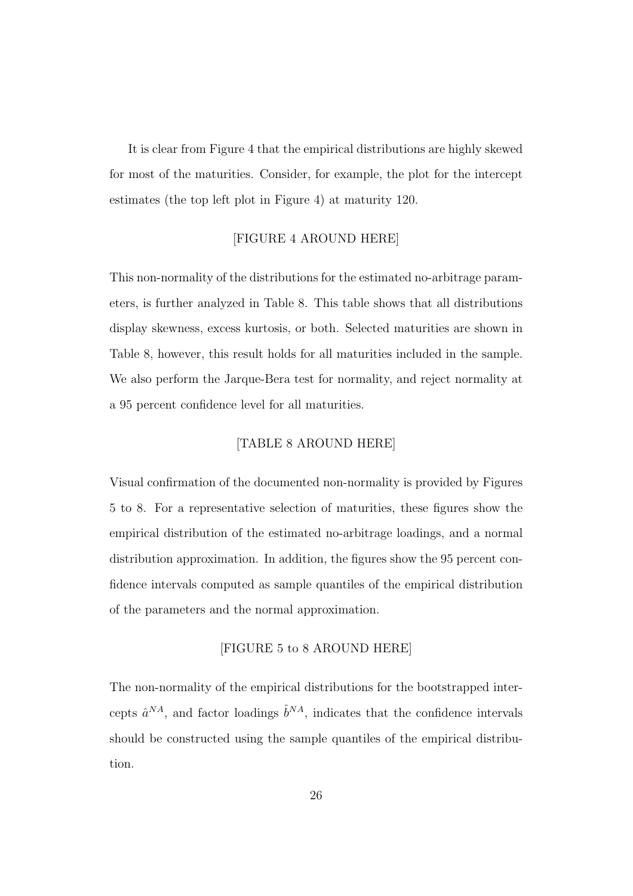It is clear from Figure 4 that the empirical distributions are highly skewed for most of the maturities. Consider, for example, the plot for the intercept estimates (the top left plot in Figure 4) at maturity 120.

[FIGURE 4 AROUND HERE]

This non-normality of the distributions for the estimated no-arbitrage parameters, is further analyzed in Table 8. This table shows that all distributions display skewness, excess kurtosis, or both. Selected maturities are shown in Table 8, however, this result holds for all maturities included in the sample. We also perform the Jarque-Bera test for normality, and reject normality at a 95 percent confidence level for all maturities.

[TABLE 8 AROUND HERE]

Visual confirmation of the documented non-normality is provided by Figures 5 to 8. For a representative selection of maturities, these figures show the empirical distribution of the estimated no-arbitrage loadings, and a normal distribution approximation. In addition, the figures show the 95 percent confidence intervals computed as sample quantiles of the empirical distribution of the parameters and the normal approximation.

[FIGURE 5 to 8 AROUND HERE]

The non-normality of the empirical distributions for the bootstrapped intercepts $\hat{a}^{NA}$, and factor loadings $\hat{b}^{NA}$, indicates that the confidence intervals should be constructed using the sample quantiles of the empirical distribution.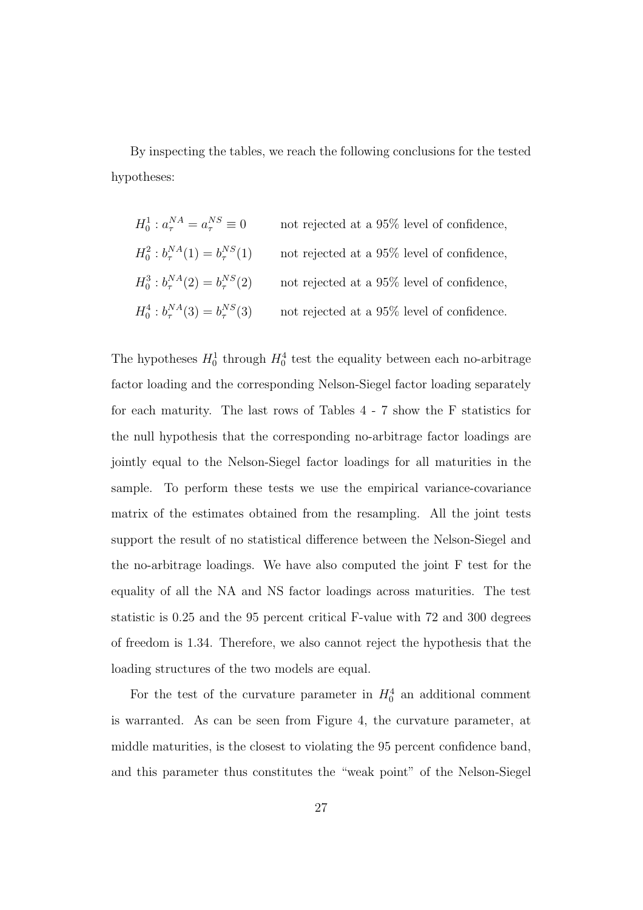By inspecting the tables, we reach the following conclusions for the tested hypotheses:

$H_0^1 : a_\tau^{NA} = a_\tau^{NS} \equiv 0$ not rejected at a 95% level of confidence,

$H_0^2 : b_\tau^{NA}(1) = b_\tau^{NS}(1)$ not rejected at a 95% level of confidence,

$H_0^3 : b_\tau^{NA}(2) = b_\tau^{NS}(2)$ not rejected at a 95% level of confidence,

$H_0^4 : b_\tau^{NA}(3) = b_\tau^{NS}(3)$ not rejected at a 95% level of confidence.

The hypotheses $H_0^1$ through $H_0^4$ test the equality between each no-arbitrage factor loading and the corresponding Nelson-Siegel factor loading separately for each maturity. The last rows of Tables 4 - 7 show the F statistics for the null hypothesis that the corresponding no-arbitrage factor loadings are jointly equal to the Nelson-Siegel factor loadings for all maturities in the sample. To perform these tests we use the empirical variance-covariance matrix of the estimates obtained from the resampling. All the joint tests support the result of no statistical difference between the Nelson-Siegel and the no-arbitrage loadings. We have also computed the joint F test for the equality of all the NA and NS factor loadings across maturities. The test statistic is 0.25 and the 95 percent critical F-value with 72 and 300 degrees of freedom is 1.34. Therefore, we also cannot reject the hypothesis that the loading structures of the two models are equal.

For the test of the curvature parameter in $H_0^4$ an additional comment is warranted. As can be seen from Figure 4, the curvature parameter, at middle maturities, is the closest to violating the 95 percent confidence band, and this parameter thus constitutes the "weak point" of the Nelson-Siegel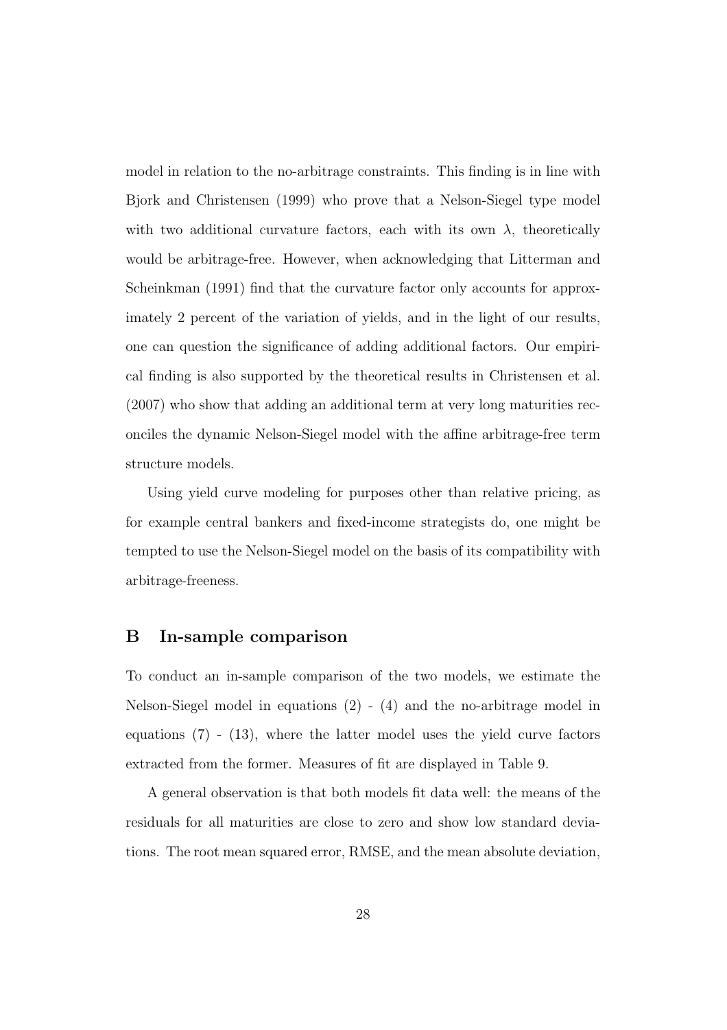model in relation to the no-arbitrage constraints. This finding is in line with Bjork and Christensen (1999) who prove that a Nelson-Siegel type model with two additional curvature factors, each with its own $\lambda$, theoretically would be arbitrage-free. However, when acknowledging that Litterman and Scheinkman (1991) find that the curvature factor only accounts for approximately 2 percent of the variation of yields, and in the light of our results, one can question the significance of adding additional factors. Our empirical finding is also supported by the theoretical results in Christensen et al. (2007) who show that adding an additional term at very long maturities reconciles the dynamic Nelson-Siegel model with the affine arbitrage-free term structure models.

Using yield curve modeling for purposes other than relative pricing, as for example central bankers and fixed-income strategists do, one might be tempted to use the Nelson-Siegel model on the basis of its compatibility with arbitrage-freeness.

## B In-sample comparison

To conduct an in-sample comparison of the two models, we estimate the Nelson-Siegel model in equations (2) - (4) and the no-arbitrage model in equations (7) - (13), where the latter model uses the yield curve factors extracted from the former. Measures of fit are displayed in Table 9.

A general observation is that both models fit data well: the means of the residuals for all maturities are close to zero and show low standard deviations. The root mean squared error, RMSE, and the mean absolute deviation,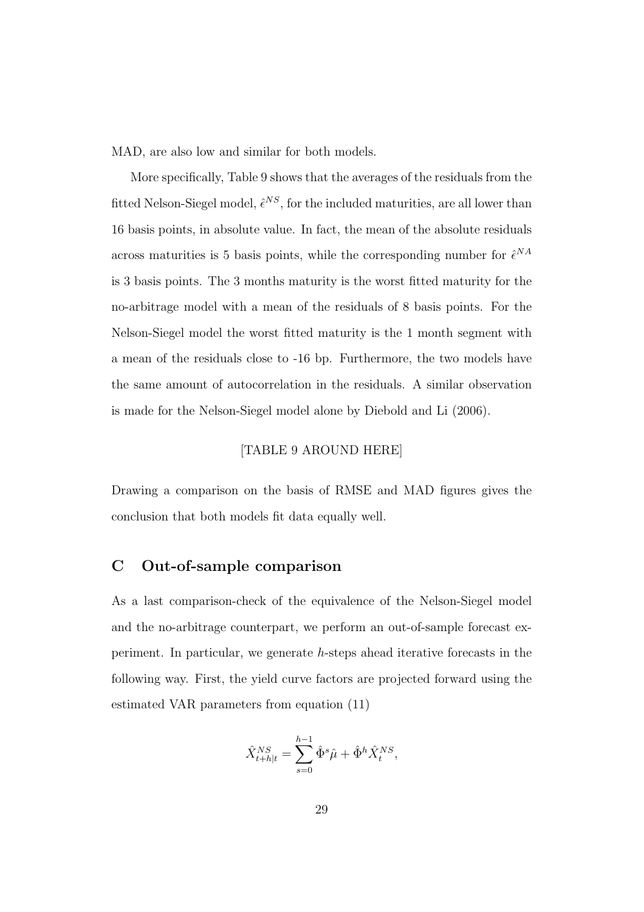MAD, are also low and similar for both models.

More specifically, Table 9 shows that the averages of the residuals from the fitted Nelson-Siegel model, $\hat{\epsilon}^{NS}$, for the included maturities, are all lower than 16 basis points, in absolute value. In fact, the mean of the absolute residuals across maturities is 5 basis points, while the corresponding number for $\hat{\epsilon}^{NA}$ is 3 basis points. The 3 months maturity is the worst fitted maturity for the no-arbitrage model with a mean of the residuals of 8 basis points. For the Nelson-Siegel model the worst fitted maturity is the 1 month segment with a mean of the residuals close to -16 bp. Furthermore, the two models have the same amount of autocorrelation in the residuals. A similar observation is made for the Nelson-Siegel model alone by Diebold and Li (2006).

[TABLE 9 AROUND HERE]

Drawing a comparison on the basis of RMSE and MAD figures gives the conclusion that both models fit data equally well.

## C Out-of-sample comparison

As a last comparison-check of the equivalence of the Nelson-Siegel model and the no-arbitrage counterpart, we perform an out-of-sample forecast experiment. In particular, we generate $h$-steps ahead iterative forecasts in the following way. First, the yield curve factors are projected forward using the estimated VAR parameters from equation (11)

$$\hat{X}^{NS}_{t+h|t} = \sum_{s=0}^{h-1} \hat{\Phi}^s \hat{\mu} + \hat{\Phi}^h \hat{X}^{NS}_t,$$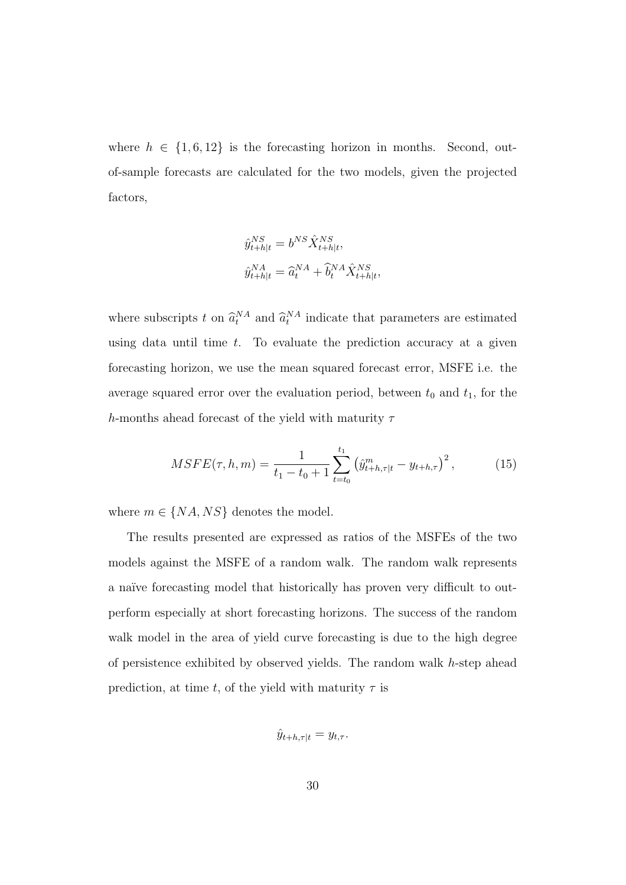where $h \in \{1, 6, 12\}$ is the forecasting horizon in months. Second, out-of-sample forecasts are calculated for the two models, given the projected factors,

$$
\begin{aligned}
\hat{y}^{NS}_{t+h|t} &= b^{NS} \hat{X}^{NS}_{t+h|t}, \\
\hat{y}^{NA}_{t+h|t} &= \widehat{a}^{NA}_{t} + \widehat{b}^{NA}_{t} \hat{X}^{NS}_{t+h|t},
\end{aligned}
$$

where subscripts $t$ on $\widehat{a}^{NA}_{t}$ and $\widehat{a}^{NA}_{t}$ indicate that parameters are estimated using data until time $t$. To evaluate the prediction accuracy at a given forecasting horizon, we use the mean squared forecast error, MSFE i.e. the average squared error over the evaluation period, between $t_0$ and $t_1$, for the $h$-months ahead forecast of the yield with maturity $\tau$

$$
MSFE(\tau, h, m) = \frac{1}{t_1 - t_0 + 1} \sum_{t=t_0}^{t_1} \left( \hat{y}^{m}_{t+h,\tau|t} - y_{t+h,\tau} \right)^2, \tag{15}
$$

where $m \in \{NA, NS\}$ denotes the model.

The results presented are expressed as ratios of the MSFEs of the two models against the MSFE of a random walk. The random walk represents a naïve forecasting model that historically has proven very difficult to outperform especially at short forecasting horizons. The success of the random walk model in the area of yield curve forecasting is due to the high degree of persistence exhibited by observed yields. The random walk $h$-step ahead prediction, at time $t$, of the yield with maturity $\tau$ is

$$
\hat{y}_{t+h,\tau|t} = y_{t,\tau}.
$$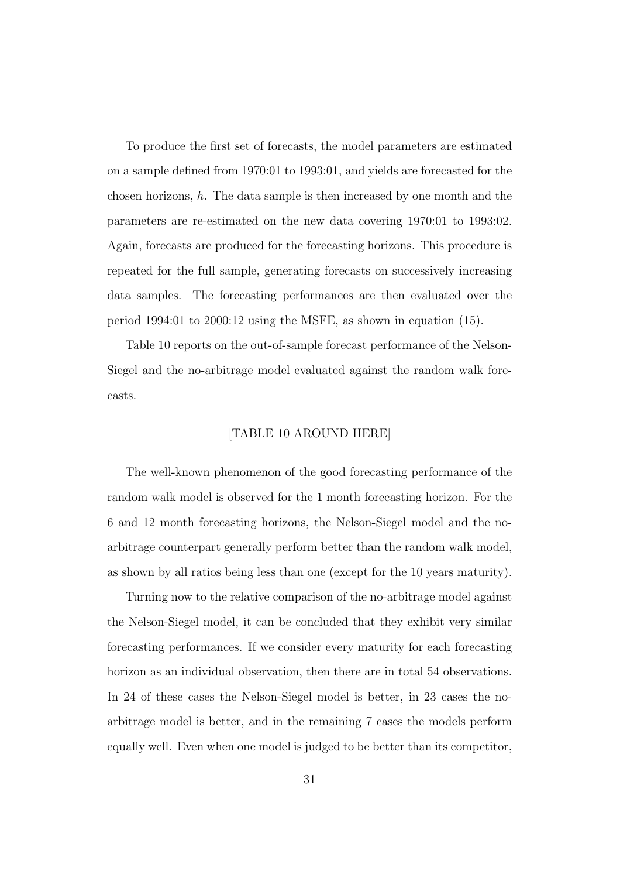To produce the first set of forecasts, the model parameters are estimated on a sample defined from 1970:01 to 1993:01, and yields are forecasted for the chosen horizons, $h$. The data sample is then increased by one month and the parameters are re-estimated on the new data covering 1970:01 to 1993:02. Again, forecasts are produced for the forecasting horizons. This procedure is repeated for the full sample, generating forecasts on successively increasing data samples. The forecasting performances are then evaluated over the period 1994:01 to 2000:12 using the MSFE, as shown in equation (15).

Table 10 reports on the out-of-sample forecast performance of the Nelson-Siegel and the no-arbitrage model evaluated against the random walk forecasts.

[TABLE 10 AROUND HERE]

The well-known phenomenon of the good forecasting performance of the random walk model is observed for the 1 month forecasting horizon. For the 6 and 12 month forecasting horizons, the Nelson-Siegel model and the no-arbitrage counterpart generally perform better than the random walk model, as shown by all ratios being less than one (except for the 10 years maturity).

Turning now to the relative comparison of the no-arbitrage model against the Nelson-Siegel model, it can be concluded that they exhibit very similar forecasting performances. If we consider every maturity for each forecasting horizon as an individual observation, then there are in total 54 observations. In 24 of these cases the Nelson-Siegel model is better, in 23 cases the no-arbitrage model is better, and in the remaining 7 cases the models perform equally well. Even when one model is judged to be better than its competitor,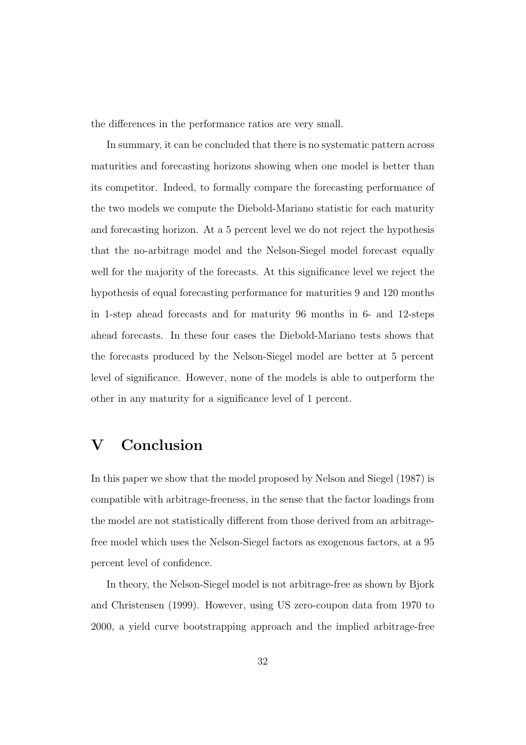the differences in the performance ratios are very small.

In summary, it can be concluded that there is no systematic pattern across maturities and forecasting horizons showing when one model is better than its competitor. Indeed, to formally compare the forecasting performance of the two models we compute the Diebold-Mariano statistic for each maturity and forecasting horizon. At a 5 percent level we do not reject the hypothesis that the no-arbitrage model and the Nelson-Siegel model forecast equally well for the majority of the forecasts. At this significance level we reject the hypothesis of equal forecasting performance for maturities 9 and 120 months in 1-step ahead forecasts and for maturity 96 months in 6- and 12-steps ahead forecasts. In these four cases the Diebold-Mariano tests shows that the forecasts produced by the Nelson-Siegel model are better at 5 percent level of significance. However, none of the models is able to outperform the other in any maturity for a significance level of 1 percent.

# V Conclusion

In this paper we show that the model proposed by Nelson and Siegel (1987) is compatible with arbitrage-freeness, in the sense that the factor loadings from the model are not statistically different from those derived from an arbitrage-free model which uses the Nelson-Siegel factors as exogenous factors, at a 95 percent level of confidence.

In theory, the Nelson-Siegel model is not arbitrage-free as shown by Bjork and Christensen (1999). However, using US zero-coupon data from 1970 to 2000, a yield curve bootstrapping approach and the implied arbitrage-free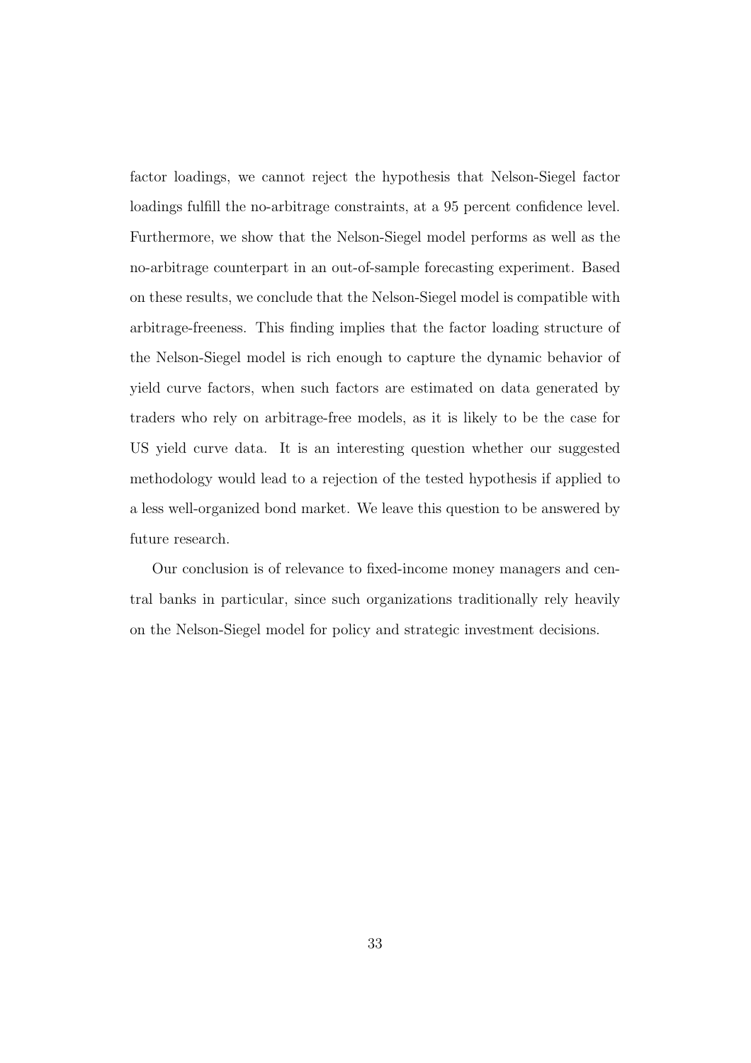factor loadings, we cannot reject the hypothesis that Nelson-Siegel factor loadings fulfill the no-arbitrage constraints, at a 95 percent confidence level. Furthermore, we show that the Nelson-Siegel model performs as well as the no-arbitrage counterpart in an out-of-sample forecasting experiment. Based on these results, we conclude that the Nelson-Siegel model is compatible with arbitrage-freeness. This finding implies that the factor loading structure of the Nelson-Siegel model is rich enough to capture the dynamic behavior of yield curve factors, when such factors are estimated on data generated by traders who rely on arbitrage-free models, as it is likely to be the case for US yield curve data. It is an interesting question whether our suggested methodology would lead to a rejection of the tested hypothesis if applied to a less well-organized bond market. We leave this question to be answered by future research.

Our conclusion is of relevance to fixed-income money managers and central banks in particular, since such organizations traditionally rely heavily on the Nelson-Siegel model for policy and strategic investment decisions.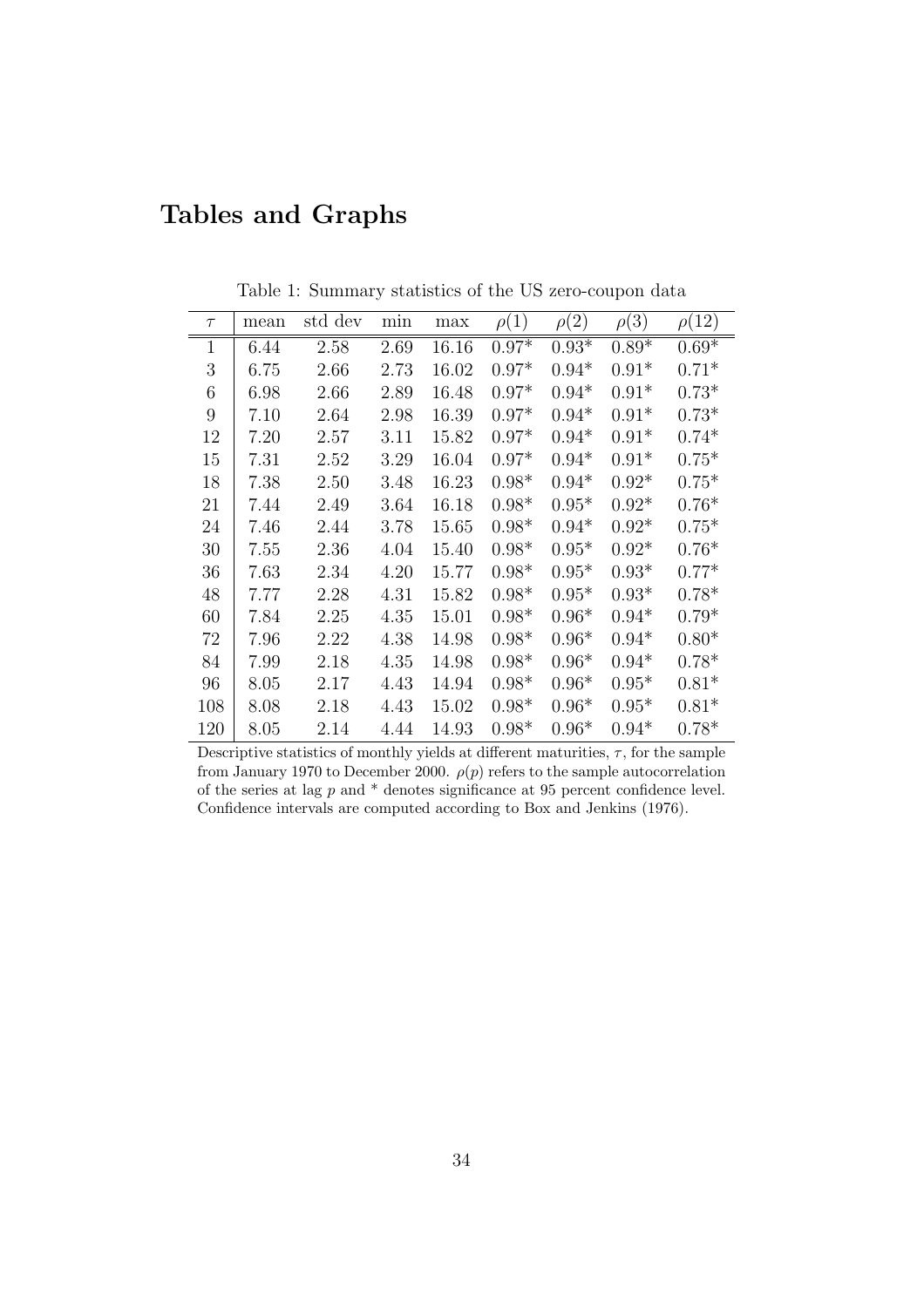# Tables and Graphs

Table 1: Summary statistics of the US zero-coupon data

| $\tau$ | mean | std dev | min | max | $\rho(1)$ | $\rho(2)$ | $\rho(3)$ | $\rho(12)$ |
|---|---|---|---|---|---|---|---|---|
| 1 | 6.44 | 2.58 | 2.69 | 16.16 | 0.97* | 0.93* | 0.89* | 0.69* |
| 3 | 6.75 | 2.66 | 2.73 | 16.02 | 0.97* | 0.94* | 0.91* | 0.71* |
| 6 | 6.98 | 2.66 | 2.89 | 16.48 | 0.97* | 0.94* | 0.91* | 0.73* |
| 9 | 7.10 | 2.64 | 2.98 | 16.39 | 0.97* | 0.94* | 0.91* | 0.73* |
| 12 | 7.20 | 2.57 | 3.11 | 15.82 | 0.97* | 0.94* | 0.91* | 0.74* |
| 15 | 7.31 | 2.52 | 3.29 | 16.04 | 0.97* | 0.94* | 0.91* | 0.75* |
| 18 | 7.38 | 2.50 | 3.48 | 16.23 | 0.98* | 0.94* | 0.92* | 0.75* |
| 21 | 7.44 | 2.49 | 3.64 | 16.18 | 0.98* | 0.95* | 0.92* | 0.76* |
| 24 | 7.46 | 2.44 | 3.78 | 15.65 | 0.98* | 0.94* | 0.92* | 0.75* |
| 30 | 7.55 | 2.36 | 4.04 | 15.40 | 0.98* | 0.95* | 0.92* | 0.76* |
| 36 | 7.63 | 2.34 | 4.20 | 15.77 | 0.98* | 0.95* | 0.93* | 0.77* |
| 48 | 7.77 | 2.28 | 4.31 | 15.82 | 0.98* | 0.95* | 0.93* | 0.78* |
| 60 | 7.84 | 2.25 | 4.35 | 15.01 | 0.98* | 0.96* | 0.94* | 0.79* |
| 72 | 7.96 | 2.22 | 4.38 | 14.98 | 0.98* | 0.96* | 0.94* | 0.80* |
| 84 | 7.99 | 2.18 | 4.35 | 14.98 | 0.98* | 0.96* | 0.94* | 0.78* |
| 96 | 8.05 | 2.17 | 4.43 | 14.94 | 0.98* | 0.96* | 0.95* | 0.81* |
| 108 | 8.08 | 2.18 | 4.43 | 15.02 | 0.98* | 0.96* | 0.95* | 0.81* |
| 120 | 8.05 | 2.14 | 4.44 | 14.93 | 0.98* | 0.96* | 0.94* | 0.78* |

Descriptive statistics of monthly yields at different maturities, $\tau$, for the sample from January 1970 to December 2000. $\rho(p)$ refers to the sample autocorrelation of the series at lag $p$ and * denotes significance at 95 percent confidence level. Confidence intervals are computed according to Box and Jenkins (1976).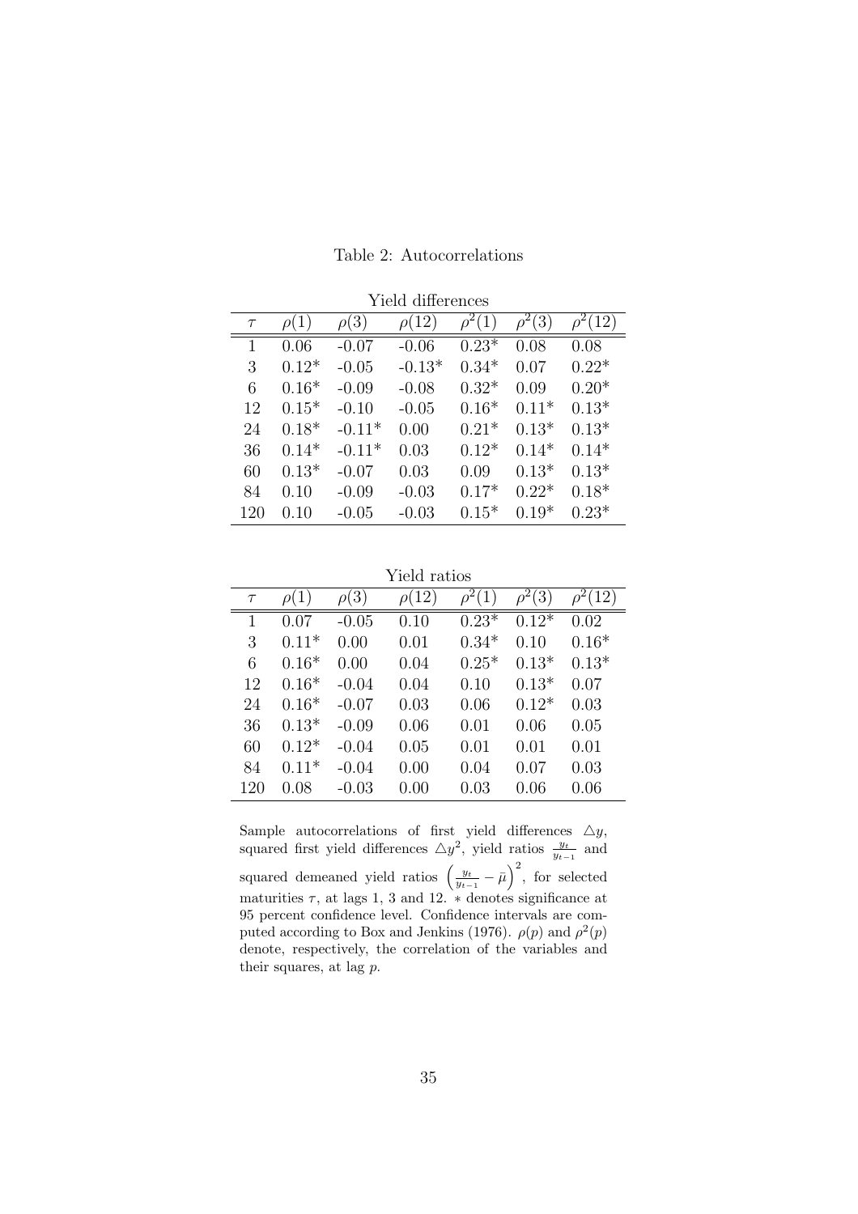Table 2: Autocorrelations

Yield differences

| $\tau$ | $\rho(1)$ | $\rho(3)$ | $\rho(12)$ | $\rho^2(1)$ | $\rho^2(3)$ | $\rho^2(12)$ |
|---|---|---|---|---|---|---|
| 1 | 0.06 | -0.07 | -0.06 | 0.23* | 0.08 | 0.08 |
| 3 | 0.12* | -0.05 | -0.13* | 0.34* | 0.07 | 0.22* |
| 6 | 0.16* | -0.09 | -0.08 | 0.32* | 0.09 | 0.20* |
| 12 | 0.15* | -0.10 | -0.05 | 0.16* | 0.11* | 0.13* |
| 24 | 0.18* | -0.11* | 0.00 | 0.21* | 0.13* | 0.13* |
| 36 | 0.14* | -0.11* | 0.03 | 0.12* | 0.14* | 0.14* |
| 60 | 0.13* | -0.07 | 0.03 | 0.09 | 0.13* | 0.13* |
| 84 | 0.10 | -0.09 | -0.03 | 0.17* | 0.22* | 0.18* |
| 120 | 0.10 | -0.05 | -0.03 | 0.15* | 0.19* | 0.23* |

Yield ratios

| $\tau$ | $\rho(1)$ | $\rho(3)$ | $\rho(12)$ | $\rho^2(1)$ | $\rho^2(3)$ | $\rho^2(12)$ |
|---|---|---|---|---|---|---|
| 1 | 0.07 | -0.05 | 0.10 | 0.23* | 0.12* | 0.02 |
| 3 | 0.11* | 0.00 | 0.01 | 0.34* | 0.10 | 0.16* |
| 6 | 0.16* | 0.00 | 0.04 | 0.25* | 0.13* | 0.13* |
| 12 | 0.16* | -0.04 | 0.04 | 0.10 | 0.13* | 0.07 |
| 24 | 0.16* | -0.07 | 0.03 | 0.06 | 0.12* | 0.03 |
| 36 | 0.13* | -0.09 | 0.06 | 0.01 | 0.06 | 0.05 |
| 60 | 0.12* | -0.04 | 0.05 | 0.01 | 0.01 | 0.01 |
| 84 | 0.11* | -0.04 | 0.00 | 0.04 | 0.07 | 0.03 |
| 120 | 0.08 | -0.03 | 0.00 | 0.03 | 0.06 | 0.06 |

Sample autocorrelations of first yield differences $\triangle y$, squared first yield differences $\triangle y^2$, yield ratios $\frac{y_t}{y_{t-1}}$ and squared demeaned yield ratios $\left(\frac{y_t}{y_{t-1}} - \bar{\mu}\right)^2$, for selected maturities $\tau$, at lags 1, 3 and 12. $*$ denotes significance at 95 percent confidence level. Confidence intervals are computed according to Box and Jenkins (1976). $\rho(p)$ and $\rho^2(p)$ denote, respectively, the correlation of the variables and their squares, at lag $p$.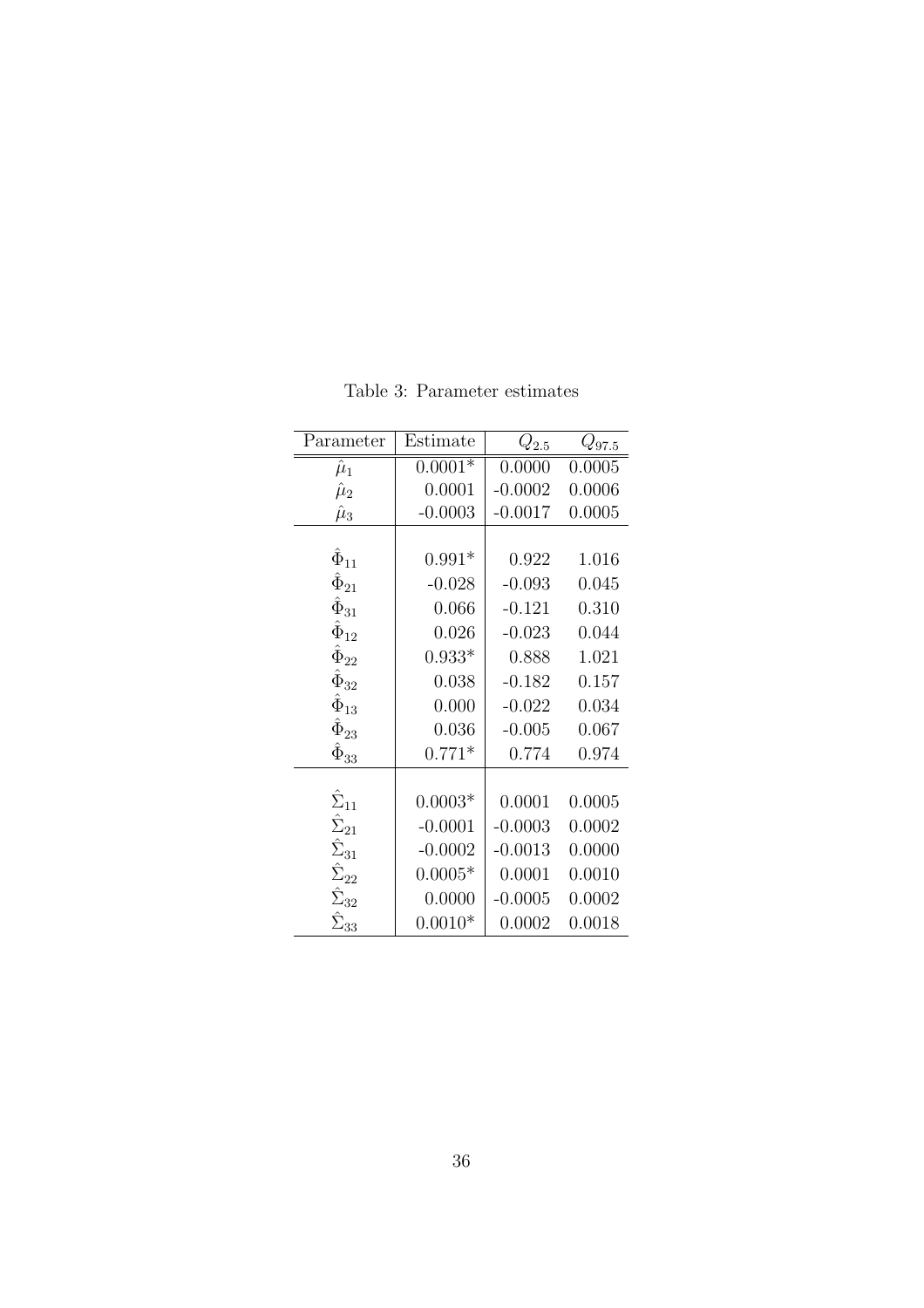Table 3: Parameter estimates

| Parameter | Estimate | $Q_{2.5}$ | $Q_{97.5}$ |
|---|---|---|---|
| $\hat{\mu}_1$ | 0.0001* | 0.0000 | 0.0005 |
| $\hat{\mu}_2$ | 0.0001 | -0.0002 | 0.0006 |
| $\hat{\mu}_3$ | -0.0003 | -0.0017 | 0.0005 |
| | | | |
| $\hat{\Phi}_{11}$ | 0.991* | 0.922 | 1.016 |
| $\hat{\Phi}_{21}$ | -0.028 | -0.093 | 0.045 |
| $\hat{\Phi}_{31}$ | 0.066 | -0.121 | 0.310 |
| $\hat{\Phi}_{12}$ | 0.026 | -0.023 | 0.044 |
| $\hat{\Phi}_{22}$ | 0.933* | 0.888 | 1.021 |
| $\hat{\Phi}_{32}$ | 0.038 | -0.182 | 0.157 |
| $\hat{\Phi}_{13}$ | 0.000 | -0.022 | 0.034 |
| $\hat{\Phi}_{23}$ | 0.036 | -0.005 | 0.067 |
| $\hat{\Phi}_{33}$ | 0.771* | 0.774 | 0.974 |
| | | | |
| $\hat{\Sigma}_{11}$ | 0.0003* | 0.0001 | 0.0005 |
| $\hat{\Sigma}_{21}$ | -0.0001 | -0.0003 | 0.0002 |
| $\hat{\Sigma}_{31}$ | -0.0002 | -0.0013 | 0.0000 |
| $\hat{\Sigma}_{22}$ | 0.0005* | 0.0001 | 0.0010 |
| $\hat{\Sigma}_{32}$ | 0.0000 | -0.0005 | 0.0002 |
| $\hat{\Sigma}_{33}$ | 0.0010* | 0.0002 | 0.0018 |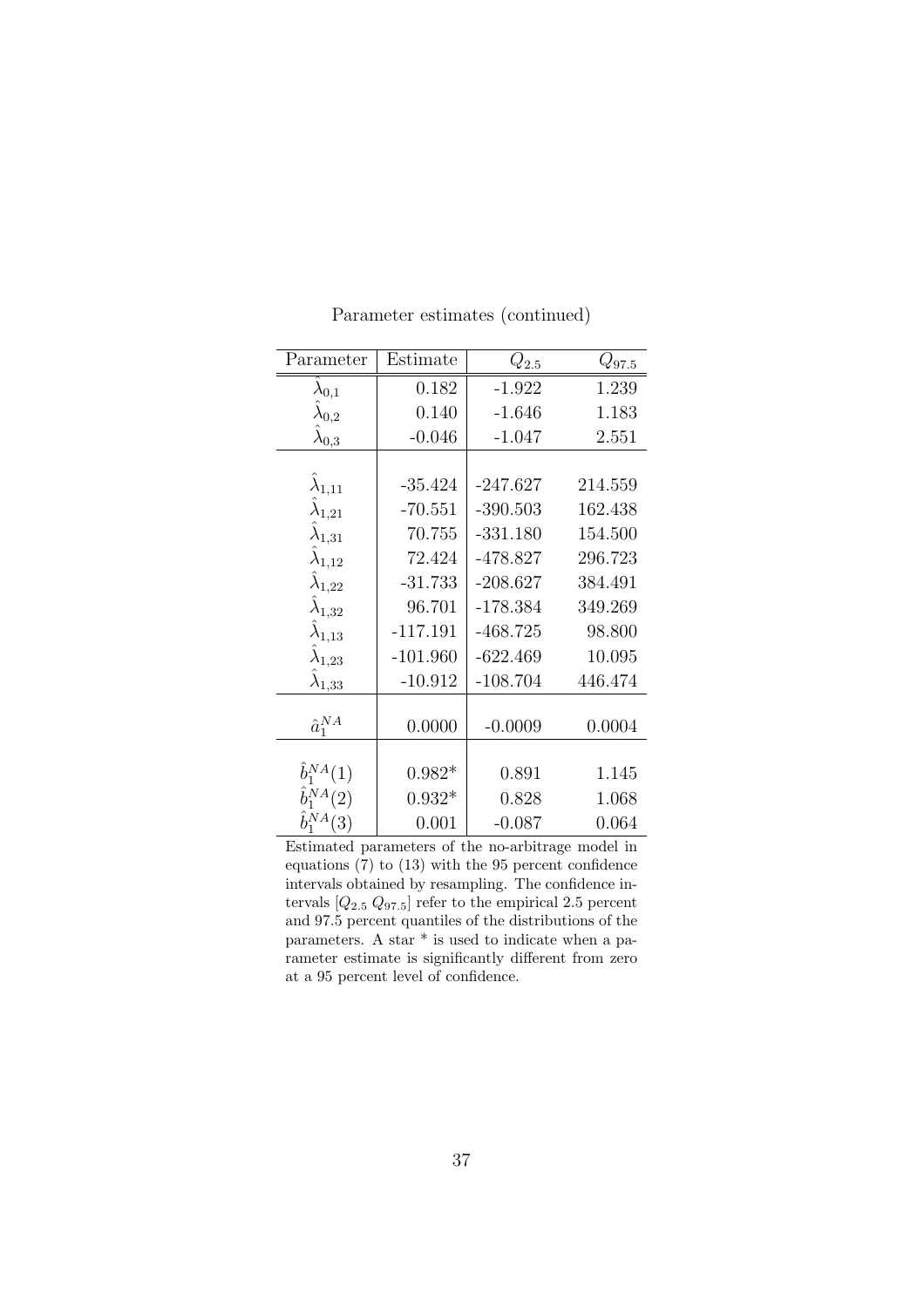Parameter estimates (continued)

| Parameter | Estimate | $Q_{2.5}$ | $Q_{97.5}$ |
|---|---|---|---|
| $\hat{\lambda}_{0,1}$ | 0.182 | -1.922 | 1.239 |
| $\hat{\lambda}_{0,2}$ | 0.140 | -1.646 | 1.183 |
| $\hat{\lambda}_{0,3}$ | -0.046 | -1.047 | 2.551 |
| | | | |
| $\hat{\lambda}_{1,11}$ | -35.424 | -247.627 | 214.559 |
| $\hat{\lambda}_{1,21}$ | -70.551 | -390.503 | 162.438 |
| $\hat{\lambda}_{1,31}$ | 70.755 | -331.180 | 154.500 |
| $\hat{\lambda}_{1,12}$ | 72.424 | -478.827 | 296.723 |
| $\hat{\lambda}_{1,22}$ | -31.733 | -208.627 | 384.491 |
| $\hat{\lambda}_{1,32}$ | 96.701 | -178.384 | 349.269 |
| $\hat{\lambda}_{1,13}$ | -117.191 | -468.725 | 98.800 |
| $\hat{\lambda}_{1,23}$ | -101.960 | -622.469 | 10.095 |
| $\hat{\lambda}_{1,33}$ | -10.912 | -108.704 | 446.474 |
| | | | |
| $\hat{a}_1^{NA}$ | 0.0000 | -0.0009 | 0.0004 |
| | | | |
| $\hat{b}_1^{NA}(1)$ | 0.982* | 0.891 | 1.145 |
| $\hat{b}_1^{NA}(2)$ | 0.932* | 0.828 | 1.068 |
| $\hat{b}_1^{NA}(3)$ | 0.001 | -0.087 | 0.064 |

Estimated parameters of the no-arbitrage model in equations (7) to (13) with the 95 percent confidence intervals obtained by resampling. The confidence intervals $[Q_{2.5}\ Q_{97.5}]$ refer to the empirical 2.5 percent and 97.5 percent quantiles of the distributions of the parameters. A star * is used to indicate when a parameter estimate is significantly different from zero at a 95 percent level of confidence.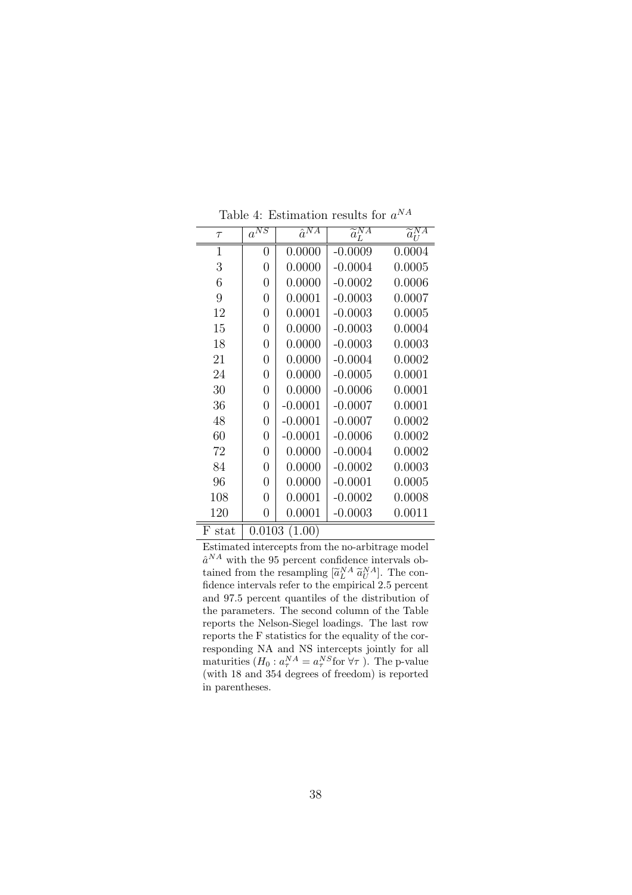Table 4: Estimation results for $a^{NA}$

| $\tau$ | $a^{NS}$ | $\hat{a}^{NA}$ | $\widetilde{a}_L^{NA}$ | $\widetilde{a}_U^{NA}$ |
|---|---|---|---|---|
| 1 | 0 | 0.0000 | -0.0009 | 0.0004 |
| 3 | 0 | 0.0000 | -0.0004 | 0.0005 |
| 6 | 0 | 0.0000 | -0.0002 | 0.0006 |
| 9 | 0 | 0.0001 | -0.0003 | 0.0007 |
| 12 | 0 | 0.0001 | -0.0003 | 0.0005 |
| 15 | 0 | 0.0000 | -0.0003 | 0.0004 |
| 18 | 0 | 0.0000 | -0.0003 | 0.0003 |
| 21 | 0 | 0.0000 | -0.0004 | 0.0002 |
| 24 | 0 | 0.0000 | -0.0005 | 0.0001 |
| 30 | 0 | 0.0000 | -0.0006 | 0.0001 |
| 36 | 0 | -0.0001 | -0.0007 | 0.0001 |
| 48 | 0 | -0.0001 | -0.0007 | 0.0002 |
| 60 | 0 | -0.0001 | -0.0006 | 0.0002 |
| 72 | 0 | 0.0000 | -0.0004 | 0.0002 |
| 84 | 0 | 0.0000 | -0.0002 | 0.0003 |
| 96 | 0 | 0.0000 | -0.0001 | 0.0005 |
| 108 | 0 | 0.0001 | -0.0002 | 0.0008 |
| 120 | 0 | 0.0001 | -0.0003 | 0.0011 |
| F stat | 0.0103 (1.00) | | | |

Estimated intercepts from the no-arbitrage model $\hat{a}^{NA}$ with the 95 percent confidence intervals obtained from the resampling $[\widetilde{a}_L^{NA}\ \widetilde{a}_U^{NA}]$. The confidence intervals refer to the empirical 2.5 percent and 97.5 percent quantiles of the distribution of the parameters. The second column of the Table reports the Nelson-Siegel loadings. The last row reports the F statistics for the equality of the corresponding NA and NS intercepts jointly for all maturities ($H_0 : a_\tau^{NA} = a_\tau^{NS}$ for $\forall\tau$ ). The p-value (with 18 and 354 degrees of freedom) is reported in parentheses.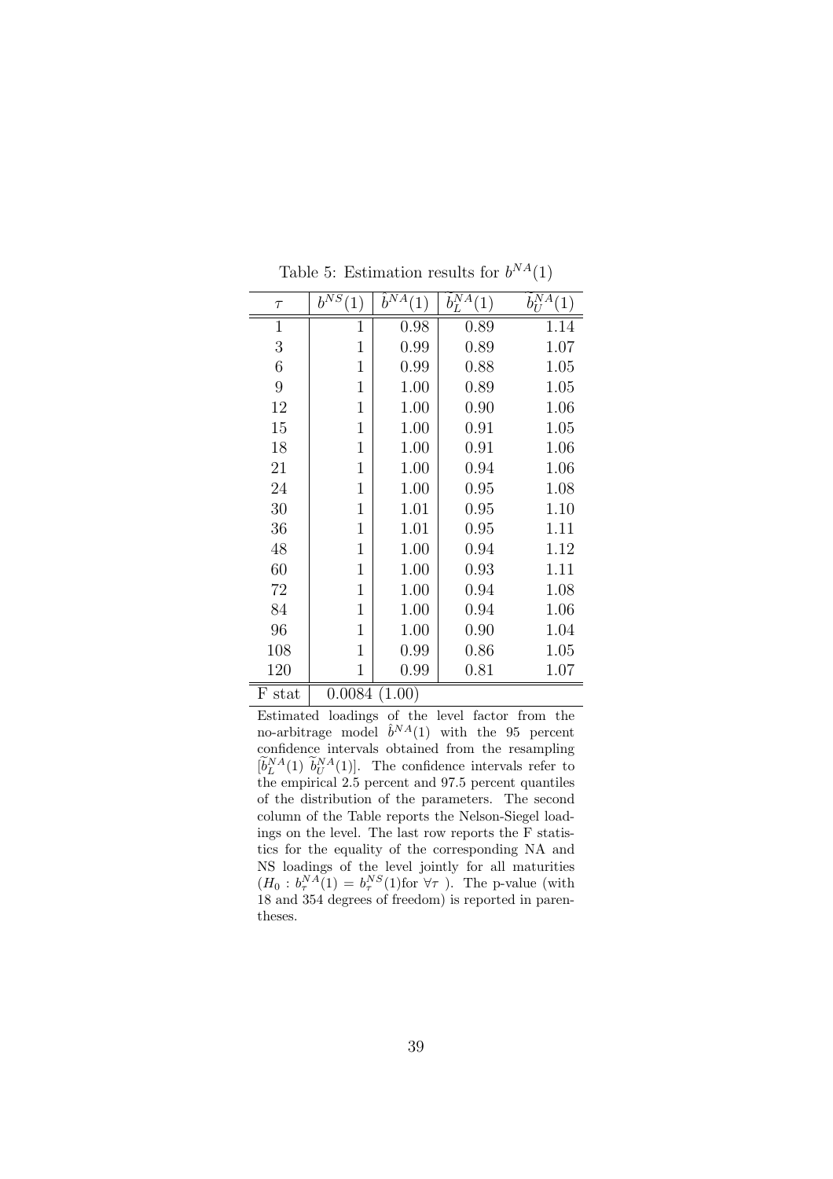Table 5: Estimation results for $b^{NA}(1)$

| $\tau$ | $b^{NS}(1)$ | $\hat{b}^{NA}(1)$ | $\widetilde{b}_L^{NA}(1)$ | $\widetilde{b}_U^{NA}(1)$ |
|---|---|---|---|---|
| 1 | 1 | 0.98 | 0.89 | 1.14 |
| 3 | 1 | 0.99 | 0.89 | 1.07 |
| 6 | 1 | 0.99 | 0.88 | 1.05 |
| 9 | 1 | 1.00 | 0.89 | 1.05 |
| 12 | 1 | 1.00 | 0.90 | 1.06 |
| 15 | 1 | 1.00 | 0.91 | 1.05 |
| 18 | 1 | 1.00 | 0.91 | 1.06 |
| 21 | 1 | 1.00 | 0.94 | 1.06 |
| 24 | 1 | 1.00 | 0.95 | 1.08 |
| 30 | 1 | 1.01 | 0.95 | 1.10 |
| 36 | 1 | 1.01 | 0.95 | 1.11 |
| 48 | 1 | 1.00 | 0.94 | 1.12 |
| 60 | 1 | 1.00 | 0.93 | 1.11 |
| 72 | 1 | 1.00 | 0.94 | 1.08 |
| 84 | 1 | 1.00 | 0.94 | 1.06 |
| 96 | 1 | 1.00 | 0.90 | 1.04 |
| 108 | 1 | 0.99 | 0.86 | 1.05 |
| 120 | 1 | 0.99 | 0.81 | 1.07 |
| F stat | 0.0084 (1.00) | | | |

Estimated loadings of the level factor from the no-arbitrage model $\hat{b}^{NA}(1)$ with the 95 percent confidence intervals obtained from the resampling $[\widetilde{b}_L^{NA}(1)\ \widetilde{b}_U^{NA}(1)]$. The confidence intervals refer to the empirical 2.5 percent and 97.5 percent quantiles of the distribution of the parameters. The second column of the Table reports the Nelson-Siegel loadings on the level. The last row reports the F statistics for the equality of the corresponding NA and NS loadings of the level jointly for all maturities ($H_0 : b_\tau^{NA}(1) = b_\tau^{NS}(1)$for $\forall \tau$ ). The p-value (with 18 and 354 degrees of freedom) is reported in parentheses.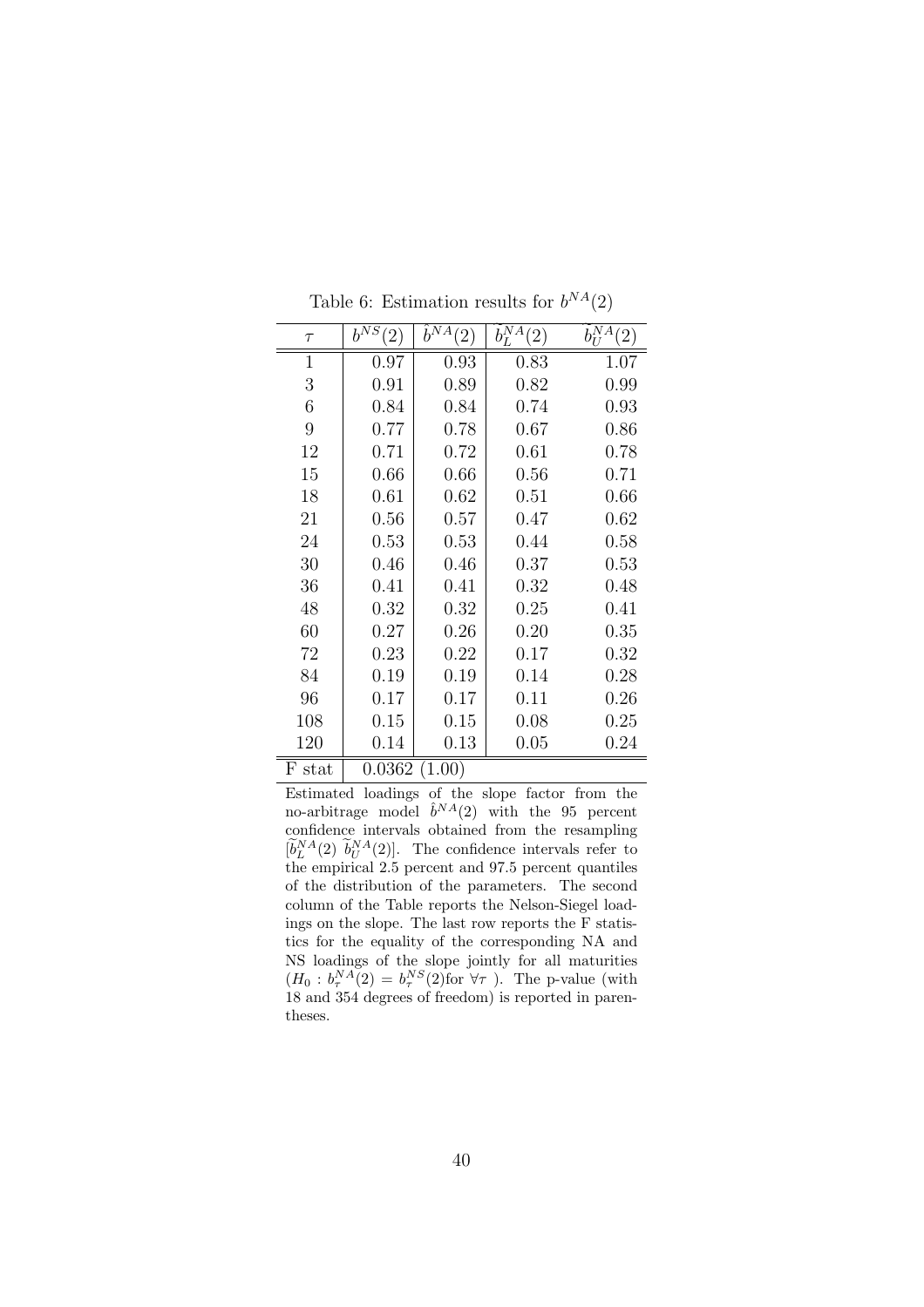Table 6: Estimation results for $b^{NA}(2)$

| $\tau$ | $b^{NS}(2)$ | $\hat{b}^{NA}(2)$ | $\widetilde{b}_{L}^{NA}(2)$ | $\widetilde{b}_{U}^{NA}(2)$ |
|---|---|---|---|---|
| 1 | 0.97 | 0.93 | 0.83 | 1.07 |
| 3 | 0.91 | 0.89 | 0.82 | 0.99 |
| 6 | 0.84 | 0.84 | 0.74 | 0.93 |
| 9 | 0.77 | 0.78 | 0.67 | 0.86 |
| 12 | 0.71 | 0.72 | 0.61 | 0.78 |
| 15 | 0.66 | 0.66 | 0.56 | 0.71 |
| 18 | 0.61 | 0.62 | 0.51 | 0.66 |
| 21 | 0.56 | 0.57 | 0.47 | 0.62 |
| 24 | 0.53 | 0.53 | 0.44 | 0.58 |
| 30 | 0.46 | 0.46 | 0.37 | 0.53 |
| 36 | 0.41 | 0.41 | 0.32 | 0.48 |
| 48 | 0.32 | 0.32 | 0.25 | 0.41 |
| 60 | 0.27 | 0.26 | 0.20 | 0.35 |
| 72 | 0.23 | 0.22 | 0.17 | 0.32 |
| 84 | 0.19 | 0.19 | 0.14 | 0.28 |
| 96 | 0.17 | 0.17 | 0.11 | 0.26 |
| 108 | 0.15 | 0.15 | 0.08 | 0.25 |
| 120 | 0.14 | 0.13 | 0.05 | 0.24 |
| F stat | 0.0362 (1.00) | | | |

Estimated loadings of the slope factor from the no-arbitrage model $\hat{b}^{NA}(2)$ with the 95 percent confidence intervals obtained from the resampling $[\widetilde{b}_{L}^{NA}(2)\ \widetilde{b}_{U}^{NA}(2)]$. The confidence intervals refer to the empirical 2.5 percent and 97.5 percent quantiles of the distribution of the parameters. The second column of the Table reports the Nelson-Siegel loadings on the slope. The last row reports the F statistics for the equality of the corresponding NA and NS loadings of the slope jointly for all maturities ($H_0 : b_{\tau}^{NA}(2) = b_{\tau}^{NS}(2)$for $\forall\tau$ ). The p-value (with 18 and 354 degrees of freedom) is reported in parentheses.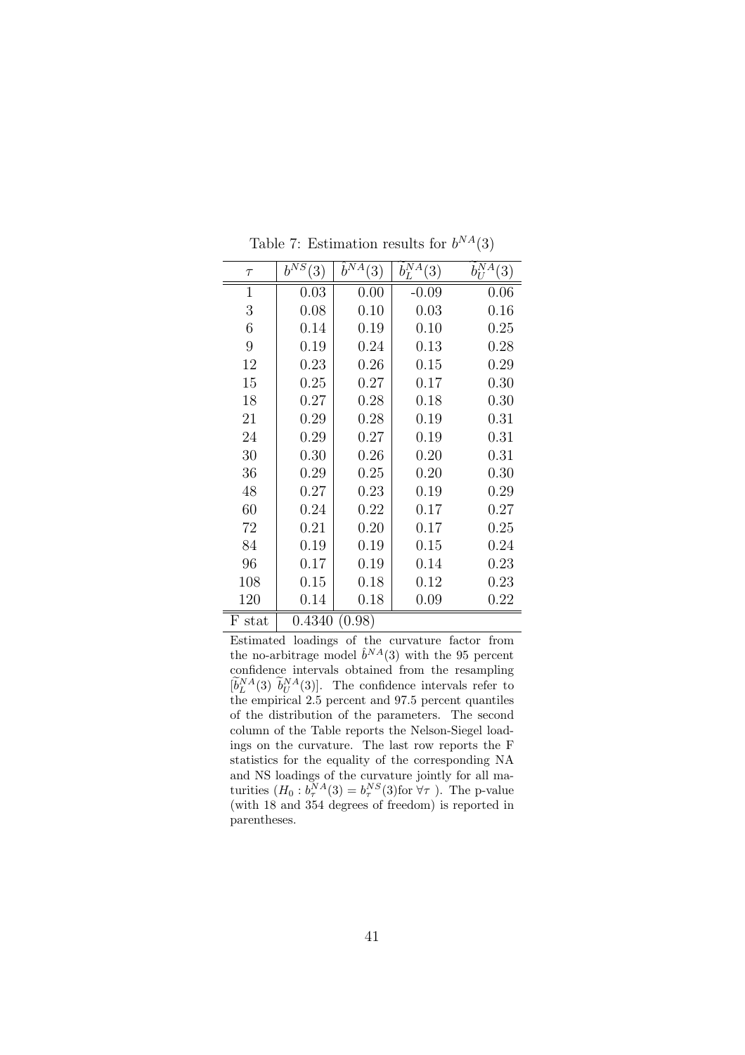Table 7: Estimation results for $b^{NA}(3)$

| $\tau$ | $b^{NS}(3)$ | $\hat{b}^{NA}(3)$ | $\widetilde{b}_L^{NA}(3)$ | $\widetilde{b}_U^{NA}(3)$ |
|---|---|---|---|---|
| 1 | 0.03 | 0.00 | -0.09 | 0.06 |
| 3 | 0.08 | 0.10 | 0.03 | 0.16 |
| 6 | 0.14 | 0.19 | 0.10 | 0.25 |
| 9 | 0.19 | 0.24 | 0.13 | 0.28 |
| 12 | 0.23 | 0.26 | 0.15 | 0.29 |
| 15 | 0.25 | 0.27 | 0.17 | 0.30 |
| 18 | 0.27 | 0.28 | 0.18 | 0.30 |
| 21 | 0.29 | 0.28 | 0.19 | 0.31 |
| 24 | 0.29 | 0.27 | 0.19 | 0.31 |
| 30 | 0.30 | 0.26 | 0.20 | 0.31 |
| 36 | 0.29 | 0.25 | 0.20 | 0.30 |
| 48 | 0.27 | 0.23 | 0.19 | 0.29 |
| 60 | 0.24 | 0.22 | 0.17 | 0.27 |
| 72 | 0.21 | 0.20 | 0.17 | 0.25 |
| 84 | 0.19 | 0.19 | 0.15 | 0.24 |
| 96 | 0.17 | 0.19 | 0.14 | 0.23 |
| 108 | 0.15 | 0.18 | 0.12 | 0.23 |
| 120 | 0.14 | 0.18 | 0.09 | 0.22 |
| F stat | 0.4340 (0.98) | | | |

Estimated loadings of the curvature factor from the no-arbitrage model $\hat{b}^{NA}(3)$ with the 95 percent confidence intervals obtained from the resampling $[\widetilde{b}_L^{NA}(3)\ \widetilde{b}_U^{NA}(3)]$. The confidence intervals refer to the empirical 2.5 percent and 97.5 percent quantiles of the distribution of the parameters. The second column of the Table reports the Nelson-Siegel loadings on the curvature. The last row reports the F statistics for the equality of the corresponding NA and NS loadings of the curvature jointly for all maturities ($H_0 : b_\tau^{NA}(3) = b_\tau^{NS}(3)$for $\forall\tau$ ). The p-value (with 18 and 354 degrees of freedom) is reported in parentheses.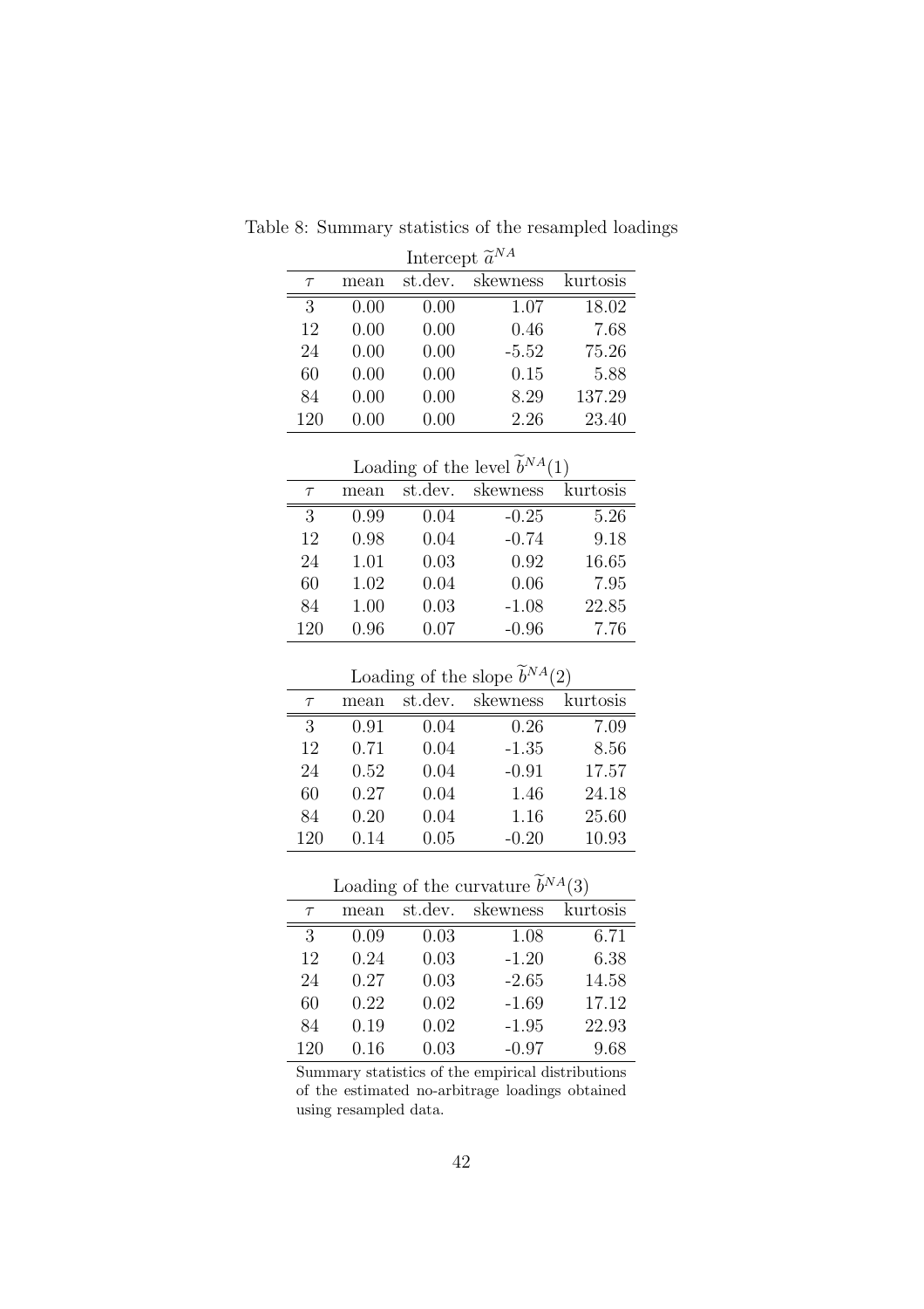Table 8: Summary statistics of the resampled loadings

Intercept $\widetilde{a}^{NA}$

| $\tau$ | mean | st.dev. | skewness | kurtosis |
|---|---|---|---|---|
| 3 | 0.00 | 0.00 | 1.07 | 18.02 |
| 12 | 0.00 | 0.00 | 0.46 | 7.68 |
| 24 | 0.00 | 0.00 | -5.52 | 75.26 |
| 60 | 0.00 | 0.00 | 0.15 | 5.88 |
| 84 | 0.00 | 0.00 | 8.29 | 137.29 |
| 120 | 0.00 | 0.00 | 2.26 | 23.40 |

Loading of the level $\widetilde{b}^{NA}(1)$

| $\tau$ | mean | st.dev. | skewness | kurtosis |
|---|---|---|---|---|
| 3 | 0.99 | 0.04 | -0.25 | 5.26 |
| 12 | 0.98 | 0.04 | -0.74 | 9.18 |
| 24 | 1.01 | 0.03 | 0.92 | 16.65 |
| 60 | 1.02 | 0.04 | 0.06 | 7.95 |
| 84 | 1.00 | 0.03 | -1.08 | 22.85 |
| 120 | 0.96 | 0.07 | -0.96 | 7.76 |

Loading of the slope $\widetilde{b}^{NA}(2)$

| $\tau$ | mean | st.dev. | skewness | kurtosis |
|---|---|---|---|---|
| 3 | 0.91 | 0.04 | 0.26 | 7.09 |
| 12 | 0.71 | 0.04 | -1.35 | 8.56 |
| 24 | 0.52 | 0.04 | -0.91 | 17.57 |
| 60 | 0.27 | 0.04 | 1.46 | 24.18 |
| 84 | 0.20 | 0.04 | 1.16 | 25.60 |
| 120 | 0.14 | 0.05 | -0.20 | 10.93 |

Loading of the curvature $\widetilde{b}^{NA}(3)$

| $\tau$ | mean | st.dev. | skewness | kurtosis |
|---|---|---|---|---|
| 3 | 0.09 | 0.03 | 1.08 | 6.71 |
| 12 | 0.24 | 0.03 | -1.20 | 6.38 |
| 24 | 0.27 | 0.03 | -2.65 | 14.58 |
| 60 | 0.22 | 0.02 | -1.69 | 17.12 |
| 84 | 0.19 | 0.02 | -1.95 | 22.93 |
| 120 | 0.16 | 0.03 | -0.97 | 9.68 |

Summary statistics of the empirical distributions of the estimated no-arbitrage loadings obtained using resampled data.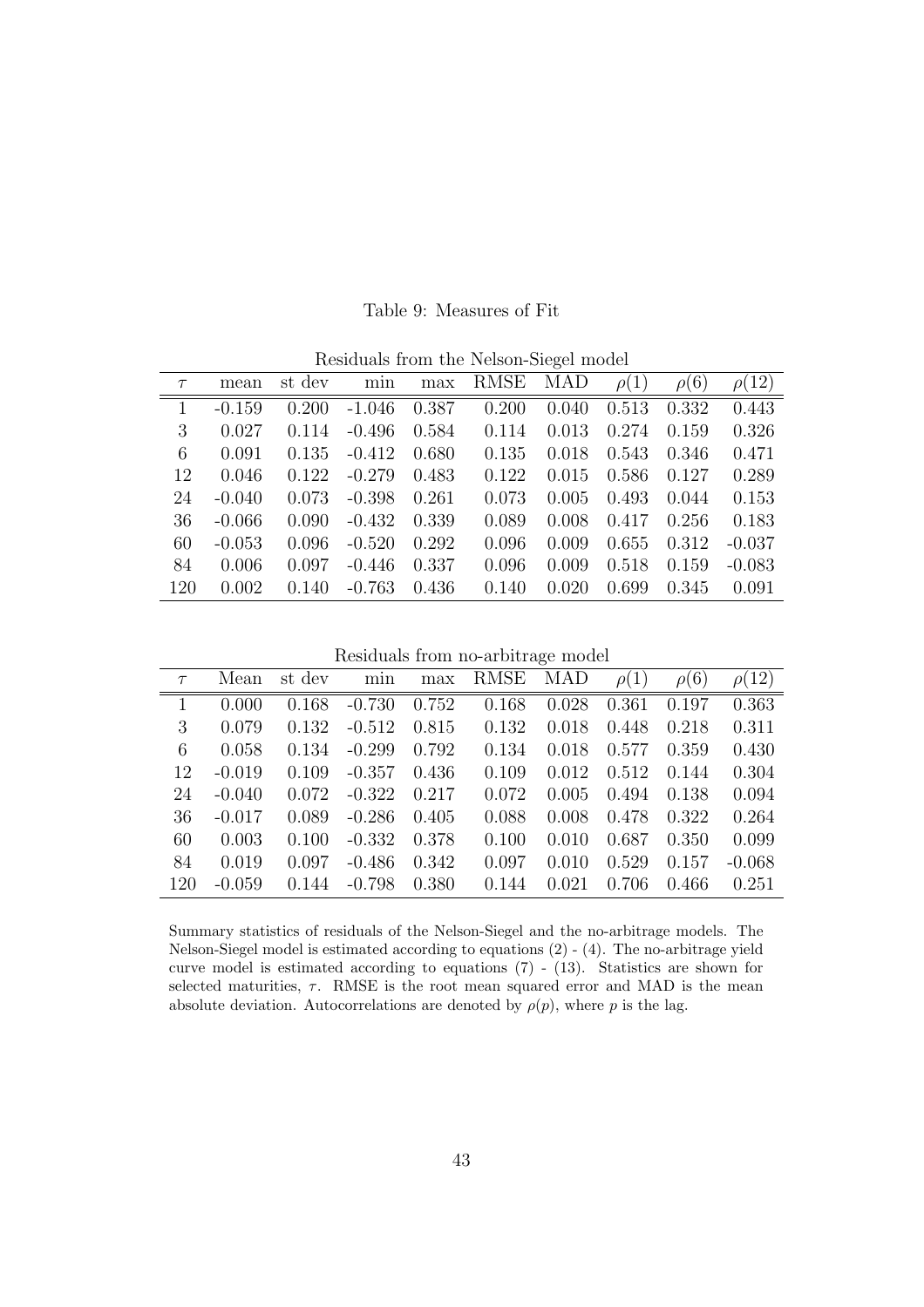Table 9: Measures of Fit

Residuals from the Nelson-Siegel model

| $\tau$ | mean | st dev | min | max | RMSE | MAD | $\rho(1)$ | $\rho(6)$ | $\rho(12)$ |
|---|---|---|---|---|---|---|---|---|---|
| 1 | -0.159 | 0.200 | -1.046 | 0.387 | 0.200 | 0.040 | 0.513 | 0.332 | 0.443 |
| 3 | 0.027 | 0.114 | -0.496 | 0.584 | 0.114 | 0.013 | 0.274 | 0.159 | 0.326 |
| 6 | 0.091 | 0.135 | -0.412 | 0.680 | 0.135 | 0.018 | 0.543 | 0.346 | 0.471 |
| 12 | 0.046 | 0.122 | -0.279 | 0.483 | 0.122 | 0.015 | 0.586 | 0.127 | 0.289 |
| 24 | -0.040 | 0.073 | -0.398 | 0.261 | 0.073 | 0.005 | 0.493 | 0.044 | 0.153 |
| 36 | -0.066 | 0.090 | -0.432 | 0.339 | 0.089 | 0.008 | 0.417 | 0.256 | 0.183 |
| 60 | -0.053 | 0.096 | -0.520 | 0.292 | 0.096 | 0.009 | 0.655 | 0.312 | -0.037 |
| 84 | 0.006 | 0.097 | -0.446 | 0.337 | 0.096 | 0.009 | 0.518 | 0.159 | -0.083 |
| 120 | 0.002 | 0.140 | -0.763 | 0.436 | 0.140 | 0.020 | 0.699 | 0.345 | 0.091 |

Residuals from no-arbitrage model

| $\tau$ | Mean | st dev | min | max | RMSE | MAD | $\rho(1)$ | $\rho(6)$ | $\rho(12)$ |
|---|---|---|---|---|---|---|---|---|---|
| 1 | 0.000 | 0.168 | -0.730 | 0.752 | 0.168 | 0.028 | 0.361 | 0.197 | 0.363 |
| 3 | 0.079 | 0.132 | -0.512 | 0.815 | 0.132 | 0.018 | 0.448 | 0.218 | 0.311 |
| 6 | 0.058 | 0.134 | -0.299 | 0.792 | 0.134 | 0.018 | 0.577 | 0.359 | 0.430 |
| 12 | -0.019 | 0.109 | -0.357 | 0.436 | 0.109 | 0.012 | 0.512 | 0.144 | 0.304 |
| 24 | -0.040 | 0.072 | -0.322 | 0.217 | 0.072 | 0.005 | 0.494 | 0.138 | 0.094 |
| 36 | -0.017 | 0.089 | -0.286 | 0.405 | 0.088 | 0.008 | 0.478 | 0.322 | 0.264 |
| 60 | 0.003 | 0.100 | -0.332 | 0.378 | 0.100 | 0.010 | 0.687 | 0.350 | 0.099 |
| 84 | 0.019 | 0.097 | -0.486 | 0.342 | 0.097 | 0.010 | 0.529 | 0.157 | -0.068 |
| 120 | -0.059 | 0.144 | -0.798 | 0.380 | 0.144 | 0.021 | 0.706 | 0.466 | 0.251 |

Summary statistics of residuals of the Nelson-Siegel and the no-arbitrage models. The Nelson-Siegel model is estimated according to equations (2) - (4). The no-arbitrage yield curve model is estimated according to equations (7) - (13). Statistics are shown for selected maturities, $\tau$. RMSE is the root mean squared error and MAD is the mean absolute deviation. Autocorrelations are denoted by $\rho(p)$, where $p$ is the lag.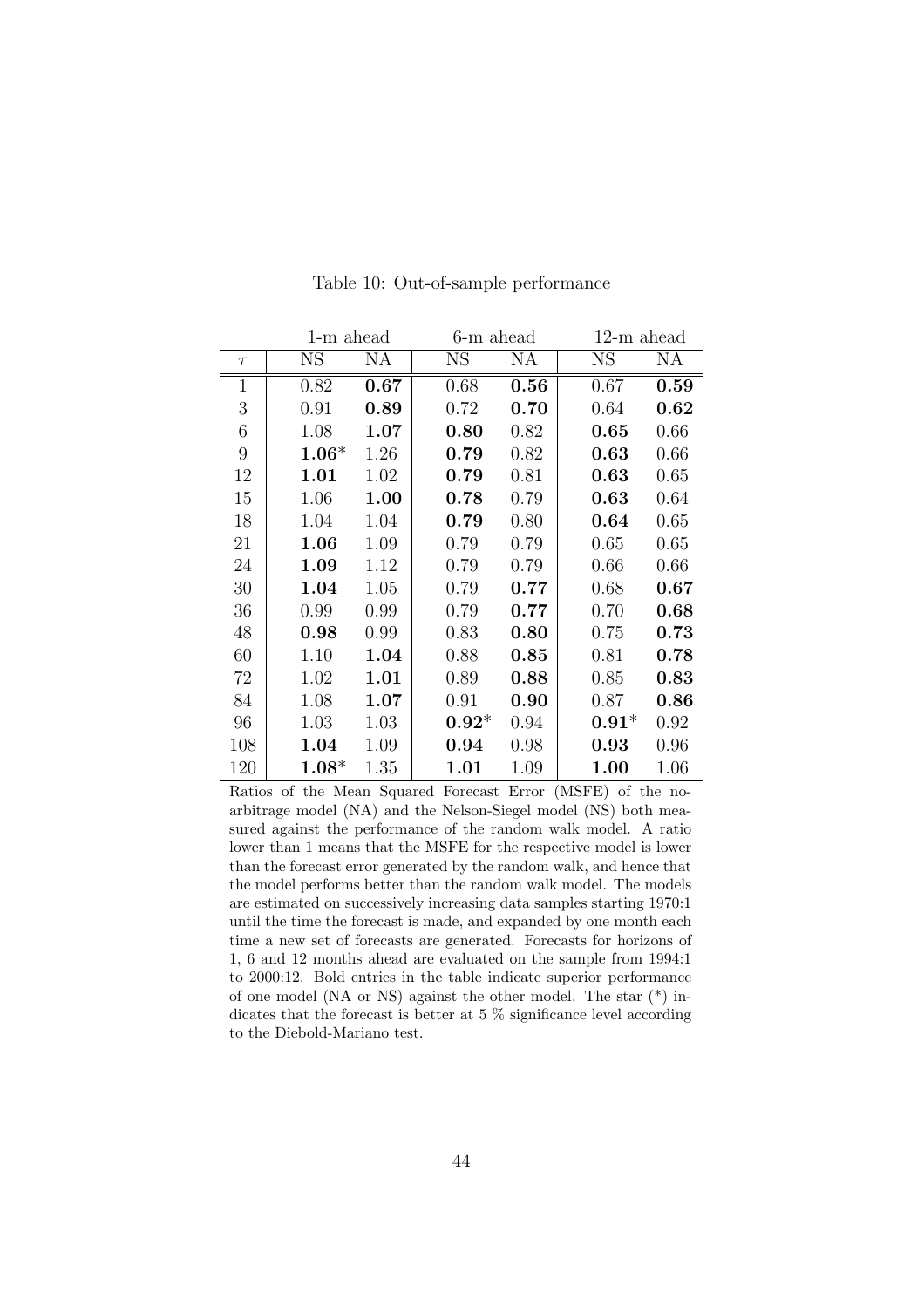Table 10: Out-of-sample performance

| | 1-m ahead | | 6-m ahead | | 12-m ahead | |
|---|---|---|---|---|---|---|
| $\tau$ | NS | NA | NS | NA | NS | NA |
| 1 | 0.82 | **0.67** | 0.68 | **0.56** | 0.67 | **0.59** |
| 3 | 0.91 | **0.89** | 0.72 | **0.70** | 0.64 | **0.62** |
| 6 | 1.08 | **1.07** | **0.80** | 0.82 | **0.65** | 0.66 |
| 9 | **1.06**\* | 1.26 | **0.79** | 0.82 | **0.63** | 0.66 |
| 12 | **1.01** | 1.02 | **0.79** | 0.81 | **0.63** | 0.65 |
| 15 | 1.06 | **1.00** | **0.78** | 0.79 | **0.63** | 0.64 |
| 18 | 1.04 | 1.04 | **0.79** | 0.80 | **0.64** | 0.65 |
| 21 | **1.06** | 1.09 | 0.79 | 0.79 | 0.65 | 0.65 |
| 24 | **1.09** | 1.12 | 0.79 | 0.79 | 0.66 | 0.66 |
| 30 | **1.04** | 1.05 | 0.79 | **0.77** | 0.68 | **0.67** |
| 36 | 0.99 | 0.99 | 0.79 | **0.77** | 0.70 | **0.68** |
| 48 | **0.98** | 0.99 | 0.83 | **0.80** | 0.75 | **0.73** |
| 60 | 1.10 | **1.04** | 0.88 | **0.85** | 0.81 | **0.78** |
| 72 | 1.02 | **1.01** | 0.89 | **0.88** | 0.85 | **0.83** |
| 84 | 1.08 | **1.07** | 0.91 | **0.90** | 0.87 | **0.86** |
| 96 | 1.03 | 1.03 | **0.92**\* | 0.94 | **0.91**\* | 0.92 |
| 108 | **1.04** | 1.09 | **0.94** | 0.98 | **0.93** | 0.96 |
| 120 | **1.08**\* | 1.35 | **1.01** | 1.09 | **1.00** | 1.06 |

Ratios of the Mean Squared Forecast Error (MSFE) of the no-arbitrage model (NA) and the Nelson-Siegel model (NS) both measured against the performance of the random walk model. A ratio lower than 1 means that the MSFE for the respective model is lower than the forecast error generated by the random walk, and hence that the model performs better than the random walk model. The models are estimated on successively increasing data samples starting 1970:1 until the time the forecast is made, and expanded by one month each time a new set of forecasts are generated. Forecasts for horizons of 1, 6 and 12 months ahead are evaluated on the sample from 1994:1 to 2000:12. Bold entries in the table indicate superior performance of one model (NA or NS) against the other model. The star (*) indicates that the forecast is better at 5 % significance level according to the Diebold-Mariano test.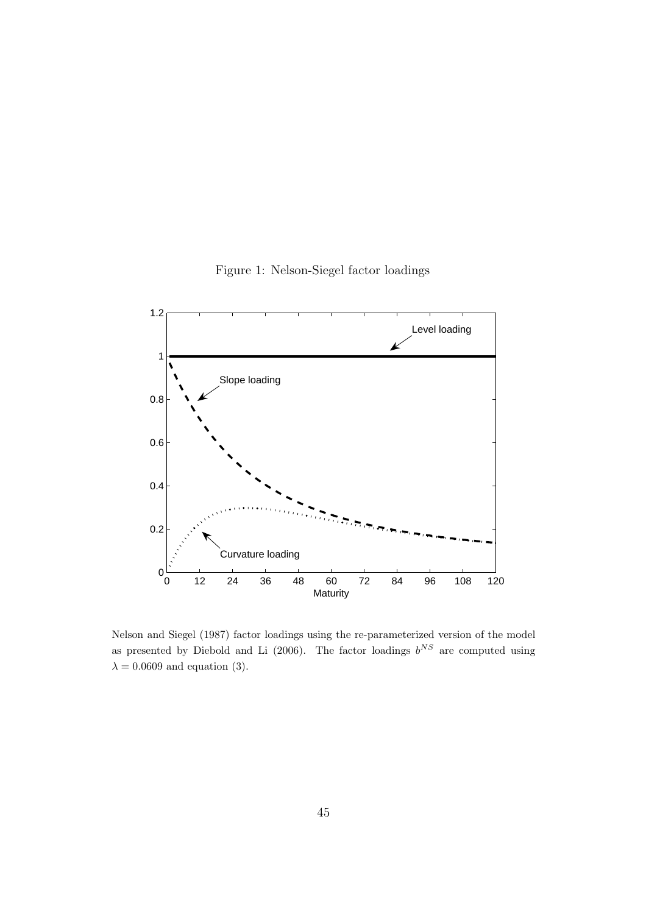Figure 1: Nelson-Siegel factor loadings

1.2
1
0.8
0.6
0.4
0.2
0

Level loading
Slope loading
Curvature loading

0 12 24 36 48 60 72 84 96 108 120
Maturity

Nelson and Siegel (1987) factor loadings using the re-parameterized version of the model as presented by Diebold and Li (2006). The factor loadings $b^{NS}$ are computed using $\lambda = 0.0609$ and equation (3).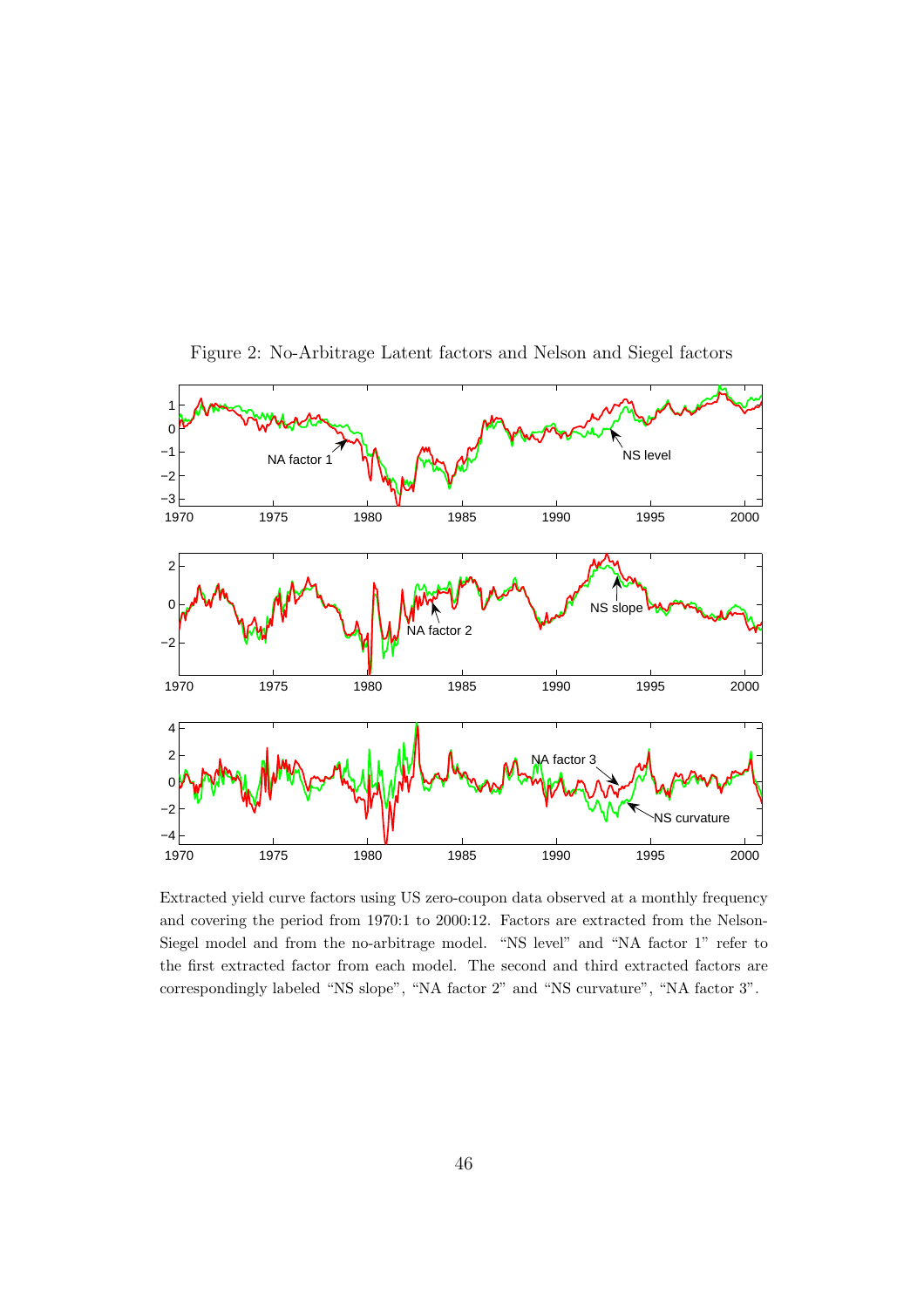Figure 2: No-Arbitrage Latent factors and Nelson and Siegel factors

NA factor 1
NS level
1
0
−1
−2
−3
1970 1975 1980 1985 1990 1995 2000

NA factor 2
NS slope
2
0
−2
1970 1975 1980 1985 1990 1995 2000

NA factor 3
NS curvature
4
2
0
−2
−4
1970 1975 1980 1985 1990 1995 2000

Extracted yield curve factors using US zero-coupon data observed at a monthly frequency and covering the period from 1970:1 to 2000:12. Factors are extracted from the Nelson-Siegel model and from the no-arbitrage model. "NS level" and "NA factor 1" refer to the first extracted factor from each model. The second and third extracted factors are correspondingly labeled "NS slope", "NA factor 2" and "NS curvature", "NA factor 3".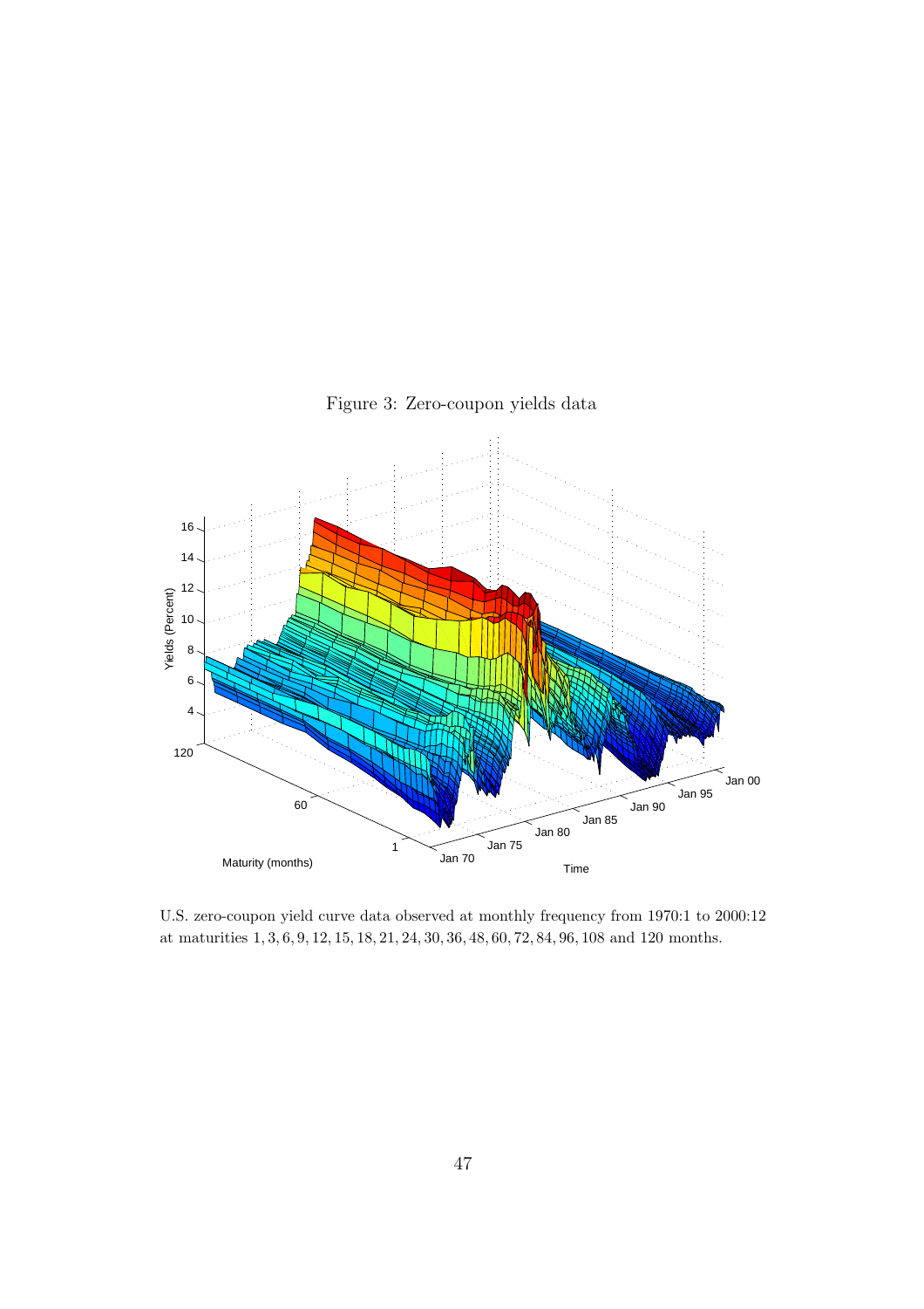Figure 3: Zero-coupon yields data

Yields (Percent)
16
14
12
10
8
6
4
120
60
1
Maturity (months)
Jan 70
Jan 75
Jan 80
Jan 85
Jan 90
Jan 95
Jan 00
Time

U.S. zero-coupon yield curve data observed at monthly frequency from 1970:1 to 2000:12 at maturities 1, 3, 6, 9, 12, 15, 18, 21, 24, 30, 36, 48, 60, 72, 84, 96, 108 and 120 months.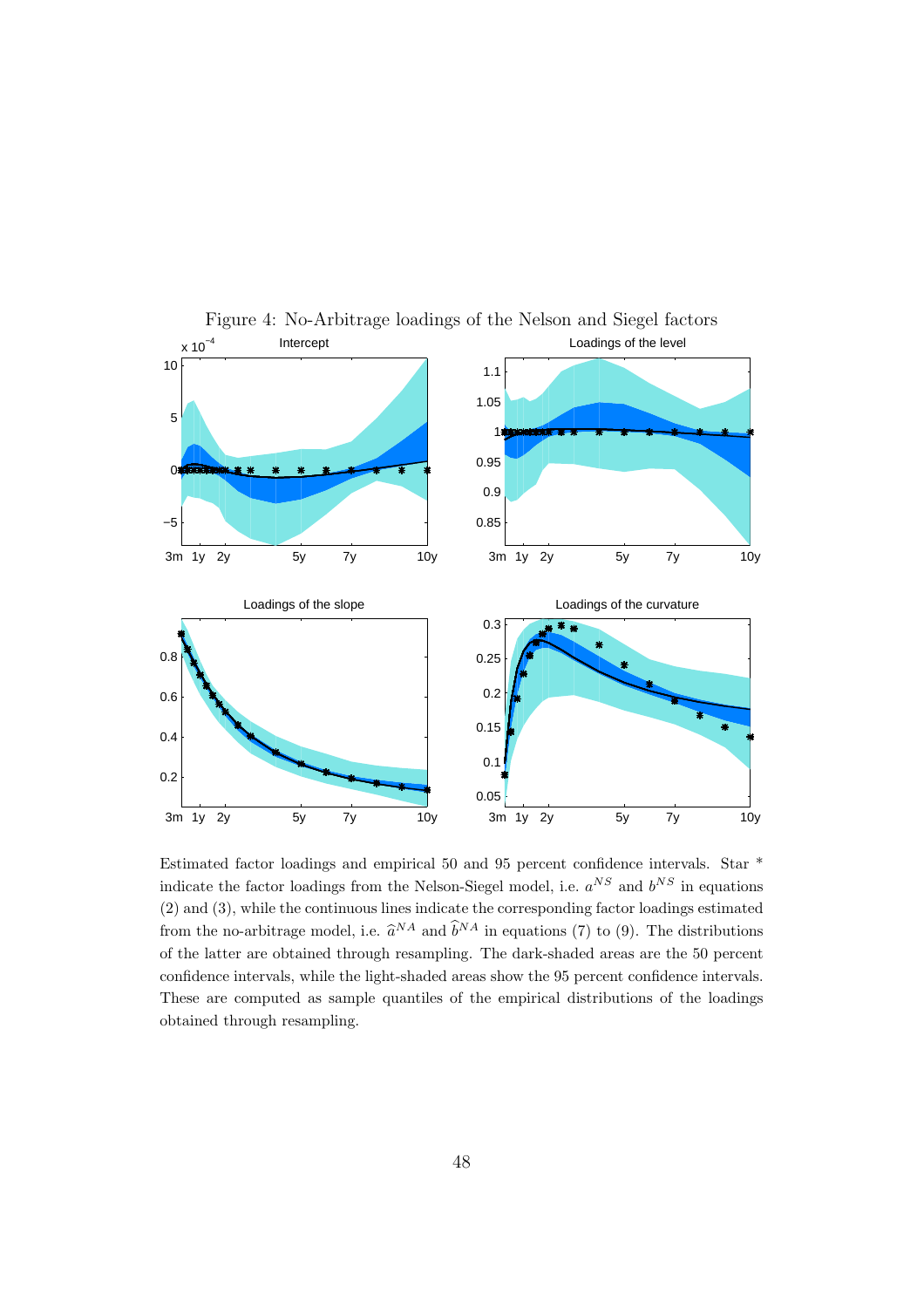Figure 4: No-Arbitrage loadings of the Nelson and Siegel factors

Intercept

x 10^-4

10
5
0
−5

3m 1y 2y 5y 7y 10y

Loadings of the level

1.1
1.05
1
0.95
0.9
0.85

3m 1y 2y 5y 7y 10y

Loadings of the slope

0.8
0.6
0.4
0.2

3m 1y 2y 5y 7y 10y

Loadings of the curvature

0.3
0.25
0.2
0.15
0.1
0.05

3m 1y 2y 5y 7y 10y

Estimated factor loadings and empirical 50 and 95 percent confidence intervals. Star * indicate the factor loadings from the Nelson-Siegel model, i.e. $a^{NS}$ and $b^{NS}$ in equations (2) and (3), while the continuous lines indicate the corresponding factor loadings estimated from the no-arbitrage model, i.e. $\widehat{a}^{NA}$ and $\widehat{b}^{NA}$ in equations (7) to (9). The distributions of the latter are obtained through resampling. The dark-shaded areas are the 50 percent confidence intervals, while the light-shaded areas show the 95 percent confidence intervals. These are computed as sample quantiles of the empirical distributions of the loadings obtained through resampling.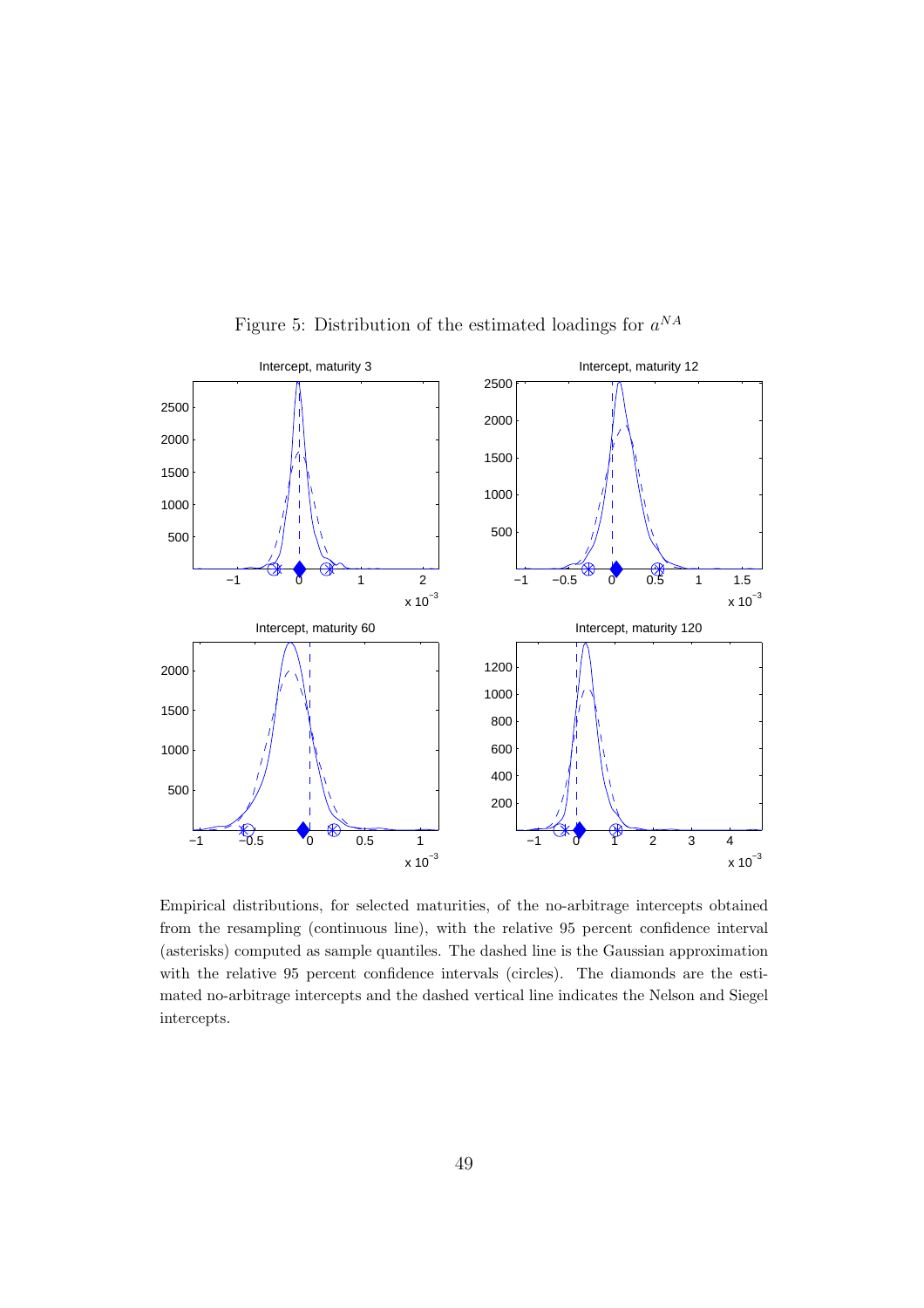Figure 5: Distribution of the estimated loadings for $a^{NA}$

Intercept, maturity 3

2500
2000
1500
1000
500

−1
0
1
2
x $10^{-3}$

Intercept, maturity 12

2500
2000
1500
1000
500

−1
−0.5
0
0.5
1
1.5
x $10^{-3}$

Intercept, maturity 60

2000
1500
1000
500

−1
−0.5
0
0.5
1
x $10^{-3}$

Intercept, maturity 120

1200
1000
800
600
400
200

−1
0
1
2
3
4
x $10^{-3}$

Empirical distributions, for selected maturities, of the no-arbitrage intercepts obtained from the resampling (continuous line), with the relative 95 percent confidence interval (asterisks) computed as sample quantiles. The dashed line is the Gaussian approximation with the relative 95 percent confidence intervals (circles). The diamonds are the estimated no-arbitrage intercepts and the dashed vertical line indicates the Nelson and Siegel intercepts.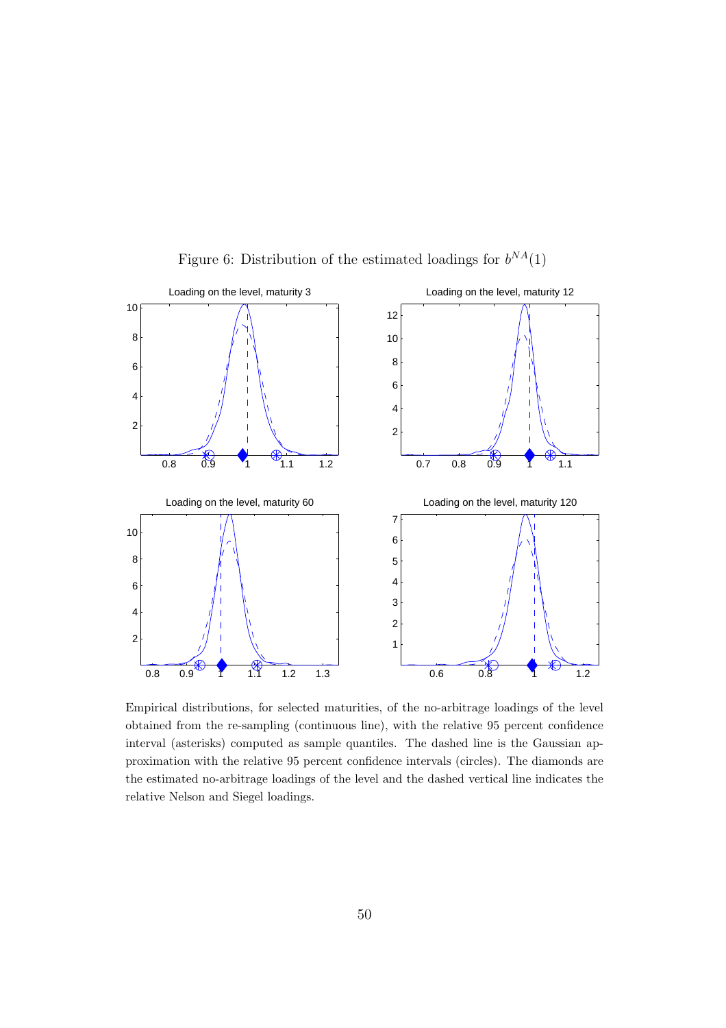Figure 6: Distribution of the estimated loadings for $b^{NA}(1)$

Loading on the level, maturity 3

10
8
6
4
2

0.8 0.9 1 1.1 1.2

Loading on the level, maturity 12

12
10
8
6
4
2

0.7 0.8 0.9 1 1.1

Loading on the level, maturity 60

10
8
6
4
2

0.8 0.9 1 1.1 1.2 1.3

Loading on the level, maturity 120

7
6
5
4
3
2
1

0.6 0.8 1 1.2

Empirical distributions, for selected maturities, of the no-arbitrage loadings of the level obtained from the re-sampling (continuous line), with the relative 95 percent confidence interval (asterisks) computed as sample quantiles. The dashed line is the Gaussian approximation with the relative 95 percent confidence intervals (circles). The diamonds are the estimated no-arbitrage loadings of the level and the dashed vertical line indicates the relative Nelson and Siegel loadings.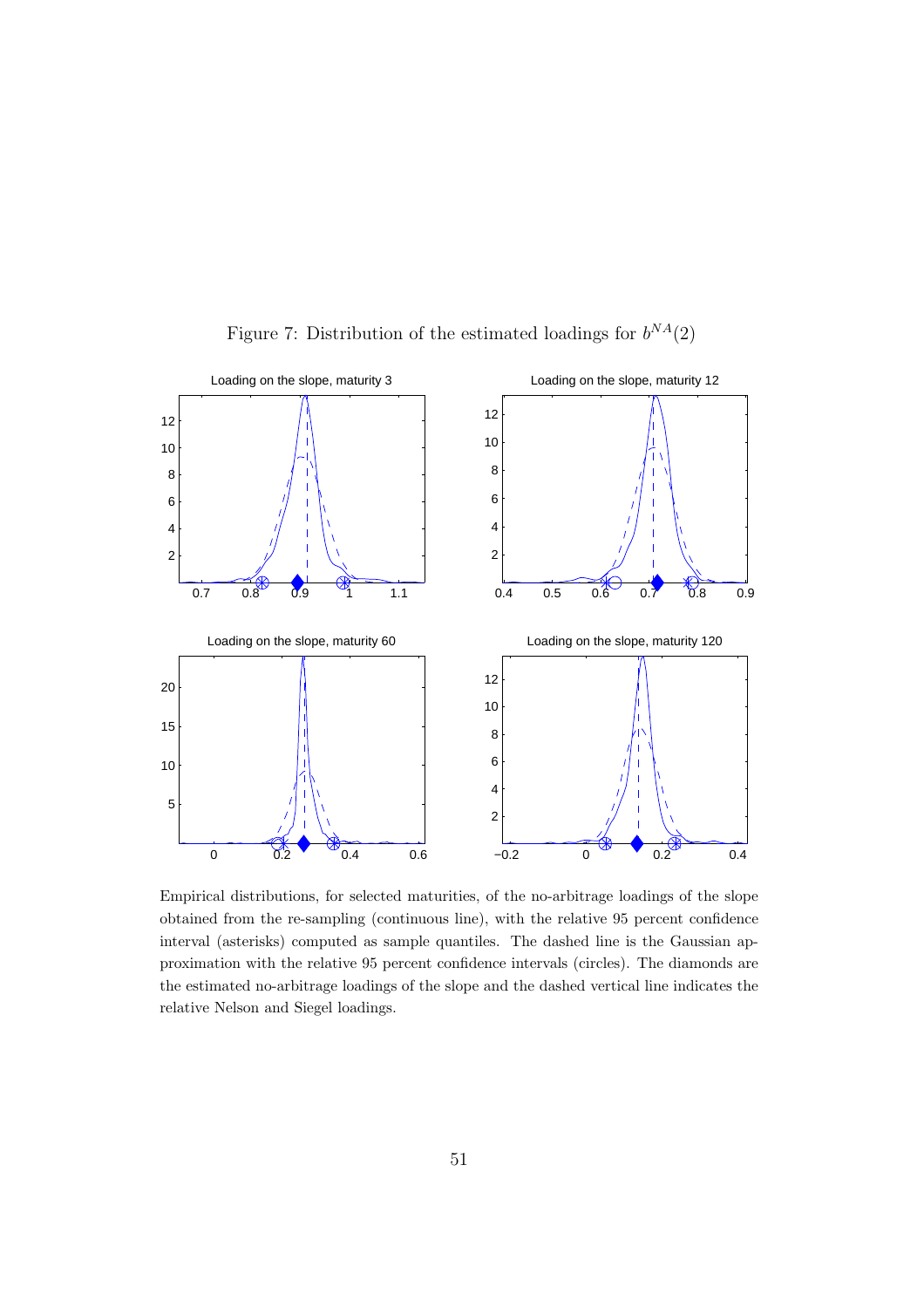Figure 7: Distribution of the estimated loadings for $b^{NA}(2)$

Loading on the slope, maturity 3

12
10
8
6
4
2

0.7 0.8 0.9 1 1.1

Loading on the slope, maturity 12

12
10
8
6
4
2

0.4 0.5 0.6 0.7 0.8 0.9

Loading on the slope, maturity 60

20
15
10
5

0 0.2 0.4 0.6

Loading on the slope, maturity 120

12
10
8
6
4
2

−0.2 0 0.2 0.4

Empirical distributions, for selected maturities, of the no-arbitrage loadings of the slope obtained from the re-sampling (continuous line), with the relative 95 percent confidence interval (asterisks) computed as sample quantiles. The dashed line is the Gaussian approximation with the relative 95 percent confidence intervals (circles). The diamonds are the estimated no-arbitrage loadings of the slope and the dashed vertical line indicates the relative Nelson and Siegel loadings.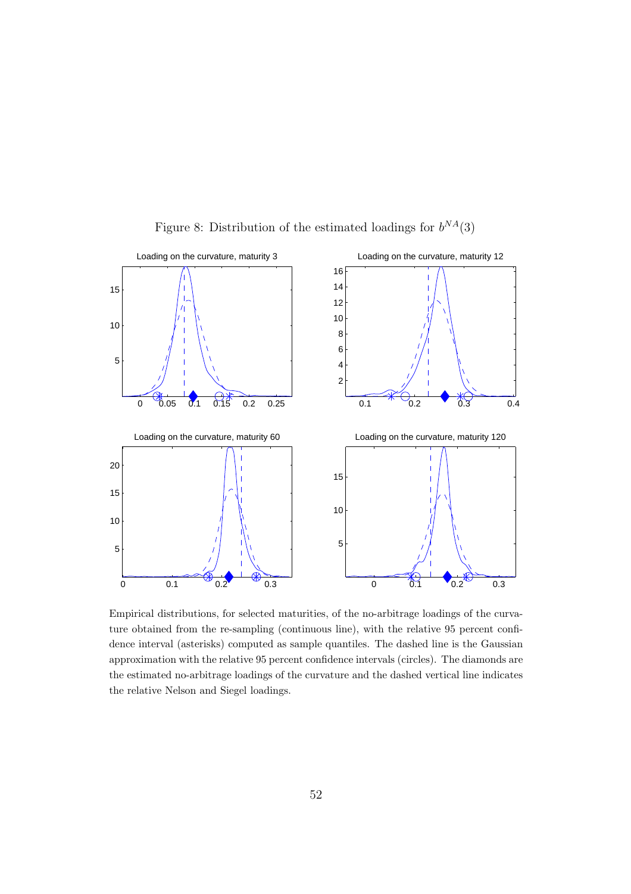Figure 8: Distribution of the estimated loadings for $b^{NA}(3)$

Loading on the curvature, maturity 3

15
10
5

0 0.05 0.1 0.15 0.2 0.25

Loading on the curvature, maturity 12

16
14
12
10
8
6
4
2

0.1 0.2 0.3 0.4

Loading on the curvature, maturity 60

20
15
10
5

0 0.1 0.2 0.3

Loading on the curvature, maturity 120

15
10
5

0 0.1 0.2 0.3

Empirical distributions, for selected maturities, of the no-arbitrage loadings of the curvature obtained from the re-sampling (continuous line), with the relative 95 percent confidence interval (asterisks) computed as sample quantiles. The dashed line is the Gaussian approximation with the relative 95 percent confidence intervals (circles). The diamonds are the estimated no-arbitrage loadings of the curvature and the dashed vertical line indicates the relative Nelson and Siegel loadings.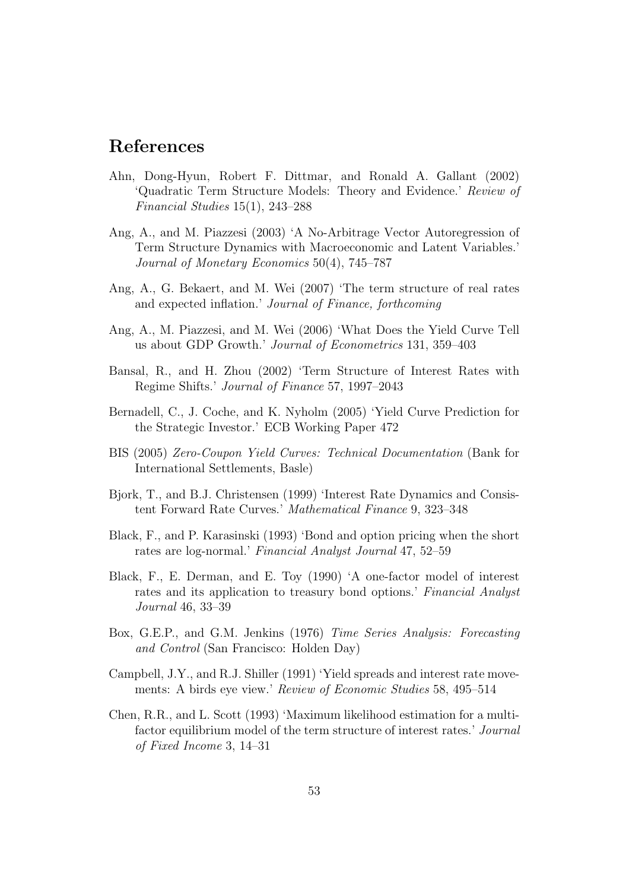# References

Ahn, Dong-Hyun, Robert F. Dittmar, and Ronald A. Gallant (2002) 'Quadratic Term Structure Models: Theory and Evidence.' *Review of Financial Studies* 15(1), 243–288

Ang, A., and M. Piazzesi (2003) 'A No-Arbitrage Vector Autoregression of Term Structure Dynamics with Macroeconomic and Latent Variables.' *Journal of Monetary Economics* 50(4), 745–787

Ang, A., G. Bekaert, and M. Wei (2007) 'The term structure of real rates and expected inflation.' *Journal of Finance, forthcoming*

Ang, A., M. Piazzesi, and M. Wei (2006) 'What Does the Yield Curve Tell us about GDP Growth.' *Journal of Econometrics* 131, 359–403

Bansal, R., and H. Zhou (2002) 'Term Structure of Interest Rates with Regime Shifts.' *Journal of Finance* 57, 1997–2043

Bernadell, C., J. Coche, and K. Nyholm (2005) 'Yield Curve Prediction for the Strategic Investor.' ECB Working Paper 472

BIS (2005) *Zero-Coupon Yield Curves: Technical Documentation* (Bank for International Settlements, Basle)

Bjork, T., and B.J. Christensen (1999) 'Interest Rate Dynamics and Consistent Forward Rate Curves.' *Mathematical Finance* 9, 323–348

Black, F., and P. Karasinski (1993) 'Bond and option pricing when the short rates are log-normal.' *Financial Analyst Journal* 47, 52–59

Black, F., E. Derman, and E. Toy (1990) 'A one-factor model of interest rates and its application to treasury bond options.' *Financial Analyst Journal* 46, 33–39

Box, G.E.P., and G.M. Jenkins (1976) *Time Series Analysis: Forecasting and Control* (San Francisco: Holden Day)

Campbell, J.Y., and R.J. Shiller (1991) 'Yield spreads and interest rate movements: A birds eye view.' *Review of Economic Studies* 58, 495–514

Chen, R.R., and L. Scott (1993) 'Maximum likelihood estimation for a multifactor equilibrium model of the term structure of interest rates.' *Journal of Fixed Income* 3, 14–31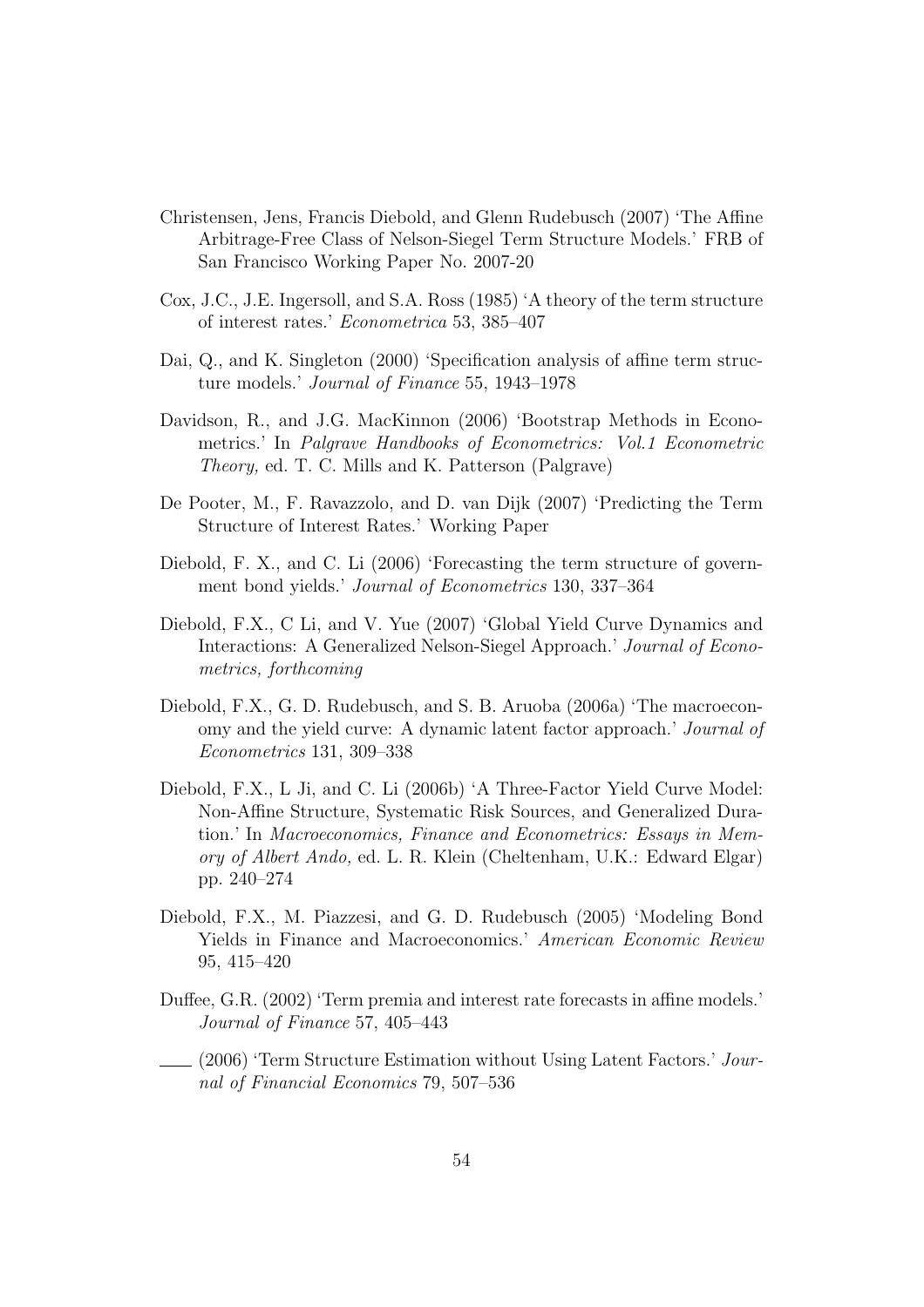Christensen, Jens, Francis Diebold, and Glenn Rudebusch (2007) 'The Affine Arbitrage-Free Class of Nelson-Siegel Term Structure Models.' FRB of San Francisco Working Paper No. 2007-20

Cox, J.C., J.E. Ingersoll, and S.A. Ross (1985) 'A theory of the term structure of interest rates.' *Econometrica* 53, 385–407

Dai, Q., and K. Singleton (2000) 'Specification analysis of affine term structure models.' *Journal of Finance* 55, 1943–1978

Davidson, R., and J.G. MacKinnon (2006) 'Bootstrap Methods in Econometrics.' In *Palgrave Handbooks of Econometrics: Vol.1 Econometric Theory,* ed. T. C. Mills and K. Patterson (Palgrave)

De Pooter, M., F. Ravazzolo, and D. van Dijk (2007) 'Predicting the Term Structure of Interest Rates.' Working Paper

Diebold, F. X., and C. Li (2006) 'Forecasting the term structure of government bond yields.' *Journal of Econometrics* 130, 337–364

Diebold, F.X., C Li, and V. Yue (2007) 'Global Yield Curve Dynamics and Interactions: A Generalized Nelson-Siegel Approach.' *Journal of Econometrics, forthcoming*

Diebold, F.X., G. D. Rudebusch, and S. B. Aruoba (2006a) 'The macroeconomy and the yield curve: A dynamic latent factor approach.' *Journal of Econometrics* 131, 309–338

Diebold, F.X., L Ji, and C. Li (2006b) 'A Three-Factor Yield Curve Model: Non-Affine Structure, Systematic Risk Sources, and Generalized Duration.' In *Macroeconomics, Finance and Econometrics: Essays in Memory of Albert Ando,* ed. L. R. Klein (Cheltenham, U.K.: Edward Elgar) pp. 240–274

Diebold, F.X., M. Piazzesi, and G. D. Rudebusch (2005) 'Modeling Bond Yields in Finance and Macroeconomics.' *American Economic Review* 95, 415–420

Duffee, G.R. (2002) 'Term premia and interest rate forecasts in affine models.' *Journal of Finance* 57, 405–443

——— (2006) 'Term Structure Estimation without Using Latent Factors.' *Journal of Financial Economics* 79, 507–536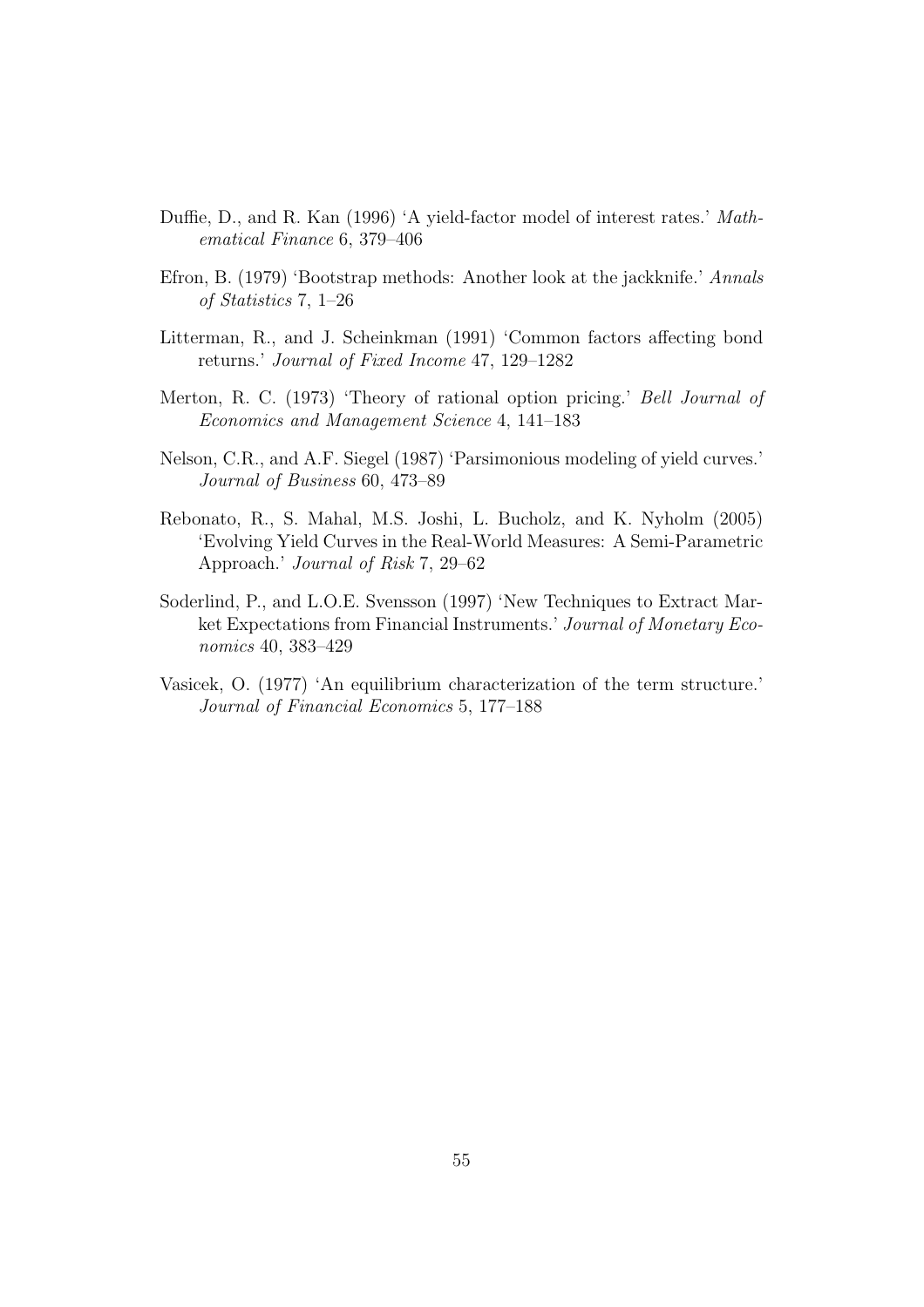Duffie, D., and R. Kan (1996) 'A yield-factor model of interest rates.' *Mathematical Finance* 6, 379–406

Efron, B. (1979) 'Bootstrap methods: Another look at the jackknife.' *Annals of Statistics* 7, 1–26

Litterman, R., and J. Scheinkman (1991) 'Common factors affecting bond returns.' *Journal of Fixed Income* 47, 129–1282

Merton, R. C. (1973) 'Theory of rational option pricing.' *Bell Journal of Economics and Management Science* 4, 141–183

Nelson, C.R., and A.F. Siegel (1987) 'Parsimonious modeling of yield curves.' *Journal of Business* 60, 473–89

Rebonato, R., S. Mahal, M.S. Joshi, L. Bucholz, and K. Nyholm (2005) 'Evolving Yield Curves in the Real-World Measures: A Semi-Parametric Approach.' *Journal of Risk* 7, 29–62

Soderlind, P., and L.O.E. Svensson (1997) 'New Techniques to Extract Market Expectations from Financial Instruments.' *Journal of Monetary Economics* 40, 383–429

Vasicek, O. (1977) 'An equilibrium characterization of the term structure.' *Journal of Financial Economics* 5, 177–188